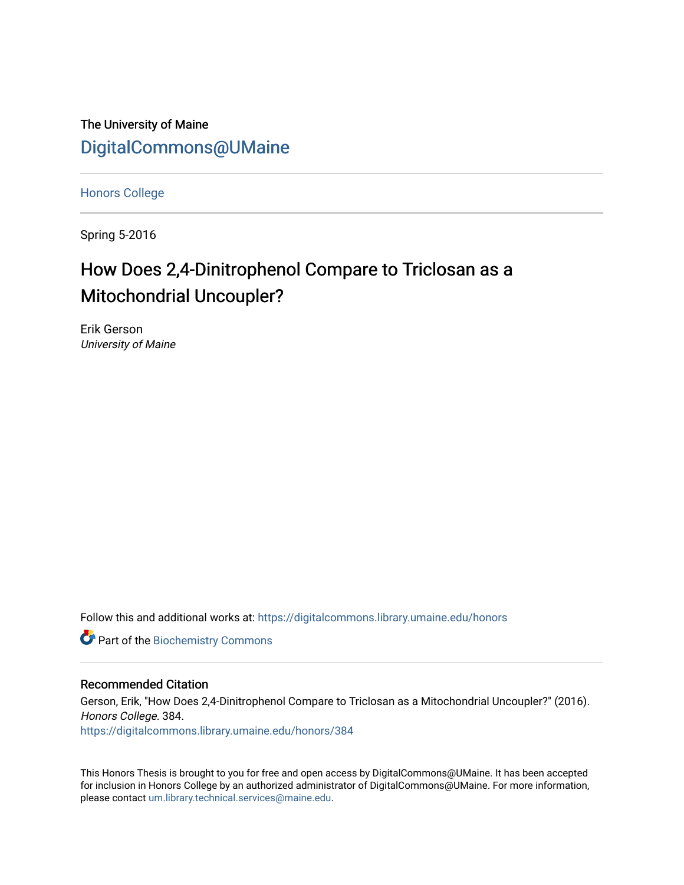The University of Maine

DigitalCommons@UMaine

Honors College

Spring 5-2016

# How Does 2,4-Dinitrophenol Compare to Triclosan as a Mitochondrial Uncoupler?

Erik Gerson
*University of Maine*

Follow this and additional works at: https://digitalcommons.library.umaine.edu/honors

Part of the Biochemistry Commons

## Recommended Citation

Gerson, Erik, "How Does 2,4-Dinitrophenol Compare to Triclosan as a Mitochondrial Uncoupler?" (2016). *Honors College*. 384.
https://digitalcommons.library.umaine.edu/honors/384

This Honors Thesis is brought to you for free and open access by DigitalCommons@UMaine. It has been accepted for inclusion in Honors College by an authorized administrator of DigitalCommons@UMaine. For more information, please contact um.library.technical.services@maine.edu.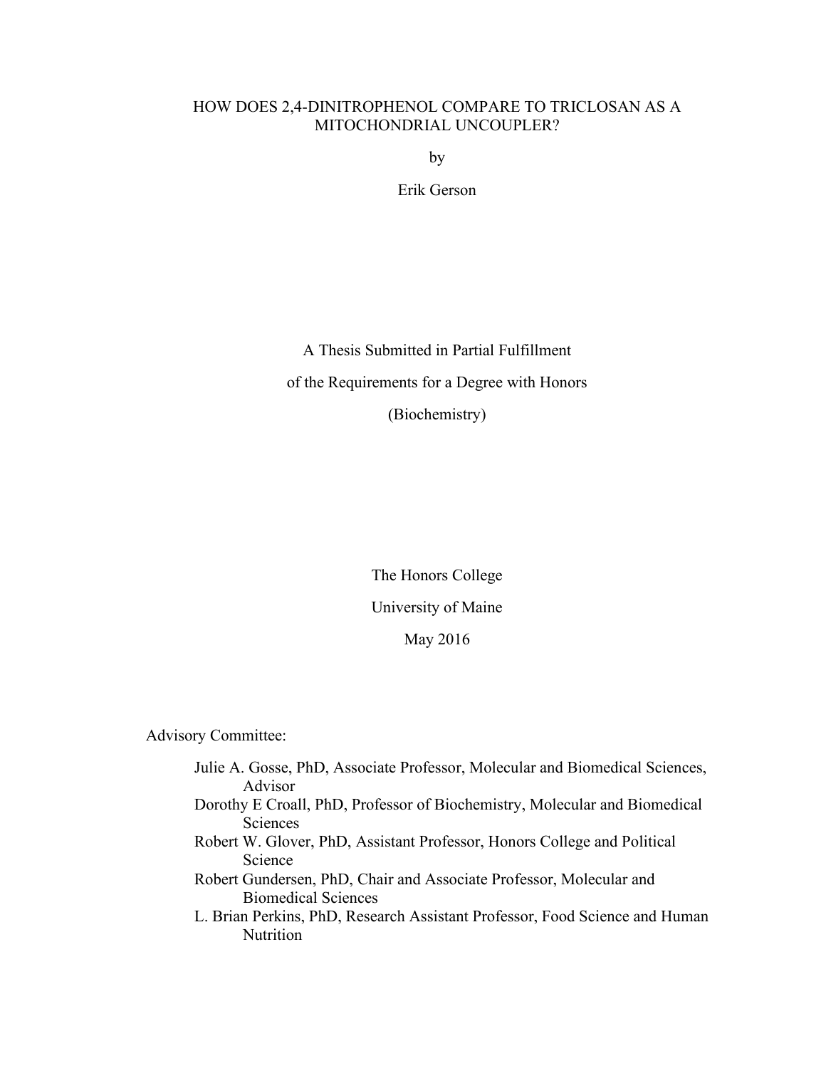# HOW DOES 2,4-DINITROPHENOL COMPARE TO TRICLOSAN AS A MITOCHONDRIAL UNCOUPLER?

by

Erik Gerson

A Thesis Submitted in Partial Fulfillment

of the Requirements for a Degree with Honors

(Biochemistry)

The Honors College

University of Maine

May 2016

Advisory Committee:

- Julie A. Gosse, PhD, Associate Professor, Molecular and Biomedical Sciences, Advisor
- Dorothy E Croall, PhD, Professor of Biochemistry, Molecular and Biomedical Sciences
- Robert W. Glover, PhD, Assistant Professor, Honors College and Political Science
- Robert Gundersen, PhD, Chair and Associate Professor, Molecular and Biomedical Sciences
- L. Brian Perkins, PhD, Research Assistant Professor, Food Science and Human Nutrition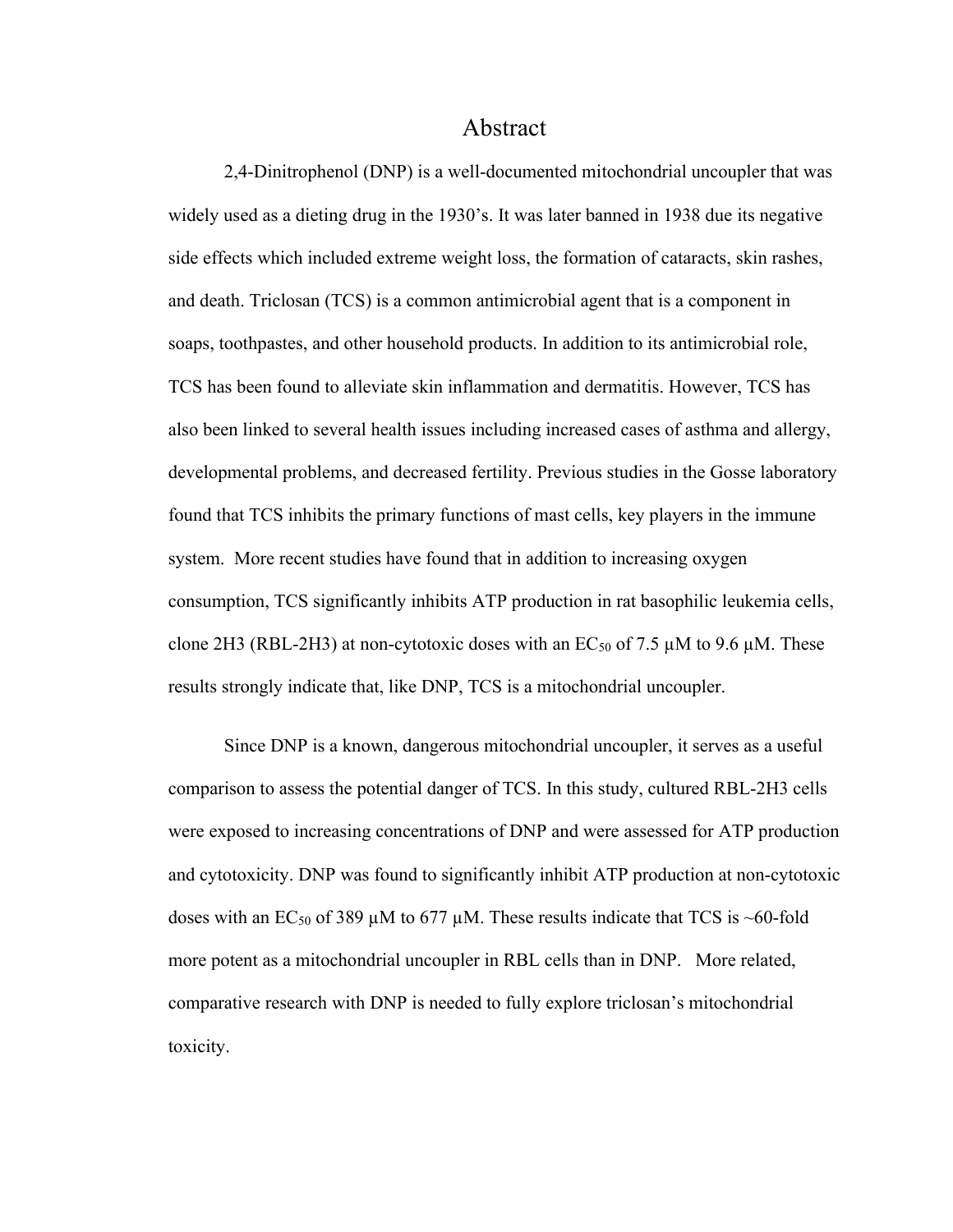# Abstract

2,4-Dinitrophenol (DNP) is a well-documented mitochondrial uncoupler that was widely used as a dieting drug in the 1930's. It was later banned in 1938 due its negative side effects which included extreme weight loss, the formation of cataracts, skin rashes, and death. Triclosan (TCS) is a common antimicrobial agent that is a component in soaps, toothpastes, and other household products. In addition to its antimicrobial role, TCS has been found to alleviate skin inflammation and dermatitis. However, TCS has also been linked to several health issues including increased cases of asthma and allergy, developmental problems, and decreased fertility. Previous studies in the Gosse laboratory found that TCS inhibits the primary functions of mast cells, key players in the immune system. More recent studies have found that in addition to increasing oxygen consumption, TCS significantly inhibits ATP production in rat basophilic leukemia cells, clone 2H3 (RBL-2H3) at non-cytotoxic doses with an $EC_{50}$ of 7.5 µM to 9.6 µM. These results strongly indicate that, like DNP, TCS is a mitochondrial uncoupler.

Since DNP is a known, dangerous mitochondrial uncoupler, it serves as a useful comparison to assess the potential danger of TCS. In this study, cultured RBL-2H3 cells were exposed to increasing concentrations of DNP and were assessed for ATP production and cytotoxicity. DNP was found to significantly inhibit ATP production at non-cytotoxic doses with an $EC_{50}$ of 389 µM to 677 µM. These results indicate that TCS is ~60-fold more potent as a mitochondrial uncoupler in RBL cells than in DNP. More related, comparative research with DNP is needed to fully explore triclosan's mitochondrial toxicity.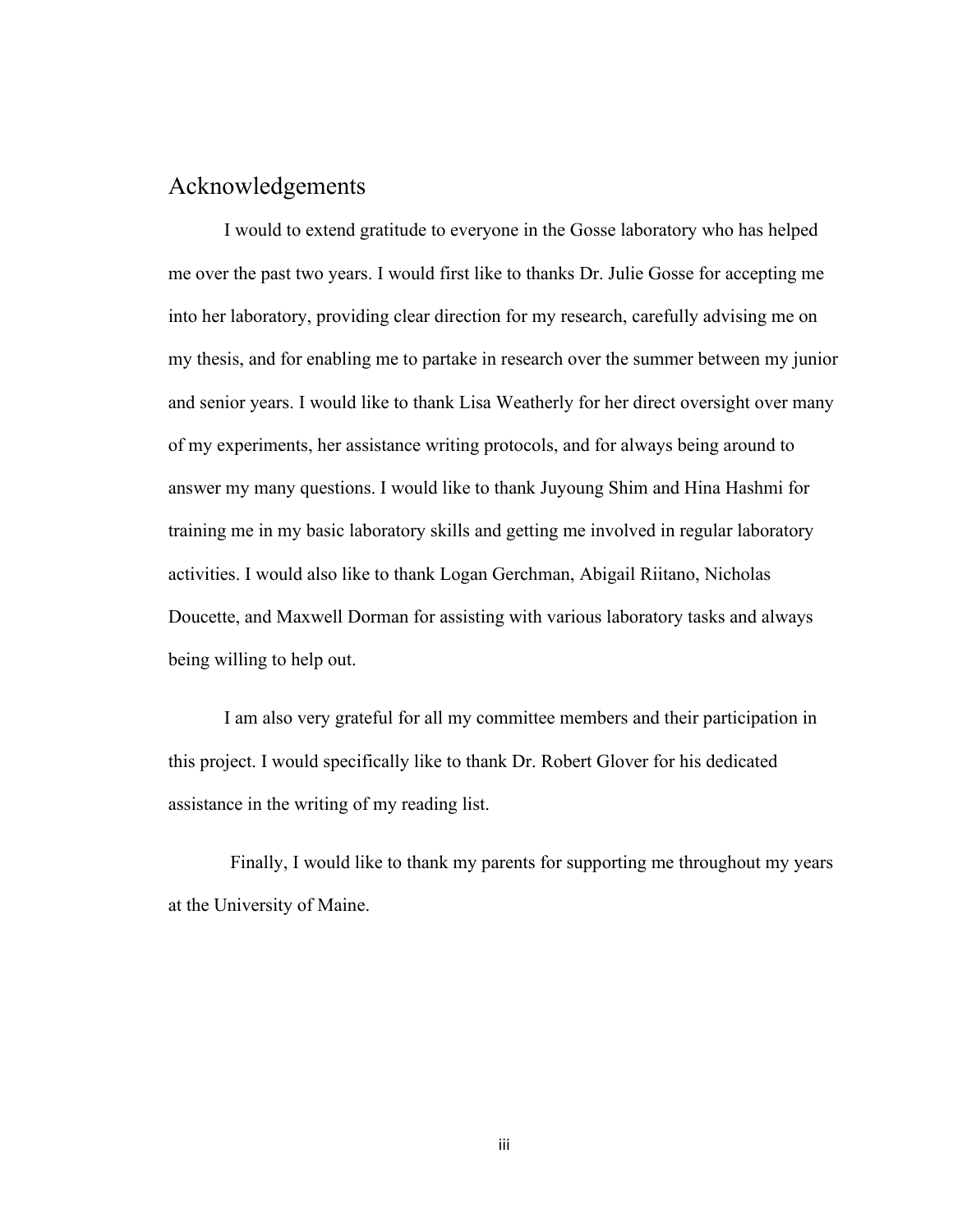# Acknowledgements

I would to extend gratitude to everyone in the Gosse laboratory who has helped me over the past two years. I would first like to thanks Dr. Julie Gosse for accepting me into her laboratory, providing clear direction for my research, carefully advising me on my thesis, and for enabling me to partake in research over the summer between my junior and senior years. I would like to thank Lisa Weatherly for her direct oversight over many of my experiments, her assistance writing protocols, and for always being around to answer my many questions. I would like to thank Juyoung Shim and Hina Hashmi for training me in my basic laboratory skills and getting me involved in regular laboratory activities. I would also like to thank Logan Gerchman, Abigail Riitano, Nicholas Doucette, and Maxwell Dorman for assisting with various laboratory tasks and always being willing to help out.

I am also very grateful for all my committee members and their participation in this project. I would specifically like to thank Dr. Robert Glover for his dedicated assistance in the writing of my reading list.

Finally, I would like to thank my parents for supporting me throughout my years at the University of Maine.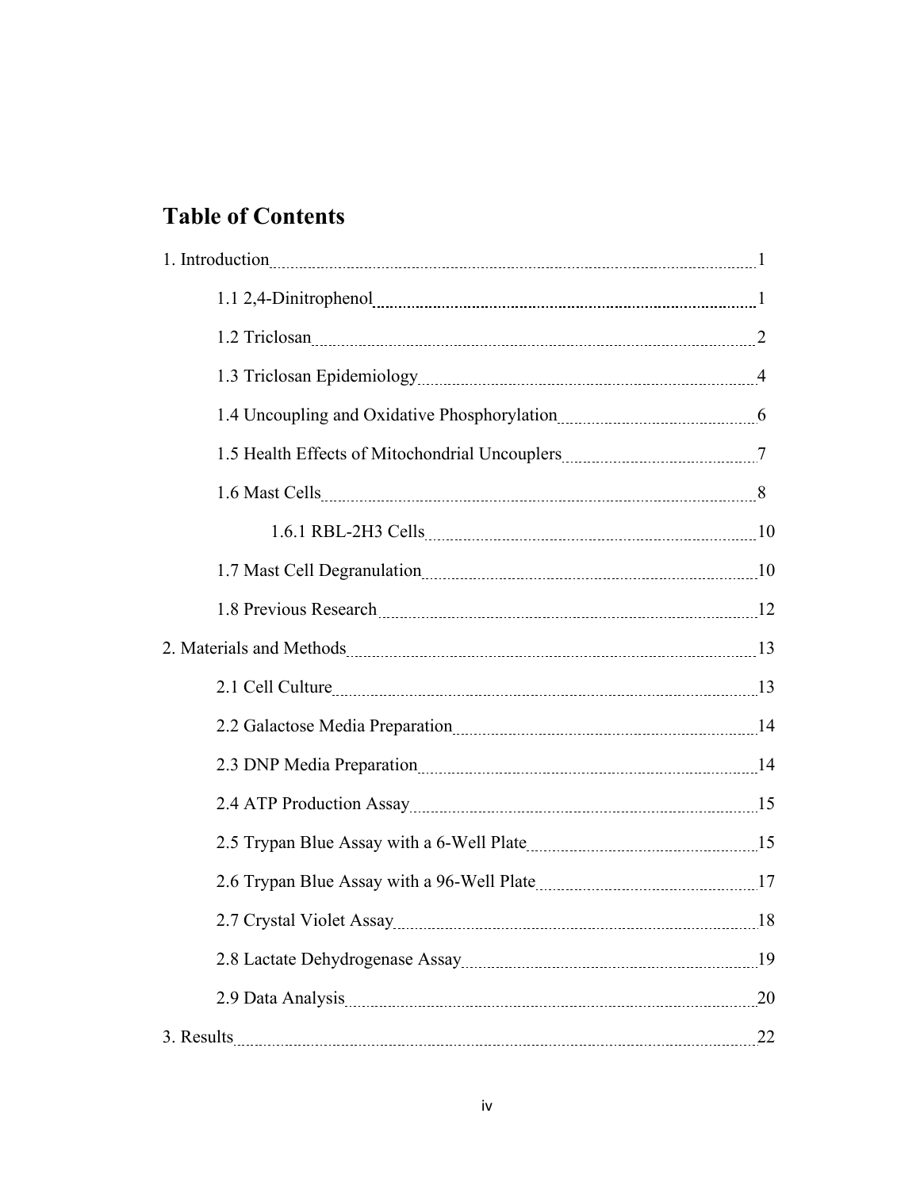# Table of Contents

1. Introduction ..... 1
    - 1.1 2,4-Dinitrophenol ..... 1
    - 1.2 Triclosan ..... 2
    - 1.3 Triclosan Epidemiology ..... 4
    - 1.4 Uncoupling and Oxidative Phosphorylation ..... 6
    - 1.5 Health Effects of Mitochondrial Uncouplers ..... 7
    - 1.6 Mast Cells ..... 8
        - 1.6.1 RBL-2H3 Cells ..... 10
    - 1.7 Mast Cell Degranulation ..... 10
    - 1.8 Previous Research ..... 12
2. Materials and Methods ..... 13
    - 2.1 Cell Culture ..... 13
    - 2.2 Galactose Media Preparation ..... 14
    - 2.3 DNP Media Preparation ..... 14
    - 2.4 ATP Production Assay ..... 15
    - 2.5 Trypan Blue Assay with a 6-Well Plate ..... 15
    - 2.6 Trypan Blue Assay with a 96-Well Plate ..... 17
    - 2.7 Crystal Violet Assay ..... 18
    - 2.8 Lactate Dehydrogenase Assay ..... 19
    - 2.9 Data Analysis ..... 20
3. Results ..... 22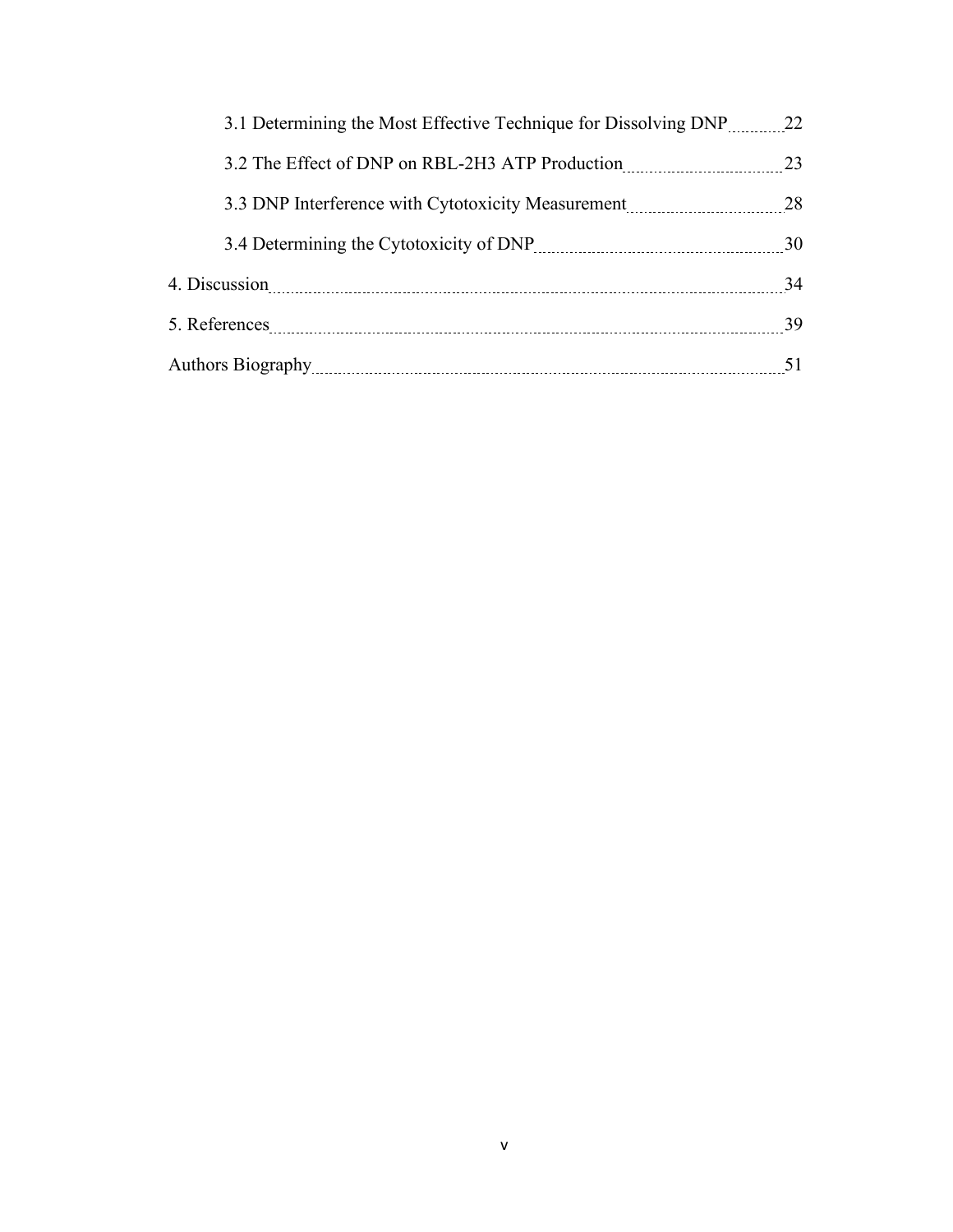3.1 Determining the Most Effective Technique for Dissolving DNP 22

3.2 The Effect of DNP on RBL-2H3 ATP Production 23

3.3 DNP Interference with Cytotoxicity Measurement 28

3.4 Determining the Cytotoxicity of DNP 30

4. Discussion 34

5. References 39

Authors Biography 51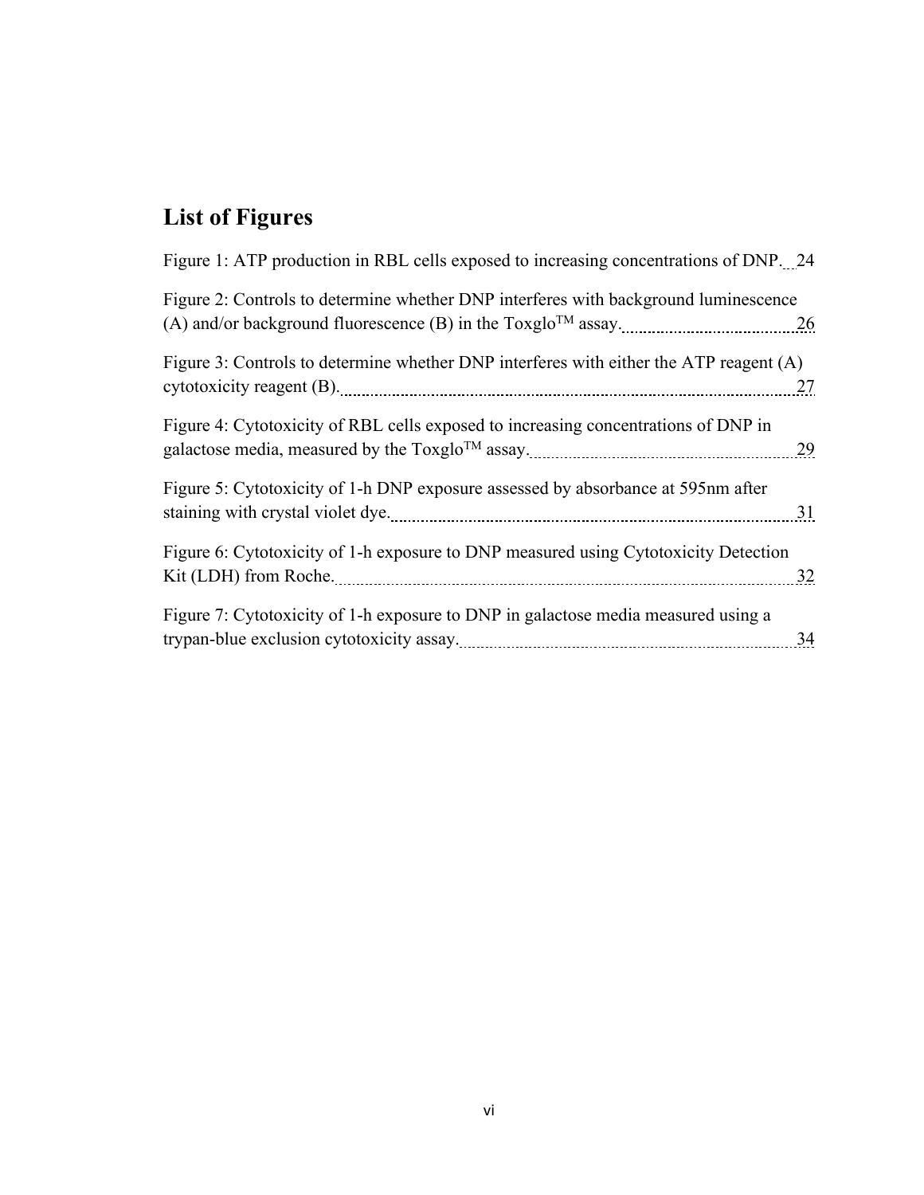# List of Figures

Figure 1: ATP production in RBL cells exposed to increasing concentrations of DNP. 24

Figure 2: Controls to determine whether DNP interferes with background luminescence (A) and/or background fluorescence (B) in the Toxglo$^{TM}$ assay. 26

Figure 3: Controls to determine whether DNP interferes with either the ATP reagent (A) cytotoxicity reagent (B). 27

Figure 4: Cytotoxicity of RBL cells exposed to increasing concentrations of DNP in galactose media, measured by the Toxglo$^{TM}$ assay. 29

Figure 5: Cytotoxicity of 1-h DNP exposure assessed by absorbance at 595nm after staining with crystal violet dye. 31

Figure 6: Cytotoxicity of 1-h exposure to DNP measured using Cytotoxicity Detection Kit (LDH) from Roche. 32

Figure 7: Cytotoxicity of 1-h exposure to DNP in galactose media measured using a trypan-blue exclusion cytotoxicity assay. 34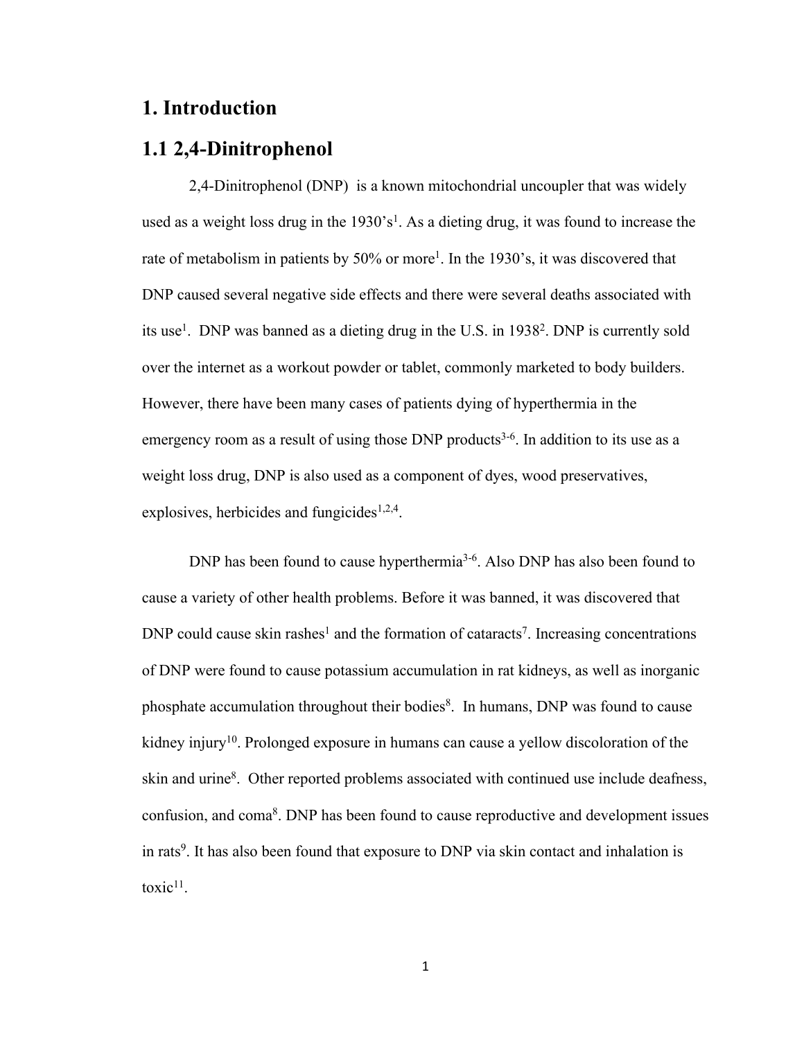# 1. Introduction

## 1.1 2,4-Dinitrophenol

2,4-Dinitrophenol (DNP) is a known mitochondrial uncoupler that was widely used as a weight loss drug in the 1930's[1]. As a dieting drug, it was found to increase the rate of metabolism in patients by 50% or more[1]. In the 1930's, it was discovered that DNP caused several negative side effects and there were several deaths associated with its use[1]. DNP was banned as a dieting drug in the U.S. in 1938[2]. DNP is currently sold over the internet as a workout powder or tablet, commonly marketed to body builders. However, there have been many cases of patients dying of hyperthermia in the emergency room as a result of using those DNP products[3-6]. In addition to its use as a weight loss drug, DNP is also used as a component of dyes, wood preservatives, explosives, herbicides and fungicides[1,2,4].

DNP has been found to cause hyperthermia[3-6]. Also DNP has also been found to cause a variety of other health problems. Before it was banned, it was discovered that DNP could cause skin rashes[1] and the formation of cataracts[7]. Increasing concentrations of DNP were found to cause potassium accumulation in rat kidneys, as well as inorganic phosphate accumulation throughout their bodies[8]. In humans, DNP was found to cause kidney injury[10]. Prolonged exposure in humans can cause a yellow discoloration of the skin and urine[8]. Other reported problems associated with continued use include deafness, confusion, and coma[8]. DNP has been found to cause reproductive and development issues in rats[9]. It has also been found that exposure to DNP via skin contact and inhalation is toxic[11].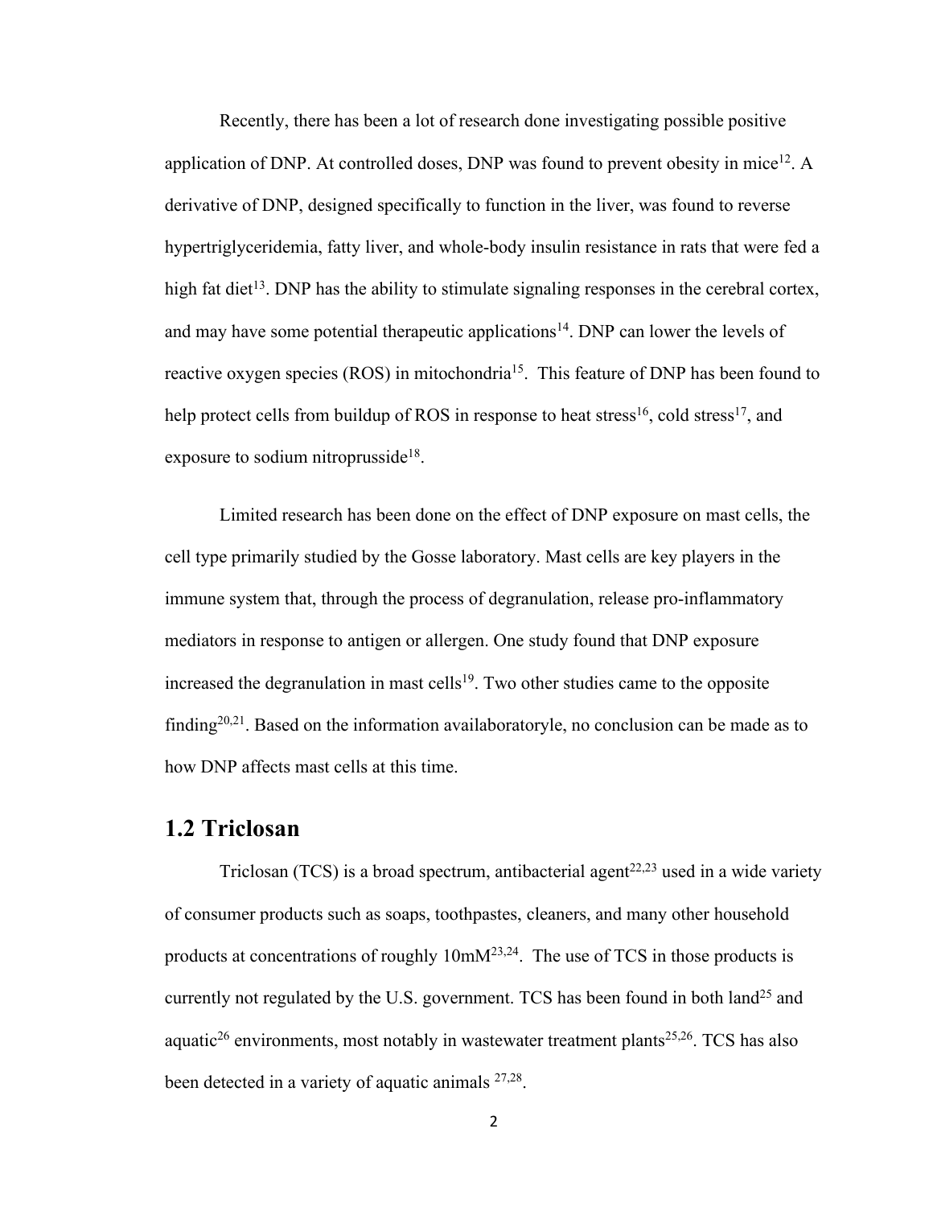Recently, there has been a lot of research done investigating possible positive application of DNP. At controlled doses, DNP was found to prevent obesity in mice[12]. A derivative of DNP, designed specifically to function in the liver, was found to reverse hypertriglyceridemia, fatty liver, and whole-body insulin resistance in rats that were fed a high fat diet[13]. DNP has the ability to stimulate signaling responses in the cerebral cortex, and may have some potential therapeutic applications[14]. DNP can lower the levels of reactive oxygen species (ROS) in mitochondria[15]. This feature of DNP has been found to help protect cells from buildup of ROS in response to heat stress[16], cold stress[17], and exposure to sodium nitroprusside[18].

Limited research has been done on the effect of DNP exposure on mast cells, the cell type primarily studied by the Gosse laboratory. Mast cells are key players in the immune system that, through the process of degranulation, release pro-inflammatory mediators in response to antigen or allergen. One study found that DNP exposure increased the degranulation in mast cells[19]. Two other studies came to the opposite finding[20,21]. Based on the information availaboratoryle, no conclusion can be made as to how DNP affects mast cells at this time.

## 1.2 Triclosan

Triclosan (TCS) is a broad spectrum, antibacterial agent[22,23] used in a wide variety of consumer products such as soaps, toothpastes, cleaners, and many other household products at concentrations of roughly 10mM[23,24]. The use of TCS in those products is currently not regulated by the U.S. government. TCS has been found in both land[25] and aquatic[26] environments, most notably in wastewater treatment plants[25,26]. TCS has also been detected in a variety of aquatic animals [27,28].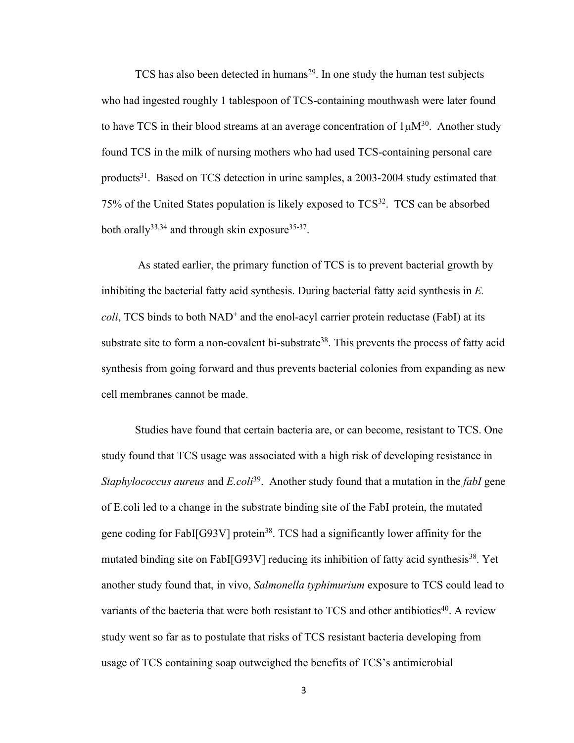TCS has also been detected in humans[29]. In one study the human test subjects who had ingested roughly 1 tablespoon of TCS-containing mouthwash were later found to have TCS in their blood streams at an average concentration of 1μM[30]. Another study found TCS in the milk of nursing mothers who had used TCS-containing personal care products[31]. Based on TCS detection in urine samples, a 2003-2004 study estimated that 75% of the United States population is likely exposed to TCS[32]. TCS can be absorbed both orally[33,34] and through skin exposure[35-37].

As stated earlier, the primary function of TCS is to prevent bacterial growth by inhibiting the bacterial fatty acid synthesis. During bacterial fatty acid synthesis in *E. coli*, TCS binds to both $NAD^+$ and the enol-acyl carrier protein reductase (FabI) at its substrate site to form a non-covalent bi-substrate[38]. This prevents the process of fatty acid synthesis from going forward and thus prevents bacterial colonies from expanding as new cell membranes cannot be made.

Studies have found that certain bacteria are, or can become, resistant to TCS. One study found that TCS usage was associated with a high risk of developing resistance in *Staphylococcus aureus* and *E.coli*[39]. Another study found that a mutation in the *fabI* gene of E.coli led to a change in the substrate binding site of the FabI protein, the mutated gene coding for FabI[G93V] protein[38]. TCS had a significantly lower affinity for the mutated binding site on FabI[G93V] reducing its inhibition of fatty acid synthesis[38]. Yet another study found that, in vivo, *Salmonella typhimurium* exposure to TCS could lead to variants of the bacteria that were both resistant to TCS and other antibiotics[40]. A review study went so far as to postulate that risks of TCS resistant bacteria developing from usage of TCS containing soap outweighed the benefits of TCS's antimicrobial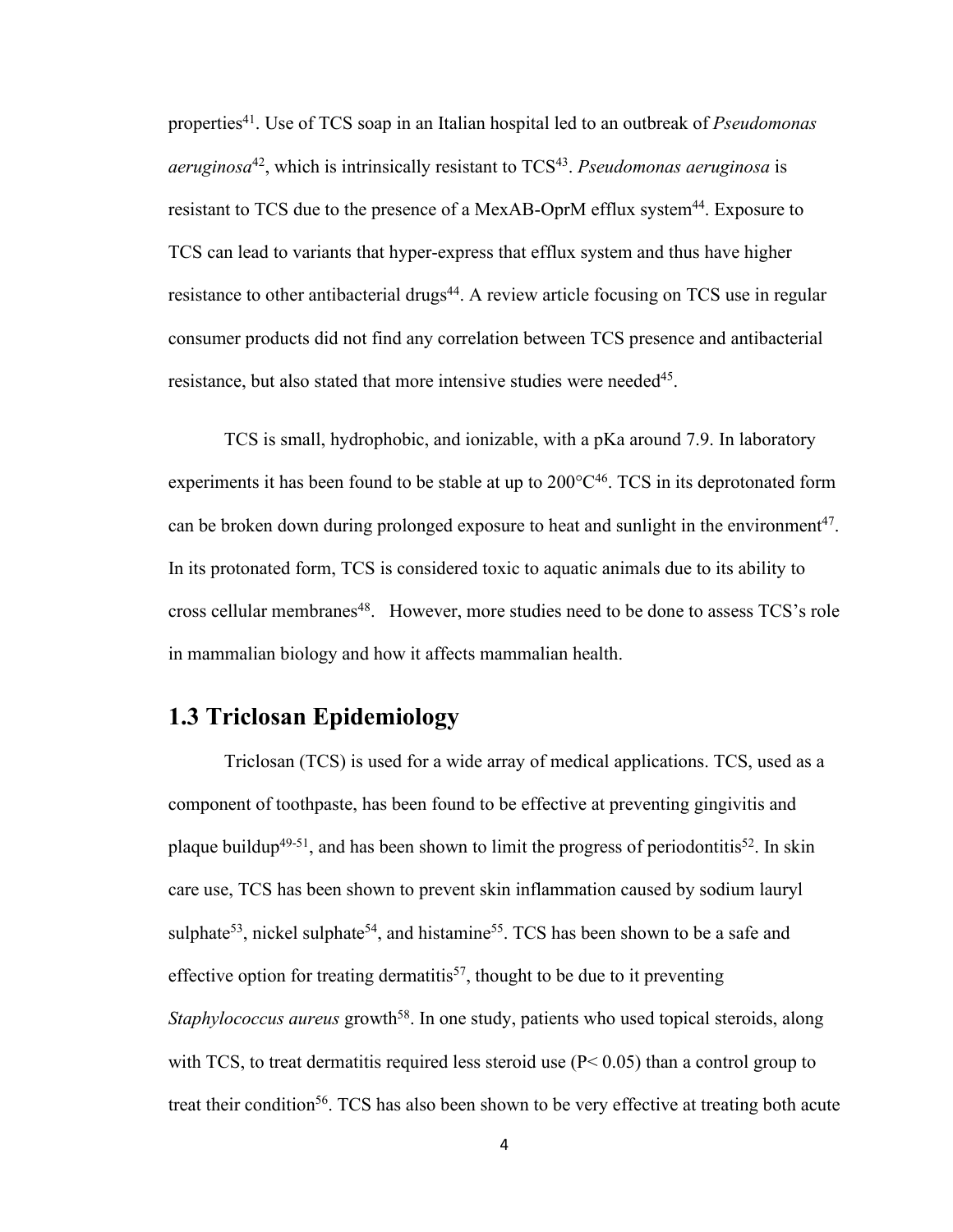properties[41]. Use of TCS soap in an Italian hospital led to an outbreak of *Pseudomonas aeruginosa*[42], which is intrinsically resistant to TCS[43]. *Pseudomonas aeruginosa* is resistant to TCS due to the presence of a MexAB-OprM efflux system[44]. Exposure to TCS can lead to variants that hyper-express that efflux system and thus have higher resistance to other antibacterial drugs[44]. A review article focusing on TCS use in regular consumer products did not find any correlation between TCS presence and antibacterial resistance, but also stated that more intensive studies were needed[45].

TCS is small, hydrophobic, and ionizable, with a pKa around 7.9. In laboratory experiments it has been found to be stable at up to 200°C[46]. TCS in its deprotonated form can be broken down during prolonged exposure to heat and sunlight in the environment[47]. In its protonated form, TCS is considered toxic to aquatic animals due to its ability to cross cellular membranes[48]. However, more studies need to be done to assess TCS's role in mammalian biology and how it affects mammalian health.

## 1.3 Triclosan Epidemiology

Triclosan (TCS) is used for a wide array of medical applications. TCS, used as a component of toothpaste, has been found to be effective at preventing gingivitis and plaque buildup[49-51], and has been shown to limit the progress of periodontitis[52]. In skin care use, TCS has been shown to prevent skin inflammation caused by sodium lauryl sulphate[53], nickel sulphate[54], and histamine[55]. TCS has been shown to be a safe and effective option for treating dermatitis[57], thought to be due to it preventing *Staphylococcus aureus* growth[58]. In one study, patients who used topical steroids, along with TCS, to treat dermatitis required less steroid use ($P < 0.05$) than a control group to treat their condition[56]. TCS has also been shown to be very effective at treating both acute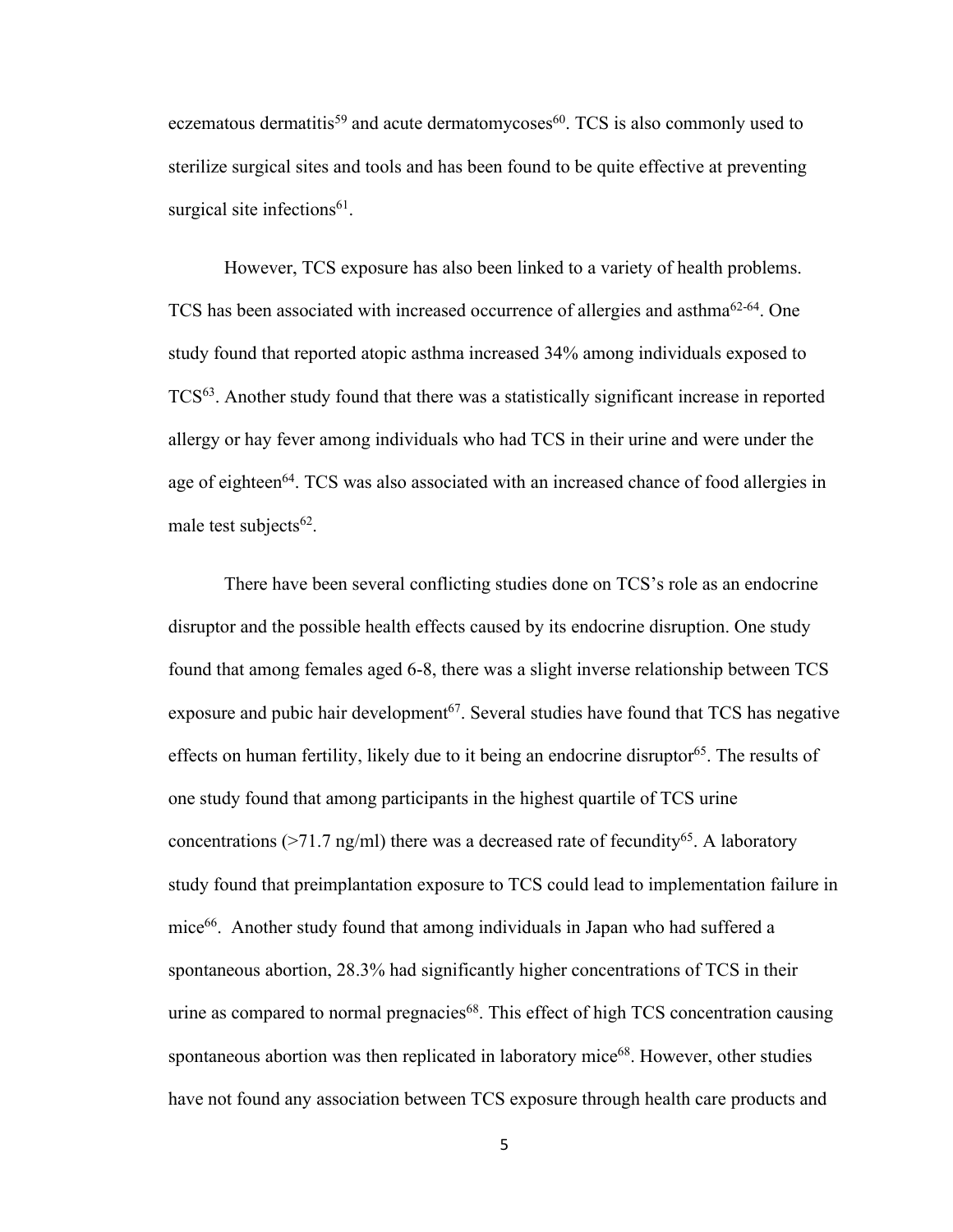eczematous dermatitis[59] and acute dermatomycoses[60]. TCS is also commonly used to sterilize surgical sites and tools and has been found to be quite effective at preventing surgical site infections[61].

However, TCS exposure has also been linked to a variety of health problems. TCS has been associated with increased occurrence of allergies and asthma[62-64]. One study found that reported atopic asthma increased 34% among individuals exposed to TCS[63]. Another study found that there was a statistically significant increase in reported allergy or hay fever among individuals who had TCS in their urine and were under the age of eighteen[64]. TCS was also associated with an increased chance of food allergies in male test subjects[62].

There have been several conflicting studies done on TCS's role as an endocrine disruptor and the possible health effects caused by its endocrine disruption. One study found that among females aged 6-8, there was a slight inverse relationship between TCS exposure and pubic hair development[67]. Several studies have found that TCS has negative effects on human fertility, likely due to it being an endocrine disruptor[65]. The results of one study found that among participants in the highest quartile of TCS urine concentrations (>71.7 ng/ml) there was a decreased rate of fecundity[65]. A laboratory study found that preimplantation exposure to TCS could lead to implementation failure in mice[66]. Another study found that among individuals in Japan who had suffered a spontaneous abortion, 28.3% had significantly higher concentrations of TCS in their urine as compared to normal pregnancies[68]. This effect of high TCS concentration causing spontaneous abortion was then replicated in laboratory mice[68]. However, other studies have not found any association between TCS exposure through health care products and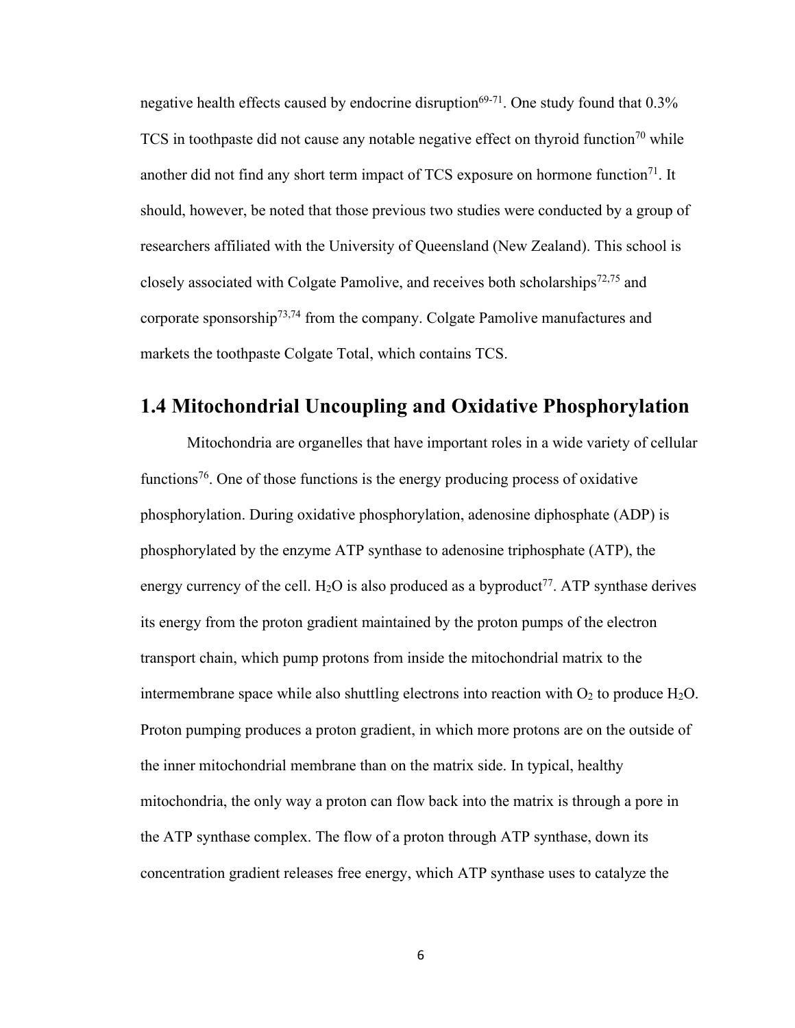negative health effects caused by endocrine disruption[69-71]. One study found that 0.3% TCS in toothpaste did not cause any notable negative effect on thyroid function[70] while another did not find any short term impact of TCS exposure on hormone function[71]. It should, however, be noted that those previous two studies were conducted by a group of researchers affiliated with the University of Queensland (New Zealand). This school is closely associated with Colgate Pamolive, and receives both scholarships[72,75] and corporate sponsorship[73,74] from the company. Colgate Pamolive manufactures and markets the toothpaste Colgate Total, which contains TCS.

## 1.4 Mitochondrial Uncoupling and Oxidative Phosphorylation

Mitochondria are organelles that have important roles in a wide variety of cellular functions[76]. One of those functions is the energy producing process of oxidative phosphorylation. During oxidative phosphorylation, adenosine diphosphate (ADP) is phosphorylated by the enzyme ATP synthase to adenosine triphosphate (ATP), the energy currency of the cell. $H_2O$ is also produced as a byproduct[77]. ATP synthase derives its energy from the proton gradient maintained by the proton pumps of the electron transport chain, which pump protons from inside the mitochondrial matrix to the intermembrane space while also shuttling electrons into reaction with $O_2$ to produce $H_2O$. Proton pumping produces a proton gradient, in which more protons are on the outside of the inner mitochondrial membrane than on the matrix side. In typical, healthy mitochondria, the only way a proton can flow back into the matrix is through a pore in the ATP synthase complex. The flow of a proton through ATP synthase, down its concentration gradient releases free energy, which ATP synthase uses to catalyze the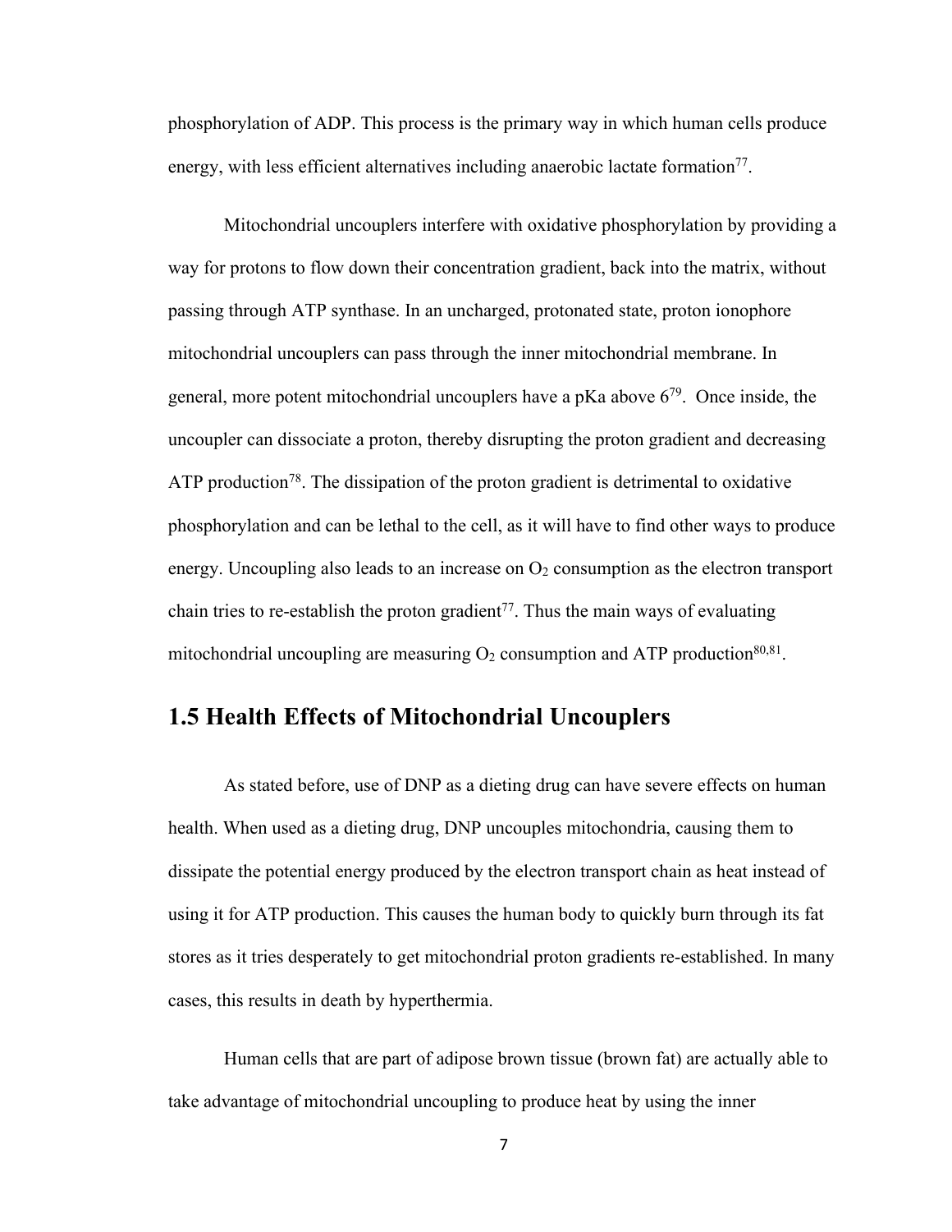phosphorylation of ADP. This process is the primary way in which human cells produce energy, with less efficient alternatives including anaerobic lactate formation[77].

Mitochondrial uncouplers interfere with oxidative phosphorylation by providing a way for protons to flow down their concentration gradient, back into the matrix, without passing through ATP synthase. In an uncharged, protonated state, proton ionophore mitochondrial uncouplers can pass through the inner mitochondrial membrane. In general, more potent mitochondrial uncouplers have a pKa above 6[79]. Once inside, the uncoupler can dissociate a proton, thereby disrupting the proton gradient and decreasing ATP production[78]. The dissipation of the proton gradient is detrimental to oxidative phosphorylation and can be lethal to the cell, as it will have to find other ways to produce energy. Uncoupling also leads to an increase on $O_2$ consumption as the electron transport chain tries to re-establish the proton gradient[77]. Thus the main ways of evaluating mitochondrial uncoupling are measuring $O_2$ consumption and ATP production[80,81].

## 1.5 Health Effects of Mitochondrial Uncouplers

As stated before, use of DNP as a dieting drug can have severe effects on human health. When used as a dieting drug, DNP uncouples mitochondria, causing them to dissipate the potential energy produced by the electron transport chain as heat instead of using it for ATP production. This causes the human body to quickly burn through its fat stores as it tries desperately to get mitochondrial proton gradients re-established. In many cases, this results in death by hyperthermia.

Human cells that are part of adipose brown tissue (brown fat) are actually able to take advantage of mitochondrial uncoupling to produce heat by using the inner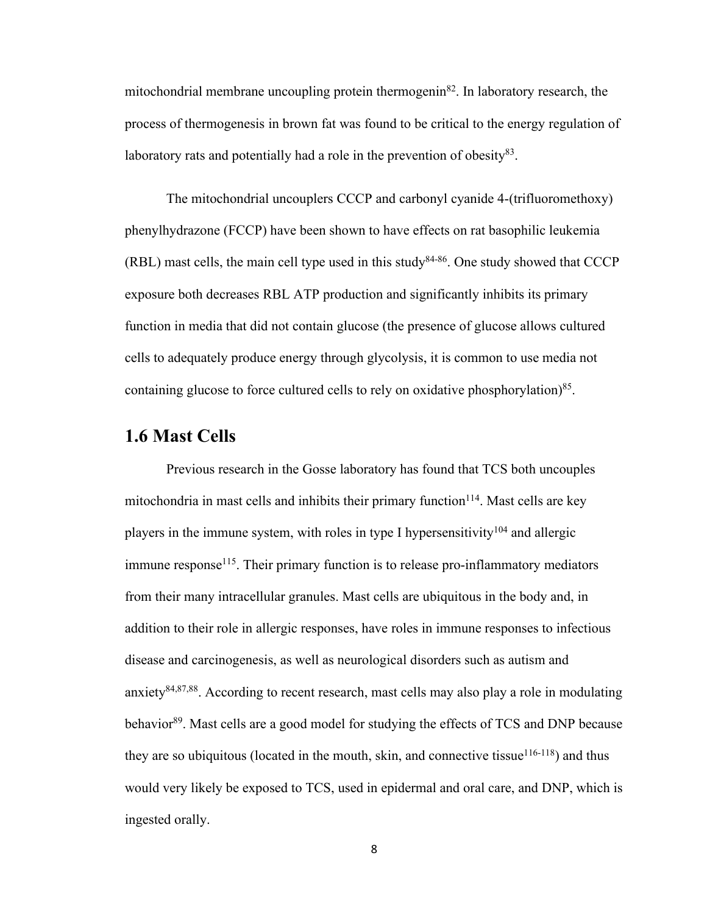mitochondrial membrane uncoupling protein thermogenin[82]. In laboratory research, the process of thermogenesis in brown fat was found to be critical to the energy regulation of laboratory rats and potentially had a role in the prevention of obesity[83].

The mitochondrial uncouplers CCCP and carbonyl cyanide 4-(trifluoromethoxy) phenylhydrazone (FCCP) have been shown to have effects on rat basophilic leukemia (RBL) mast cells, the main cell type used in this study[84-86]. One study showed that CCCP exposure both decreases RBL ATP production and significantly inhibits its primary function in media that did not contain glucose (the presence of glucose allows cultured cells to adequately produce energy through glycolysis, it is common to use media not containing glucose to force cultured cells to rely on oxidative phosphorylation)[85].

## 1.6 Mast Cells

Previous research in the Gosse laboratory has found that TCS both uncouples mitochondria in mast cells and inhibits their primary function[114]. Mast cells are key players in the immune system, with roles in type I hypersensitivity[104] and allergic immune response[115]. Their primary function is to release pro-inflammatory mediators from their many intracellular granules. Mast cells are ubiquitous in the body and, in addition to their role in allergic responses, have roles in immune responses to infectious disease and carcinogenesis, as well as neurological disorders such as autism and anxiety[84,87,88]. According to recent research, mast cells may also play a role in modulating behavior[89]. Mast cells are a good model for studying the effects of TCS and DNP because they are so ubiquitous (located in the mouth, skin, and connective tissue[116-118]) and thus would very likely be exposed to TCS, used in epidermal and oral care, and DNP, which is ingested orally.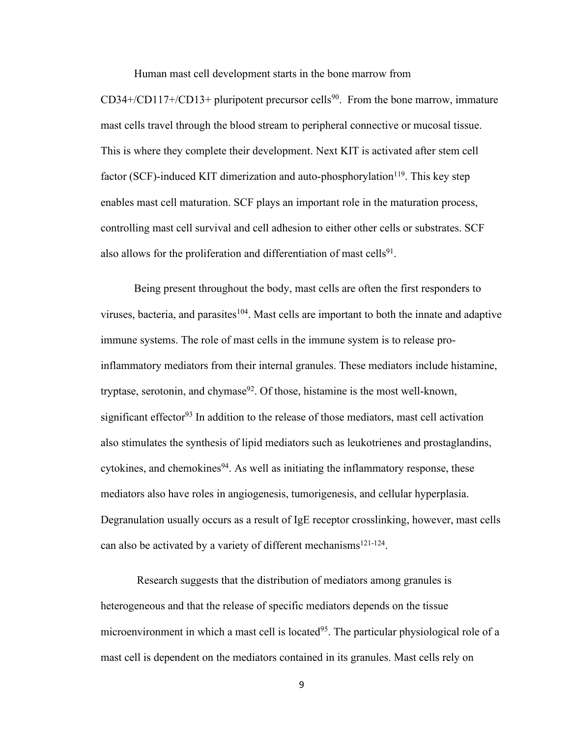Human mast cell development starts in the bone marrow from CD34+/CD117+/CD13+ pluripotent precursor cells[90]. From the bone marrow, immature mast cells travel through the blood stream to peripheral connective or mucosal tissue. This is where they complete their development. Next KIT is activated after stem cell factor (SCF)-induced KIT dimerization and auto-phosphorylation[119]. This key step enables mast cell maturation. SCF plays an important role in the maturation process, controlling mast cell survival and cell adhesion to either other cells or substrates. SCF also allows for the proliferation and differentiation of mast cells[91].

Being present throughout the body, mast cells are often the first responders to viruses, bacteria, and parasites[104]. Mast cells are important to both the innate and adaptive immune systems. The role of mast cells in the immune system is to release pro-inflammatory mediators from their internal granules. These mediators include histamine, tryptase, serotonin, and chymase[92]. Of those, histamine is the most well-known, significant effector[93] In addition to the release of those mediators, mast cell activation also stimulates the synthesis of lipid mediators such as leukotrienes and prostaglandins, cytokines, and chemokines[94]. As well as initiating the inflammatory response, these mediators also have roles in angiogenesis, tumorigenesis, and cellular hyperplasia. Degranulation usually occurs as a result of IgE receptor crosslinking, however, mast cells can also be activated by a variety of different mechanisms[121-124].

Research suggests that the distribution of mediators among granules is heterogeneous and that the release of specific mediators depends on the tissue microenvironment in which a mast cell is located[95]. The particular physiological role of a mast cell is dependent on the mediators contained in its granules. Mast cells rely on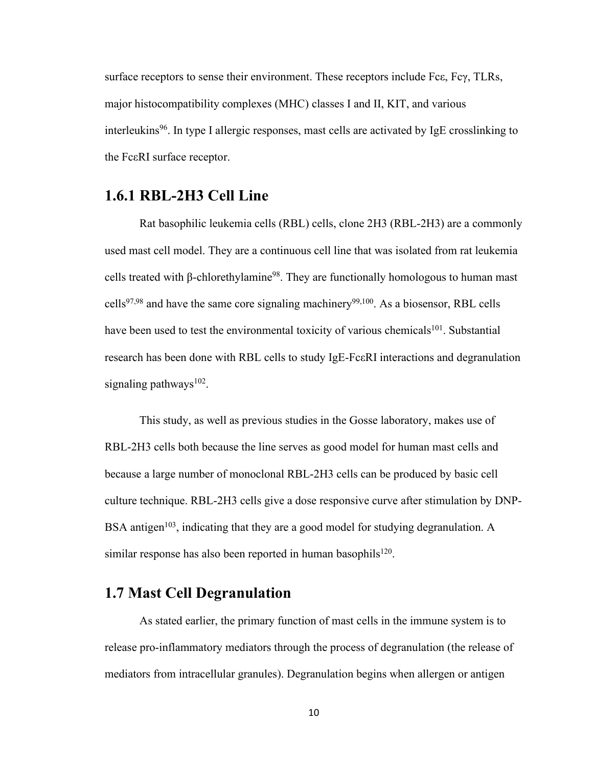surface receptors to sense their environment. These receptors include Fcε, Fcγ, TLRs, major histocompatibility complexes (MHC) classes I and II, KIT, and various interleukins[96]. In type I allergic responses, mast cells are activated by IgE crosslinking to the FcεRI surface receptor.

## 1.6.1 RBL-2H3 Cell Line

Rat basophilic leukemia cells (RBL) cells, clone 2H3 (RBL-2H3) are a commonly used mast cell model. They are a continuous cell line that was isolated from rat leukemia cells treated with β-chlorethylamine[98]. They are functionally homologous to human mast cells[97,98] and have the same core signaling machinery[99,100]. As a biosensor, RBL cells have been used to test the environmental toxicity of various chemicals[101]. Substantial research has been done with RBL cells to study IgE-FcεRI interactions and degranulation signaling pathways[102].

This study, as well as previous studies in the Gosse laboratory, makes use of RBL-2H3 cells both because the line serves as good model for human mast cells and because a large number of monoclonal RBL-2H3 cells can be produced by basic cell culture technique. RBL-2H3 cells give a dose responsive curve after stimulation by DNP-BSA antigen[103], indicating that they are a good model for studying degranulation. A similar response has also been reported in human basophils[120].

## 1.7 Mast Cell Degranulation

As stated earlier, the primary function of mast cells in the immune system is to release pro-inflammatory mediators through the process of degranulation (the release of mediators from intracellular granules). Degranulation begins when allergen or antigen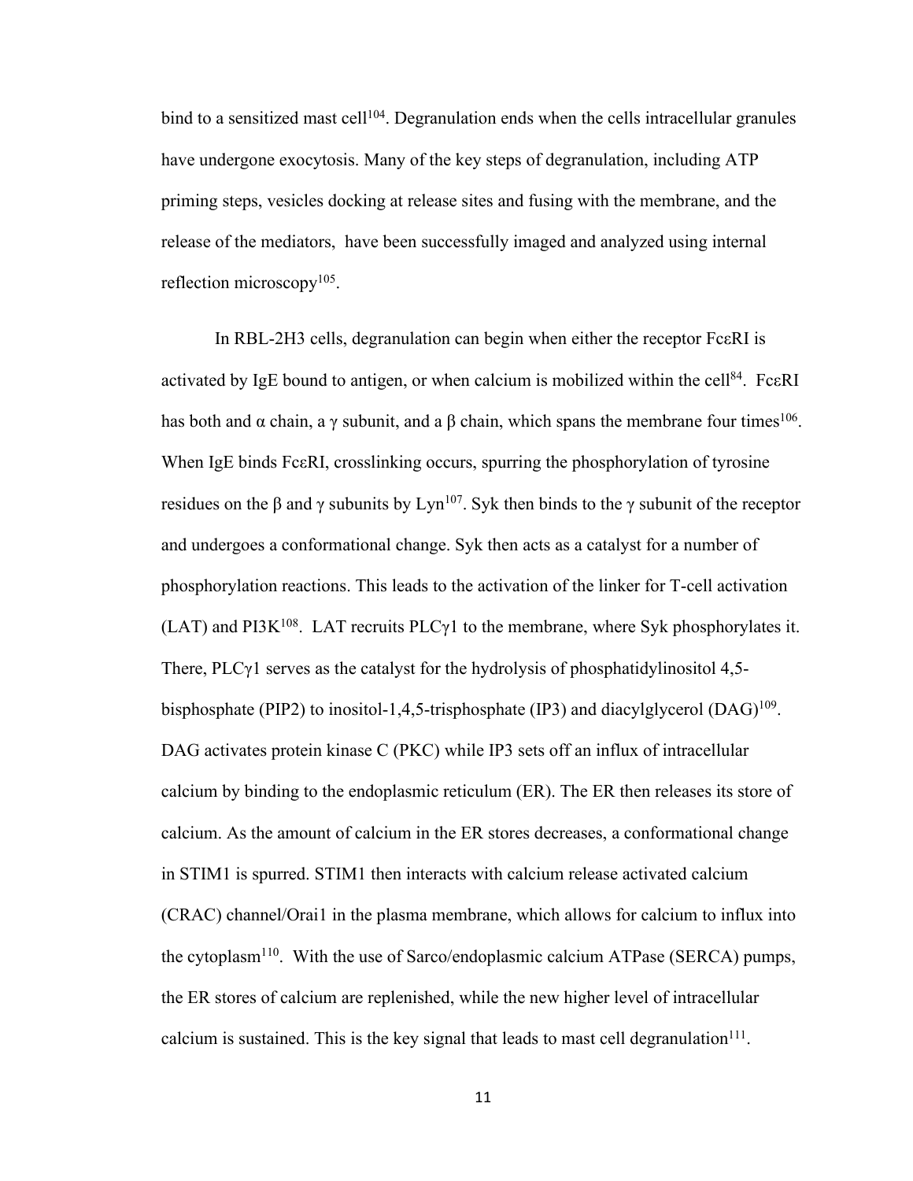bind to a sensitized mast cell[104]. Degranulation ends when the cells intracellular granules have undergone exocytosis. Many of the key steps of degranulation, including ATP priming steps, vesicles docking at release sites and fusing with the membrane, and the release of the mediators, have been successfully imaged and analyzed using internal reflection microscopy[105].

In RBL-2H3 cells, degranulation can begin when either the receptor FcεRI is activated by IgE bound to antigen, or when calcium is mobilized within the cell[84]. FcεRI has both and α chain, a γ subunit, and a β chain, which spans the membrane four times[106]. When IgE binds FcεRI, crosslinking occurs, spurring the phosphorylation of tyrosine residues on the β and γ subunits by Lyn[107]. Syk then binds to the γ subunit of the receptor and undergoes a conformational change. Syk then acts as a catalyst for a number of phosphorylation reactions. This leads to the activation of the linker for T-cell activation (LAT) and PI3K[108]. LAT recruits PLCγ1 to the membrane, where Syk phosphorylates it. There, PLCγ1 serves as the catalyst for the hydrolysis of phosphatidylinositol 4,5-bisphosphate (PIP2) to inositol-1,4,5-trisphosphate (IP3) and diacylglycerol (DAG)[109]. DAG activates protein kinase C (PKC) while IP3 sets off an influx of intracellular calcium by binding to the endoplasmic reticulum (ER). The ER then releases its store of calcium. As the amount of calcium in the ER stores decreases, a conformational change in STIM1 is spurred. STIM1 then interacts with calcium release activated calcium (CRAC) channel/Orai1 in the plasma membrane, which allows for calcium to influx into the cytoplasm[110]. With the use of Sarco/endoplasmic calcium ATPase (SERCA) pumps, the ER stores of calcium are replenished, while the new higher level of intracellular calcium is sustained. This is the key signal that leads to mast cell degranulation[111].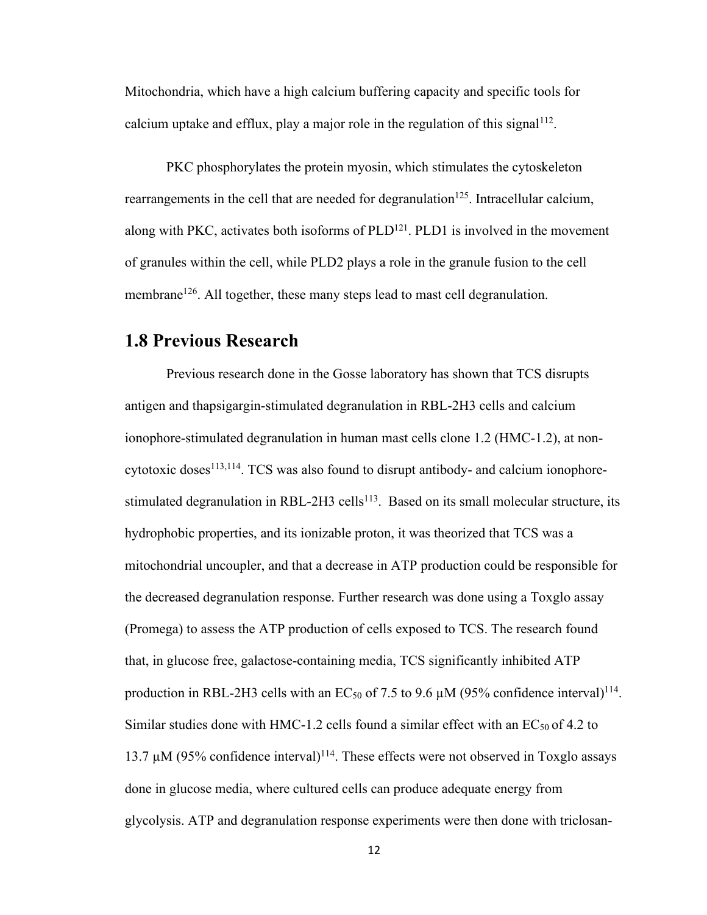Mitochondria, which have a high calcium buffering capacity and specific tools for calcium uptake and efflux, play a major role in the regulation of this signal[112].

PKC phosphorylates the protein myosin, which stimulates the cytoskeleton rearrangements in the cell that are needed for degranulation[125]. Intracellular calcium, along with PKC, activates both isoforms of PLD[121]. PLD1 is involved in the movement of granules within the cell, while PLD2 plays a role in the granule fusion to the cell membrane[126]. All together, these many steps lead to mast cell degranulation.

## 1.8 Previous Research

Previous research done in the Gosse laboratory has shown that TCS disrupts antigen and thapsigargin-stimulated degranulation in RBL-2H3 cells and calcium ionophore-stimulated degranulation in human mast cells clone 1.2 (HMC-1.2), at non-cytotoxic doses[113,114]. TCS was also found to disrupt antibody- and calcium ionophore-stimulated degranulation in RBL-2H3 cells[113]. Based on its small molecular structure, its hydrophobic properties, and its ionizable proton, it was theorized that TCS was a mitochondrial uncoupler, and that a decrease in ATP production could be responsible for the decreased degranulation response. Further research was done using a Toxglo assay (Promega) to assess the ATP production of cells exposed to TCS. The research found that, in glucose free, galactose-containing media, TCS significantly inhibited ATP production in RBL-2H3 cells with an $EC_{50}$ of 7.5 to 9.6 μM (95% confidence interval)[114]. Similar studies done with HMC-1.2 cells found a similar effect with an $EC_{50}$ of 4.2 to 13.7 μM (95% confidence interval)[114]. These effects were not observed in Toxglo assays done in glucose media, where cultured cells can produce adequate energy from glycolysis. ATP and degranulation response experiments were then done with triclosan-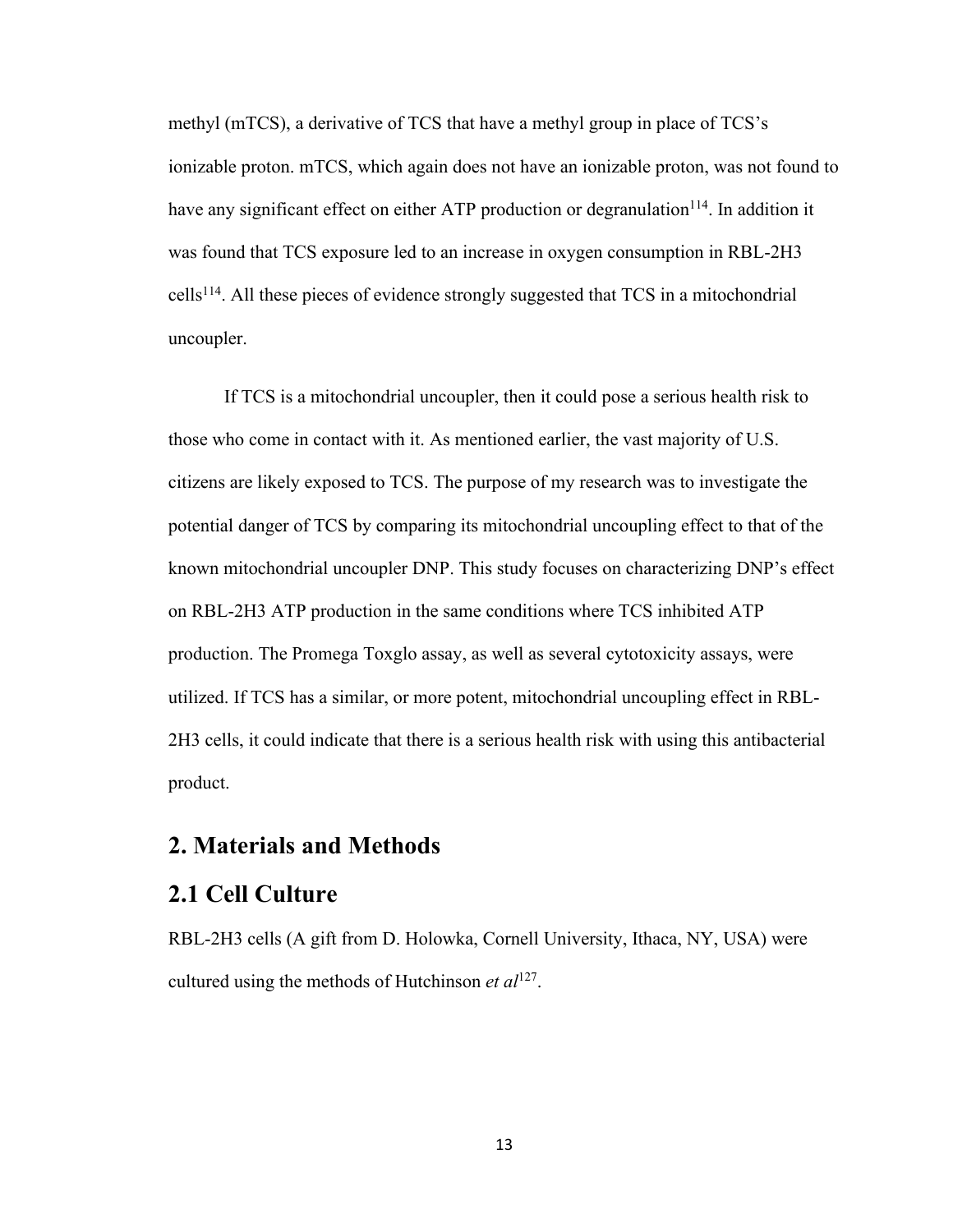methyl (mTCS), a derivative of TCS that have a methyl group in place of TCS's ionizable proton. mTCS, which again does not have an ionizable proton, was not found to have any significant effect on either ATP production or degranulation[114]. In addition it was found that TCS exposure led to an increase in oxygen consumption in RBL-2H3 cells[114]. All these pieces of evidence strongly suggested that TCS in a mitochondrial uncoupler.

If TCS is a mitochondrial uncoupler, then it could pose a serious health risk to those who come in contact with it. As mentioned earlier, the vast majority of U.S. citizens are likely exposed to TCS. The purpose of my research was to investigate the potential danger of TCS by comparing its mitochondrial uncoupling effect to that of the known mitochondrial uncoupler DNP. This study focuses on characterizing DNP's effect on RBL-2H3 ATP production in the same conditions where TCS inhibited ATP production. The Promega Toxglo assay, as well as several cytotoxicity assays, were utilized. If TCS has a similar, or more potent, mitochondrial uncoupling effect in RBL-2H3 cells, it could indicate that there is a serious health risk with using this antibacterial product.

## 2. Materials and Methods

## 2.1 Cell Culture

RBL-2H3 cells (A gift from D. Holowka, Cornell University, Ithaca, NY, USA) were cultured using the methods of Hutchinson *et al*[127].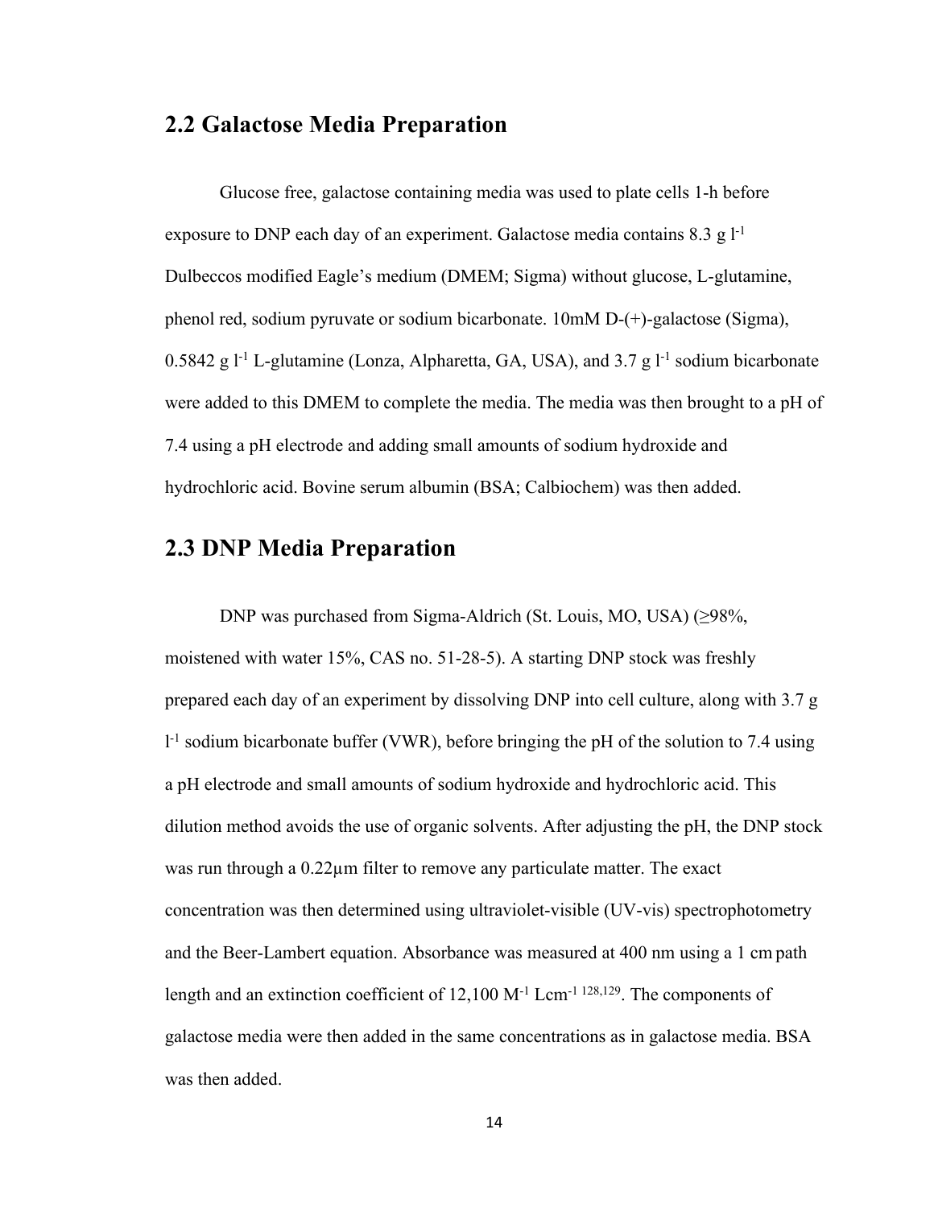## 2.2 Galactose Media Preparation

Glucose free, galactose containing media was used to plate cells 1-h before exposure to DNP each day of an experiment. Galactose media contains 8.3 g $l^{-1}$ Dulbeccos modified Eagle's medium (DMEM; Sigma) without glucose, L-glutamine, phenol red, sodium pyruvate or sodium bicarbonate. 10mM D-(+)-galactose (Sigma), 0.5842 g $l^{-1}$ L-glutamine (Lonza, Alpharetta, GA, USA), and 3.7 g $l^{-1}$ sodium bicarbonate were added to this DMEM to complete the media. The media was then brought to a pH of 7.4 using a pH electrode and adding small amounts of sodium hydroxide and hydrochloric acid. Bovine serum albumin (BSA; Calbiochem) was then added.

## 2.3 DNP Media Preparation

DNP was purchased from Sigma-Aldrich (St. Louis, MO, USA) (≥98%, moistened with water 15%, CAS no. 51-28-5). A starting DNP stock was freshly prepared each day of an experiment by dissolving DNP into cell culture, along with 3.7 g $l^{-1}$ sodium bicarbonate buffer (VWR), before bringing the pH of the solution to 7.4 using a pH electrode and small amounts of sodium hydroxide and hydrochloric acid. This dilution method avoids the use of organic solvents. After adjusting the pH, the DNP stock was run through a 0.22µm filter to remove any particulate matter. The exact concentration was then determined using ultraviolet-visible (UV-vis) spectrophotometry and the Beer-Lambert equation. Absorbance was measured at 400 nm using a 1 cm path length and an extinction coefficient of 12,100 $M^{-1}$ $Lcm^{-1}$ [128,129]. The components of galactose media were then added in the same concentrations as in galactose media. BSA was then added.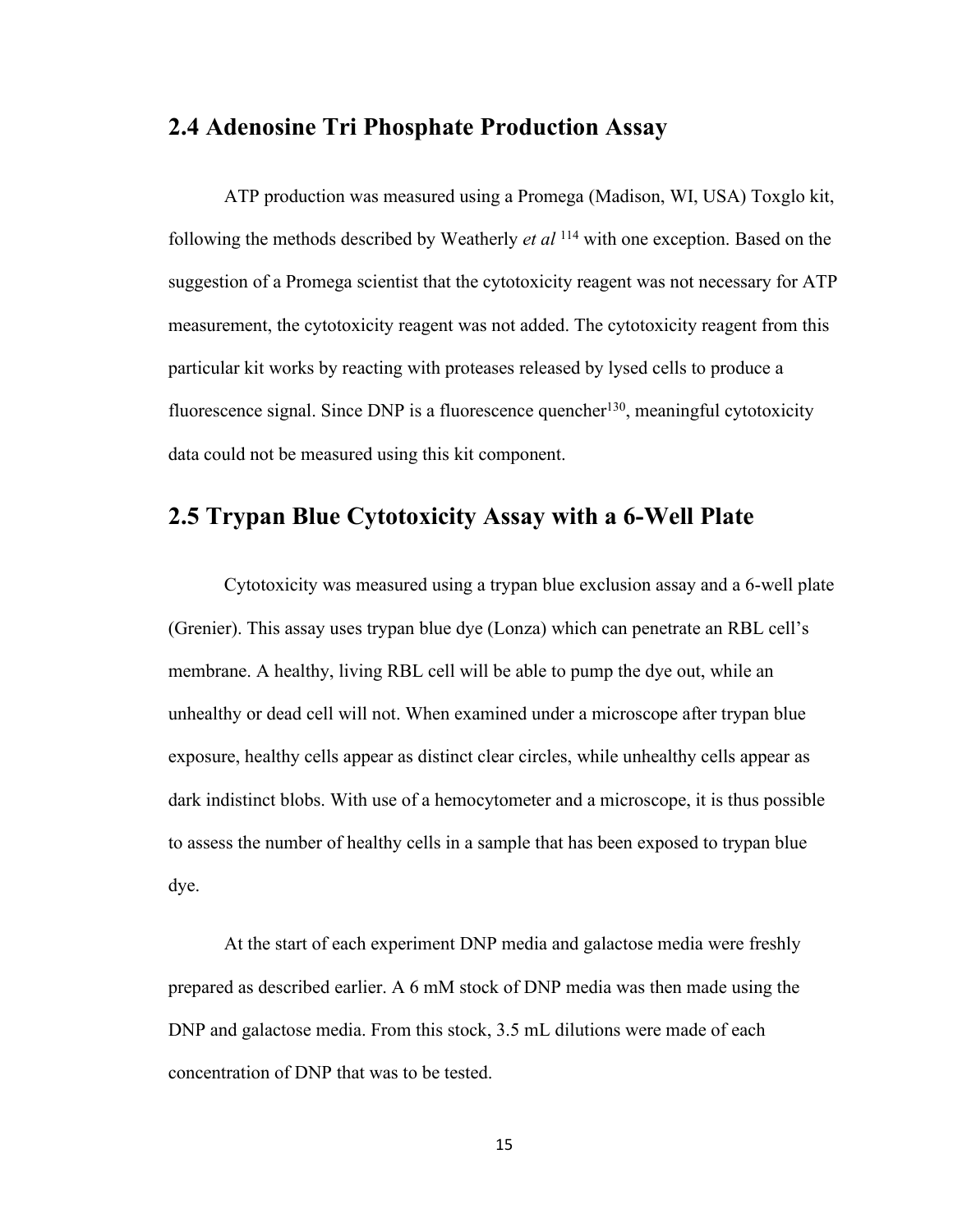## 2.4 Adenosine Tri Phosphate Production Assay

ATP production was measured using a Promega (Madison, WI, USA) Toxglo kit, following the methods described by Weatherly *et al* [114] with one exception. Based on the suggestion of a Promega scientist that the cytotoxicity reagent was not necessary for ATP measurement, the cytotoxicity reagent was not added. The cytotoxicity reagent from this particular kit works by reacting with proteases released by lysed cells to produce a fluorescence signal. Since DNP is a fluorescence quencher[130], meaningful cytotoxicity data could not be measured using this kit component.

## 2.5 Trypan Blue Cytotoxicity Assay with a 6-Well Plate

Cytotoxicity was measured using a trypan blue exclusion assay and a 6-well plate (Grenier). This assay uses trypan blue dye (Lonza) which can penetrate an RBL cell's membrane. A healthy, living RBL cell will be able to pump the dye out, while an unhealthy or dead cell will not. When examined under a microscope after trypan blue exposure, healthy cells appear as distinct clear circles, while unhealthy cells appear as dark indistinct blobs. With use of a hemocytometer and a microscope, it is thus possible to assess the number of healthy cells in a sample that has been exposed to trypan blue dye.

At the start of each experiment DNP media and galactose media were freshly prepared as described earlier. A 6 mM stock of DNP media was then made using the DNP and galactose media. From this stock, 3.5 mL dilutions were made of each concentration of DNP that was to be tested.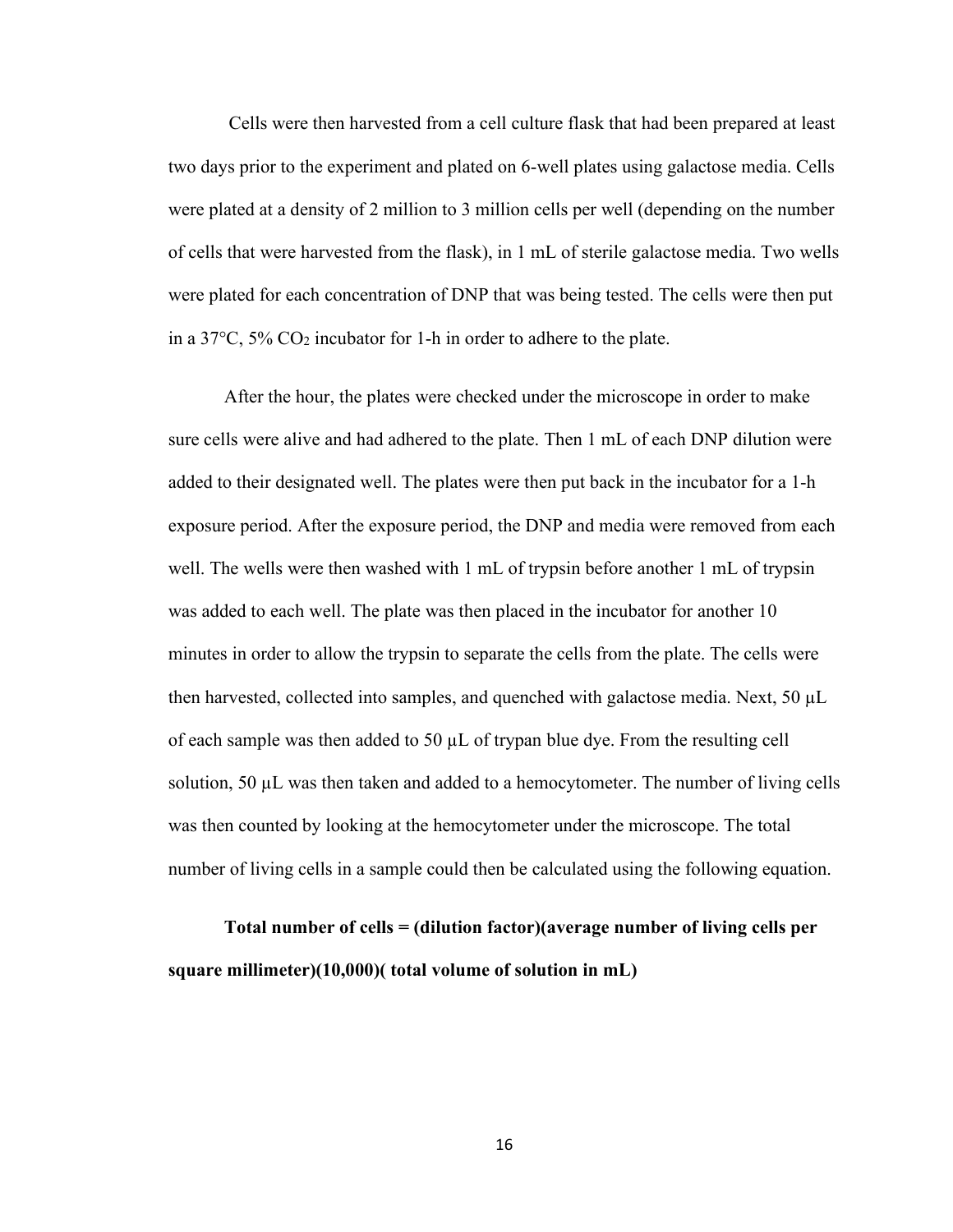Cells were then harvested from a cell culture flask that had been prepared at least two days prior to the experiment and plated on 6-well plates using galactose media. Cells were plated at a density of 2 million to 3 million cells per well (depending on the number of cells that were harvested from the flask), in 1 mL of sterile galactose media. Two wells were plated for each concentration of DNP that was being tested. The cells were then put in a 37°C, 5% $CO_2$ incubator for 1-h in order to adhere to the plate.

After the hour, the plates were checked under the microscope in order to make sure cells were alive and had adhered to the plate. Then 1 mL of each DNP dilution were added to their designated well. The plates were then put back in the incubator for a 1-h exposure period. After the exposure period, the DNP and media were removed from each well. The wells were then washed with 1 mL of trypsin before another 1 mL of trypsin was added to each well. The plate was then placed in the incubator for another 10 minutes in order to allow the trypsin to separate the cells from the plate. The cells were then harvested, collected into samples, and quenched with galactose media. Next, 50 µL of each sample was then added to 50 µL of trypan blue dye. From the resulting cell solution, 50 µL was then taken and added to a hemocytometer. The number of living cells was then counted by looking at the hemocytometer under the microscope. The total number of living cells in a sample could then be calculated using the following equation.

**Total number of cells = (dilution factor)(average number of living cells per square millimeter)(10,000)( total volume of solution in mL)**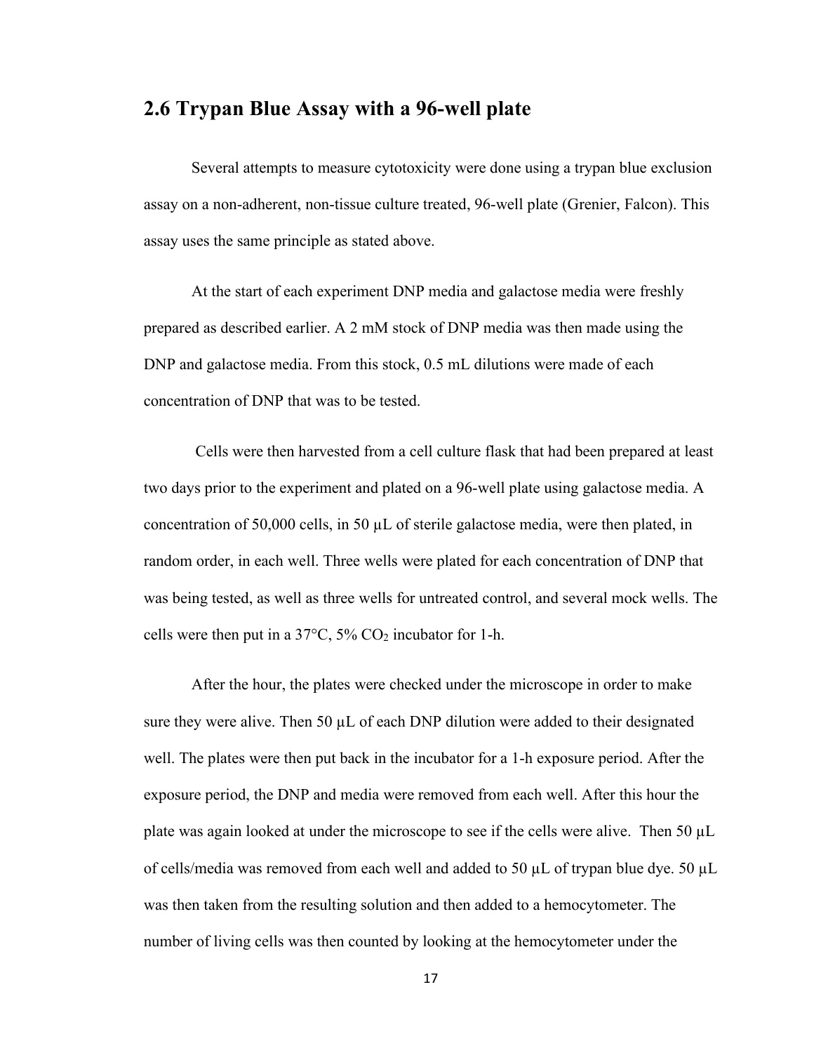## 2.6 Trypan Blue Assay with a 96-well plate

Several attempts to measure cytotoxicity were done using a trypan blue exclusion assay on a non-adherent, non-tissue culture treated, 96-well plate (Grenier, Falcon). This assay uses the same principle as stated above.

At the start of each experiment DNP media and galactose media were freshly prepared as described earlier. A 2 mM stock of DNP media was then made using the DNP and galactose media. From this stock, 0.5 mL dilutions were made of each concentration of DNP that was to be tested.

Cells were then harvested from a cell culture flask that had been prepared at least two days prior to the experiment and plated on a 96-well plate using galactose media. A concentration of 50,000 cells, in 50 µL of sterile galactose media, were then plated, in random order, in each well. Three wells were plated for each concentration of DNP that was being tested, as well as three wells for untreated control, and several mock wells. The cells were then put in a 37°C, 5% $CO_2$ incubator for 1-h.

After the hour, the plates were checked under the microscope in order to make sure they were alive. Then 50 µL of each DNP dilution were added to their designated well. The plates were then put back in the incubator for a 1-h exposure period. After the exposure period, the DNP and media were removed from each well. After this hour the plate was again looked at under the microscope to see if the cells were alive. Then 50 µL of cells/media was removed from each well and added to 50 µL of trypan blue dye. 50 µL was then taken from the resulting solution and then added to a hemocytometer. The number of living cells was then counted by looking at the hemocytometer under the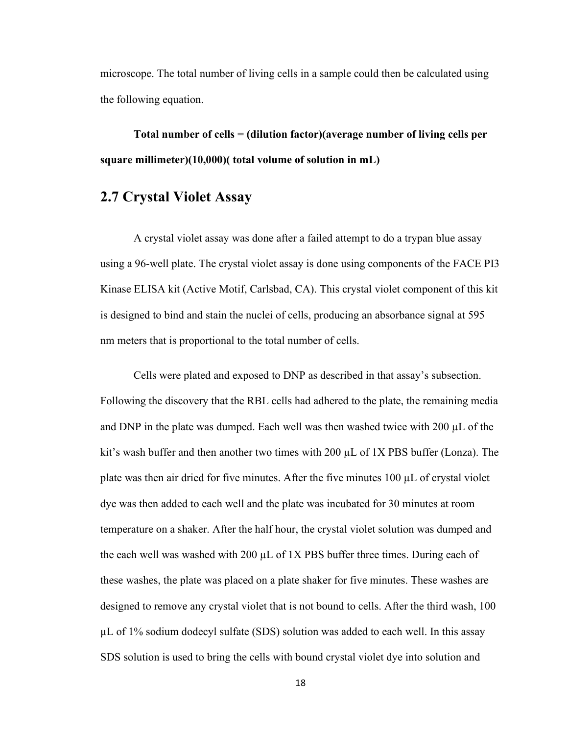microscope. The total number of living cells in a sample could then be calculated using the following equation.

**Total number of cells = (dilution factor)(average number of living cells per square millimeter)(10,000)( total volume of solution in mL)**

## 2.7 Crystal Violet Assay

A crystal violet assay was done after a failed attempt to do a trypan blue assay using a 96-well plate. The crystal violet assay is done using components of the FACE PI3 Kinase ELISA kit (Active Motif, Carlsbad, CA). This crystal violet component of this kit is designed to bind and stain the nuclei of cells, producing an absorbance signal at 595 nm meters that is proportional to the total number of cells.

Cells were plated and exposed to DNP as described in that assay's subsection. Following the discovery that the RBL cells had adhered to the plate, the remaining media and DNP in the plate was dumped. Each well was then washed twice with 200 µL of the kit's wash buffer and then another two times with 200 µL of 1X PBS buffer (Lonza). The plate was then air dried for five minutes. After the five minutes 100 µL of crystal violet dye was then added to each well and the plate was incubated for 30 minutes at room temperature on a shaker. After the half hour, the crystal violet solution was dumped and the each well was washed with 200 µL of 1X PBS buffer three times. During each of these washes, the plate was placed on a plate shaker for five minutes. These washes are designed to remove any crystal violet that is not bound to cells. After the third wash, 100 µL of 1% sodium dodecyl sulfate (SDS) solution was added to each well. In this assay SDS solution is used to bring the cells with bound crystal violet dye into solution and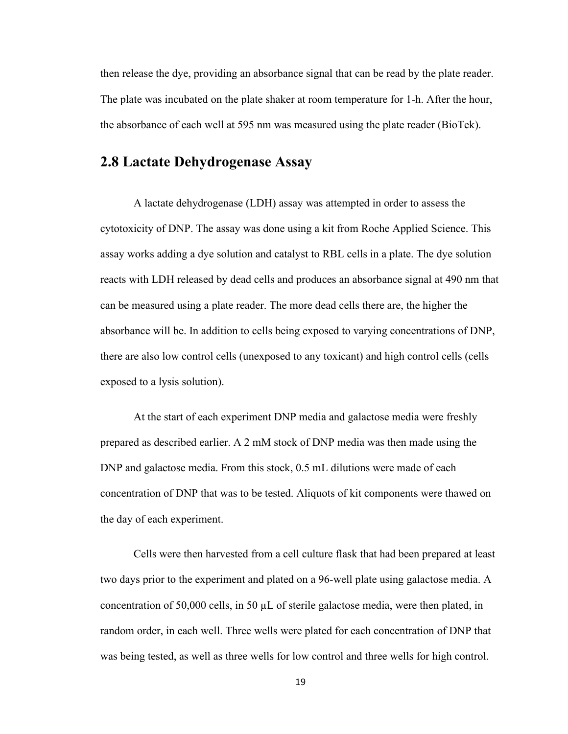then release the dye, providing an absorbance signal that can be read by the plate reader. The plate was incubated on the plate shaker at room temperature for 1-h. After the hour, the absorbance of each well at 595 nm was measured using the plate reader (BioTek).

## 2.8 Lactate Dehydrogenase Assay

A lactate dehydrogenase (LDH) assay was attempted in order to assess the cytotoxicity of DNP. The assay was done using a kit from Roche Applied Science. This assay works adding a dye solution and catalyst to RBL cells in a plate. The dye solution reacts with LDH released by dead cells and produces an absorbance signal at 490 nm that can be measured using a plate reader. The more dead cells there are, the higher the absorbance will be. In addition to cells being exposed to varying concentrations of DNP, there are also low control cells (unexposed to any toxicant) and high control cells (cells exposed to a lysis solution).

At the start of each experiment DNP media and galactose media were freshly prepared as described earlier. A 2 mM stock of DNP media was then made using the DNP and galactose media. From this stock, 0.5 mL dilutions were made of each concentration of DNP that was to be tested. Aliquots of kit components were thawed on the day of each experiment.

Cells were then harvested from a cell culture flask that had been prepared at least two days prior to the experiment and plated on a 96-well plate using galactose media. A concentration of 50,000 cells, in 50 μL of sterile galactose media, were then plated, in random order, in each well. Three wells were plated for each concentration of DNP that was being tested, as well as three wells for low control and three wells for high control.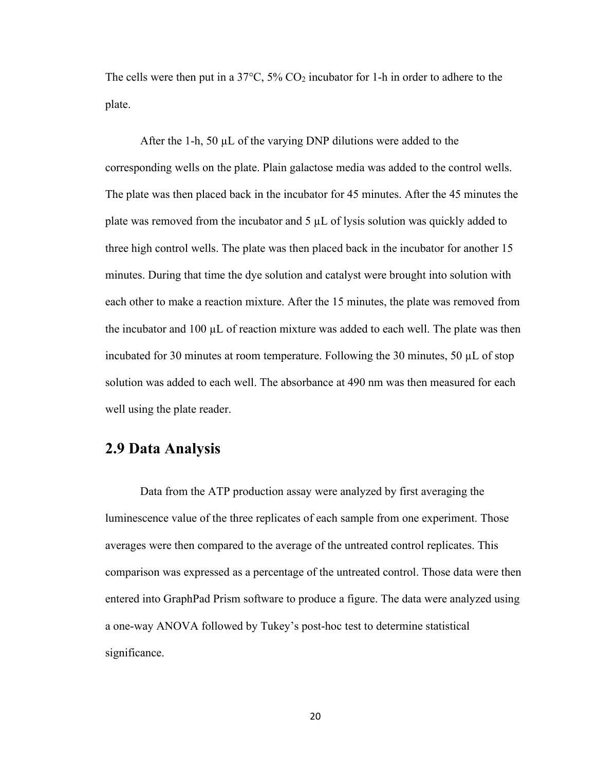The cells were then put in a 37°C, 5% $CO_2$ incubator for 1-h in order to adhere to the plate.

After the 1-h, 50 µL of the varying DNP dilutions were added to the corresponding wells on the plate. Plain galactose media was added to the control wells. The plate was then placed back in the incubator for 45 minutes. After the 45 minutes the plate was removed from the incubator and 5 µL of lysis solution was quickly added to three high control wells. The plate was then placed back in the incubator for another 15 minutes. During that time the dye solution and catalyst were brought into solution with each other to make a reaction mixture. After the 15 minutes, the plate was removed from the incubator and 100 µL of reaction mixture was added to each well. The plate was then incubated for 30 minutes at room temperature. Following the 30 minutes, 50 µL of stop solution was added to each well. The absorbance at 490 nm was then measured for each well using the plate reader.

## 2.9 Data Analysis

Data from the ATP production assay were analyzed by first averaging the luminescence value of the three replicates of each sample from one experiment. Those averages were then compared to the average of the untreated control replicates. This comparison was expressed as a percentage of the untreated control. Those data were then entered into GraphPad Prism software to produce a figure. The data were analyzed using a one-way ANOVA followed by Tukey's post-hoc test to determine statistical significance.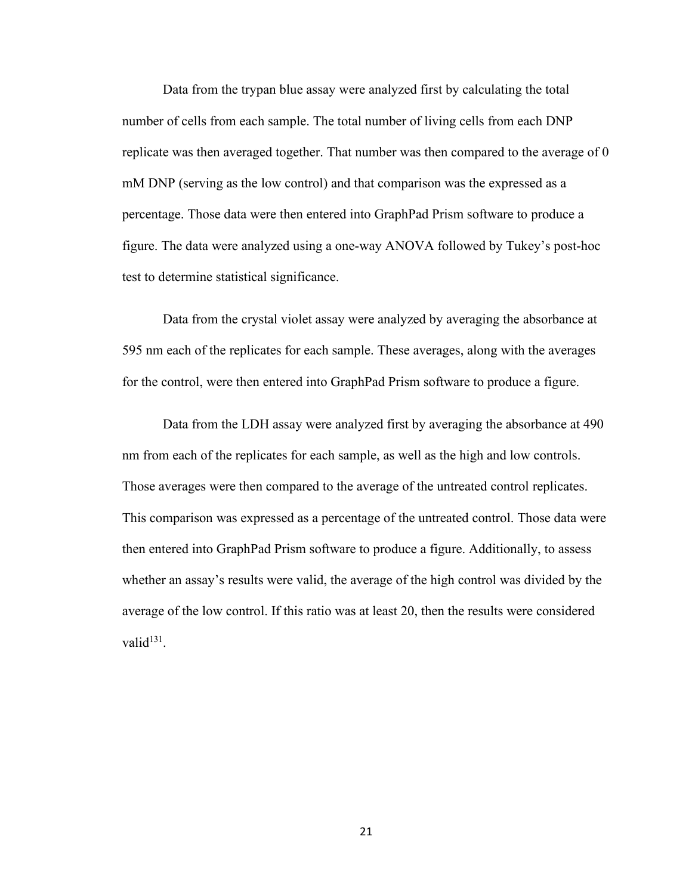Data from the trypan blue assay were analyzed first by calculating the total number of cells from each sample. The total number of living cells from each DNP replicate was then averaged together. That number was then compared to the average of 0 mM DNP (serving as the low control) and that comparison was the expressed as a percentage. Those data were then entered into GraphPad Prism software to produce a figure. The data were analyzed using a one-way ANOVA followed by Tukey's post-hoc test to determine statistical significance.

Data from the crystal violet assay were analyzed by averaging the absorbance at 595 nm each of the replicates for each sample. These averages, along with the averages for the control, were then entered into GraphPad Prism software to produce a figure.

Data from the LDH assay were analyzed first by averaging the absorbance at 490 nm from each of the replicates for each sample, as well as the high and low controls. Those averages were then compared to the average of the untreated control replicates. This comparison was expressed as a percentage of the untreated control. Those data were then entered into GraphPad Prism software to produce a figure. Additionally, to assess whether an assay's results were valid, the average of the high control was divided by the average of the low control. If this ratio was at least 20, then the results were considered valid[131].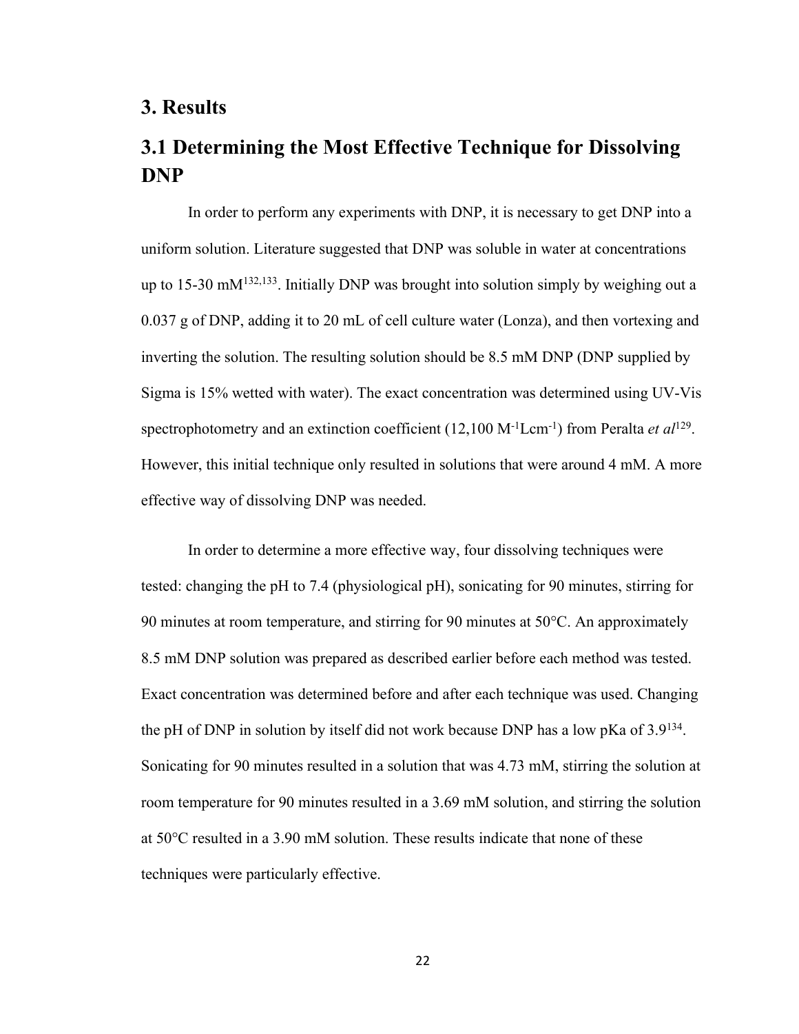# 3. Results

## 3.1 Determining the Most Effective Technique for Dissolving DNP

In order to perform any experiments with DNP, it is necessary to get DNP into a uniform solution. Literature suggested that DNP was soluble in water at concentrations up to 15-30 mM[132,133]. Initially DNP was brought into solution simply by weighing out a 0.037 g of DNP, adding it to 20 mL of cell culture water (Lonza), and then vortexing and inverting the solution. The resulting solution should be 8.5 mM DNP (DNP supplied by Sigma is 15% wetted with water). The exact concentration was determined using UV-Vis spectrophotometry and an extinction coefficient (12,100 $M^{-1}Lcm^{-1}$) from Peralta *et al*[129]. However, this initial technique only resulted in solutions that were around 4 mM. A more effective way of dissolving DNP was needed.

In order to determine a more effective way, four dissolving techniques were tested: changing the pH to 7.4 (physiological pH), sonicating for 90 minutes, stirring for 90 minutes at room temperature, and stirring for 90 minutes at 50°C. An approximately 8.5 mM DNP solution was prepared as described earlier before each method was tested. Exact concentration was determined before and after each technique was used. Changing the pH of DNP in solution by itself did not work because DNP has a low pKa of 3.9[134]. Sonicating for 90 minutes resulted in a solution that was 4.73 mM, stirring the solution at room temperature for 90 minutes resulted in a 3.69 mM solution, and stirring the solution at 50°C resulted in a 3.90 mM solution. These results indicate that none of these techniques were particularly effective.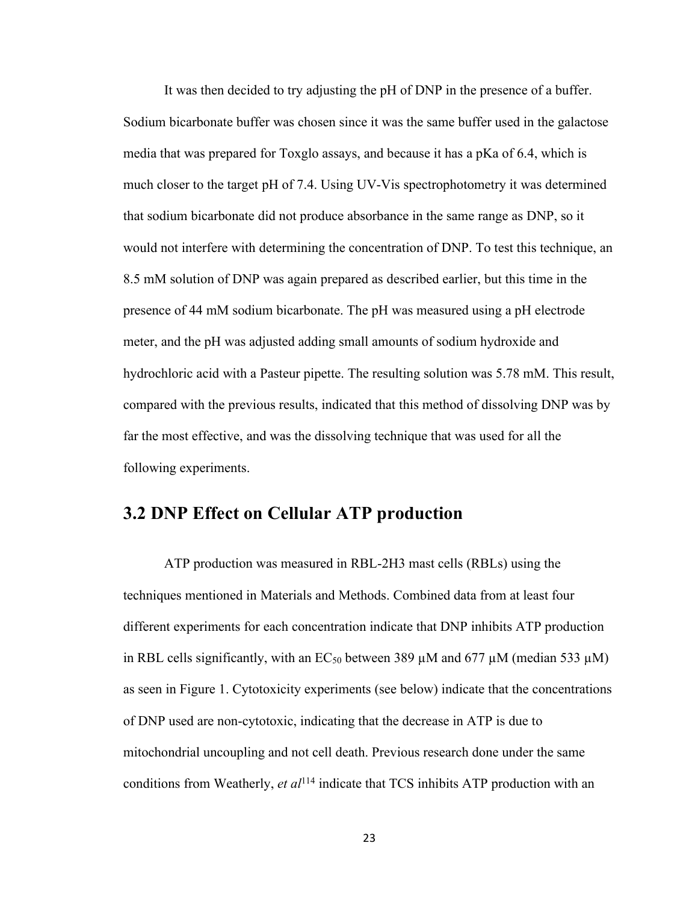It was then decided to try adjusting the pH of DNP in the presence of a buffer. Sodium bicarbonate buffer was chosen since it was the same buffer used in the galactose media that was prepared for Toxglo assays, and because it has a pKa of 6.4, which is much closer to the target pH of 7.4. Using UV-Vis spectrophotometry it was determined that sodium bicarbonate did not produce absorbance in the same range as DNP, so it would not interfere with determining the concentration of DNP. To test this technique, an 8.5 mM solution of DNP was again prepared as described earlier, but this time in the presence of 44 mM sodium bicarbonate. The pH was measured using a pH electrode meter, and the pH was adjusted adding small amounts of sodium hydroxide and hydrochloric acid with a Pasteur pipette. The resulting solution was 5.78 mM. This result, compared with the previous results, indicated that this method of dissolving DNP was by far the most effective, and was the dissolving technique that was used for all the following experiments.

## 3.2 DNP Effect on Cellular ATP production

ATP production was measured in RBL-2H3 mast cells (RBLs) using the techniques mentioned in Materials and Methods. Combined data from at least four different experiments for each concentration indicate that DNP inhibits ATP production in RBL cells significantly, with an $EC_{50}$ between 389 μM and 677 μM (median 533 μM) as seen in Figure 1. Cytotoxicity experiments (see below) indicate that the concentrations of DNP used are non-cytotoxic, indicating that the decrease in ATP is due to mitochondrial uncoupling and not cell death. Previous research done under the same conditions from Weatherly, *et al*[114] indicate that TCS inhibits ATP production with an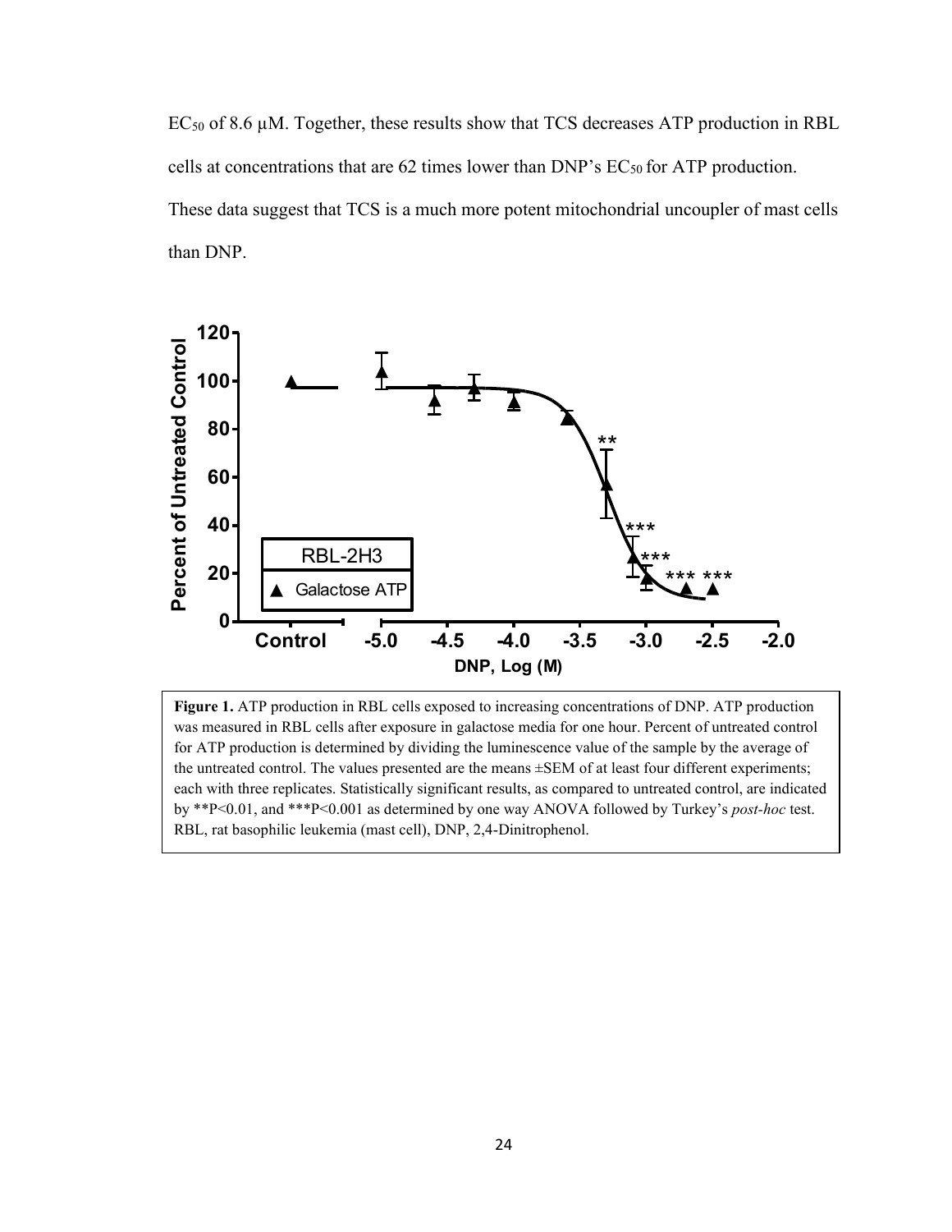$EC_{50}$ of 8.6 μM. Together, these results show that TCS decreases ATP production in RBL cells at concentrations that are 62 times lower than DNP's $EC_{50}$ for ATP production. These data suggest that TCS is a much more potent mitochondrial uncoupler of mast cells than DNP.

**Figure 1.** ATP production in RBL cells exposed to increasing concentrations of DNP. ATP production was measured in RBL cells after exposure in galactose media for one hour. Percent of untreated control for ATP production is determined by dividing the luminescence value of the sample by the average of the untreated control. The values presented are the means ±SEM of at least four different experiments; each with three replicates. Statistically significant results, as compared to untreated control, are indicated by **P<0.01, and ***P<0.001 as determined by one way ANOVA followed by Turkey's *post-hoc* test. RBL, rat basophilic leukemia (mast cell), DNP, 2,4-Dinitrophenol.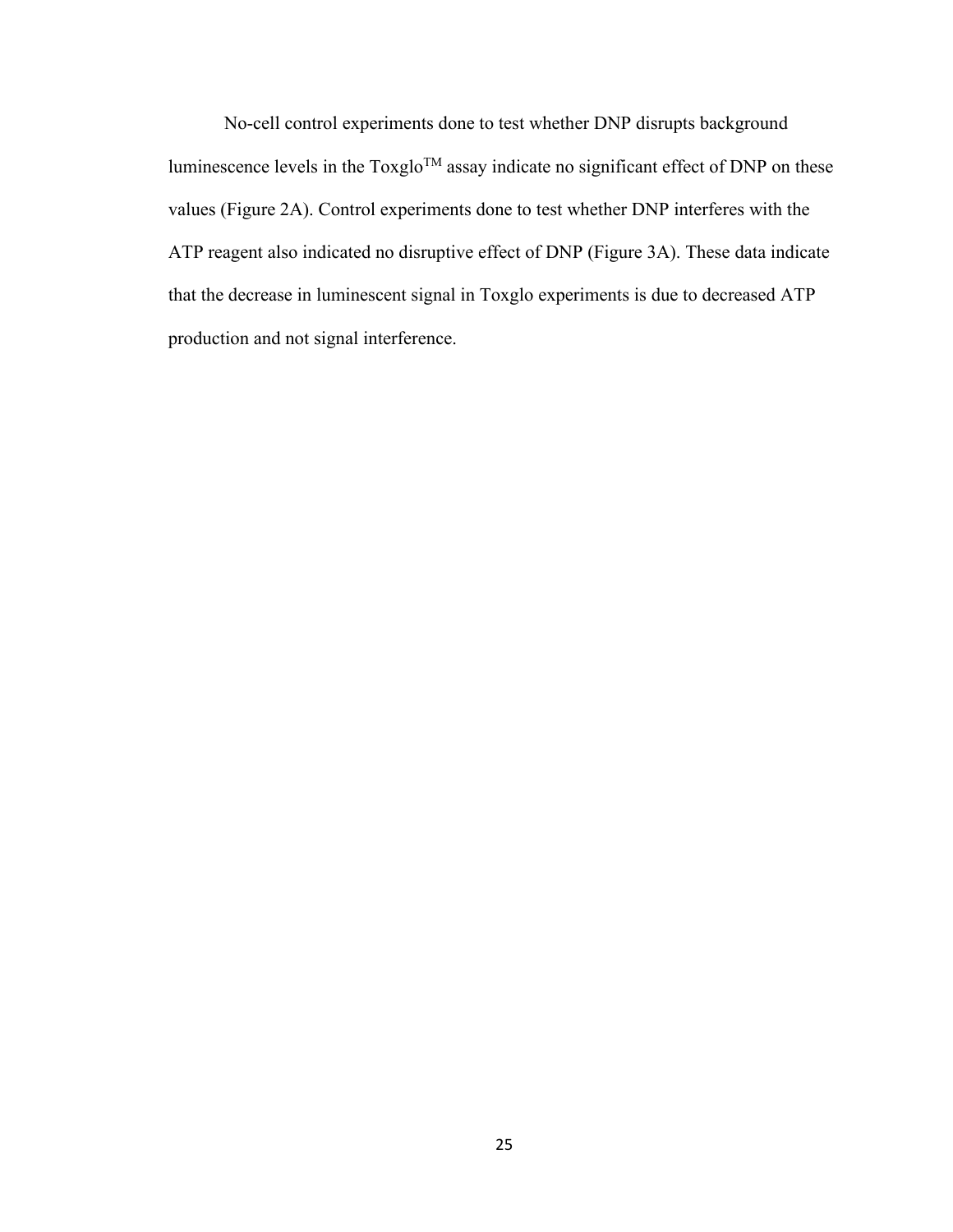No-cell control experiments done to test whether DNP disrupts background luminescence levels in the Toxglo$^{TM}$ assay indicate no significant effect of DNP on these values (Figure 2A). Control experiments done to test whether DNP interferes with the ATP reagent also indicated no disruptive effect of DNP (Figure 3A). These data indicate that the decrease in luminescent signal in Toxglo experiments is due to decreased ATP production and not signal interference.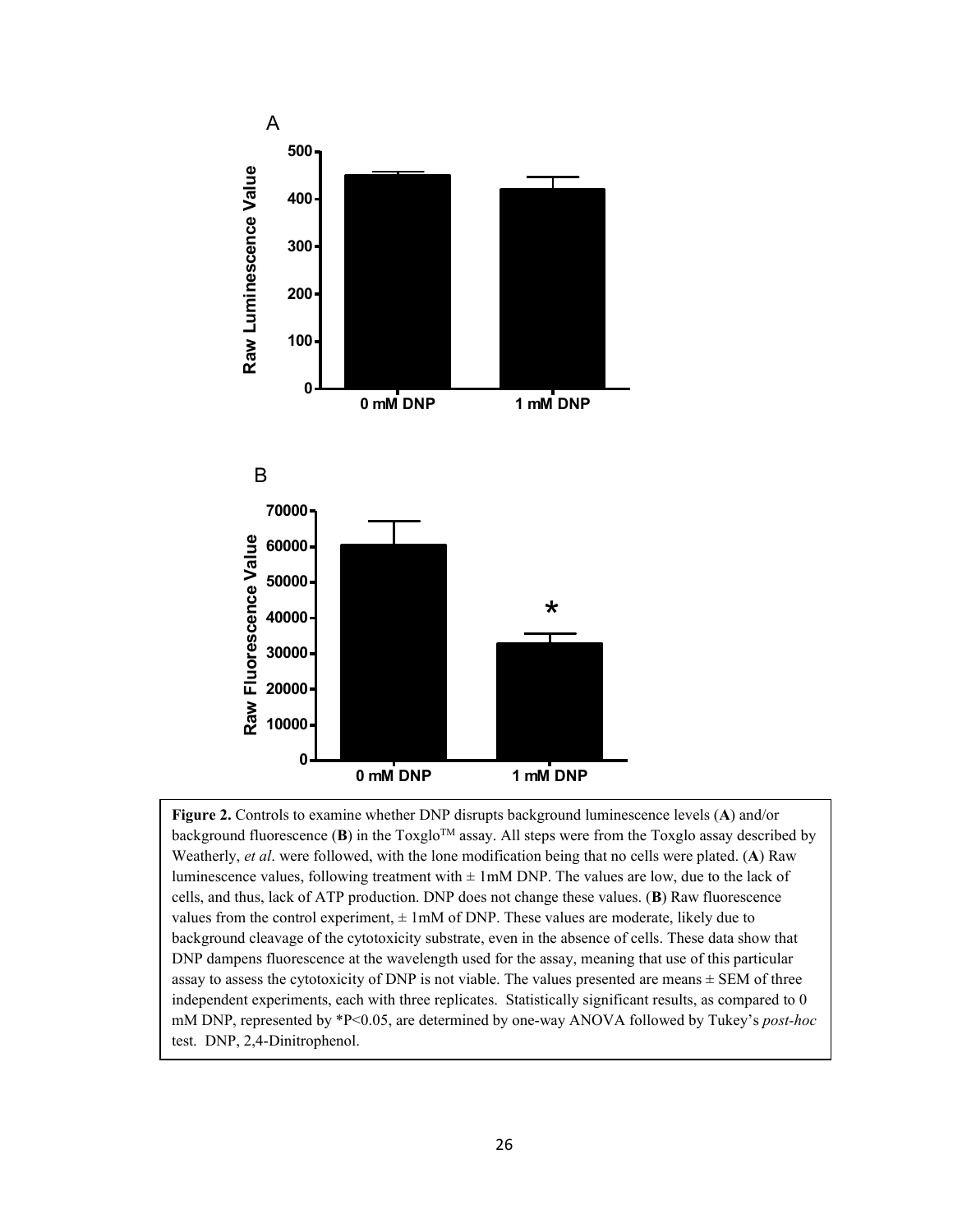**Figure 2.** Controls to examine whether DNP disrupts background luminescence levels (**A**) and/or background fluorescence (**B**) in the Toxglo$^{TM}$ assay. All steps were from the Toxglo assay described by Weatherly, *et al*. were followed, with the lone modification being that no cells were plated. (**A**) Raw luminescence values, following treatment with ± 1mM DNP. The values are low, due to the lack of cells, and thus, lack of ATP production. DNP does not change these values. (**B**) Raw fluorescence values from the control experiment, ± 1mM of DNP. These values are moderate, likely due to background cleavage of the cytotoxicity substrate, even in the absence of cells. These data show that DNP dampens fluorescence at the wavelength used for the assay, meaning that use of this particular assay to assess the cytotoxicity of DNP is not viable. The values presented are means ± SEM of three independent experiments, each with three replicates. Statistically significant results, as compared to 0 mM DNP, represented by *P<0.05, are determined by one-way ANOVA followed by Tukey's *post-hoc* test. DNP, 2,4-Dinitrophenol.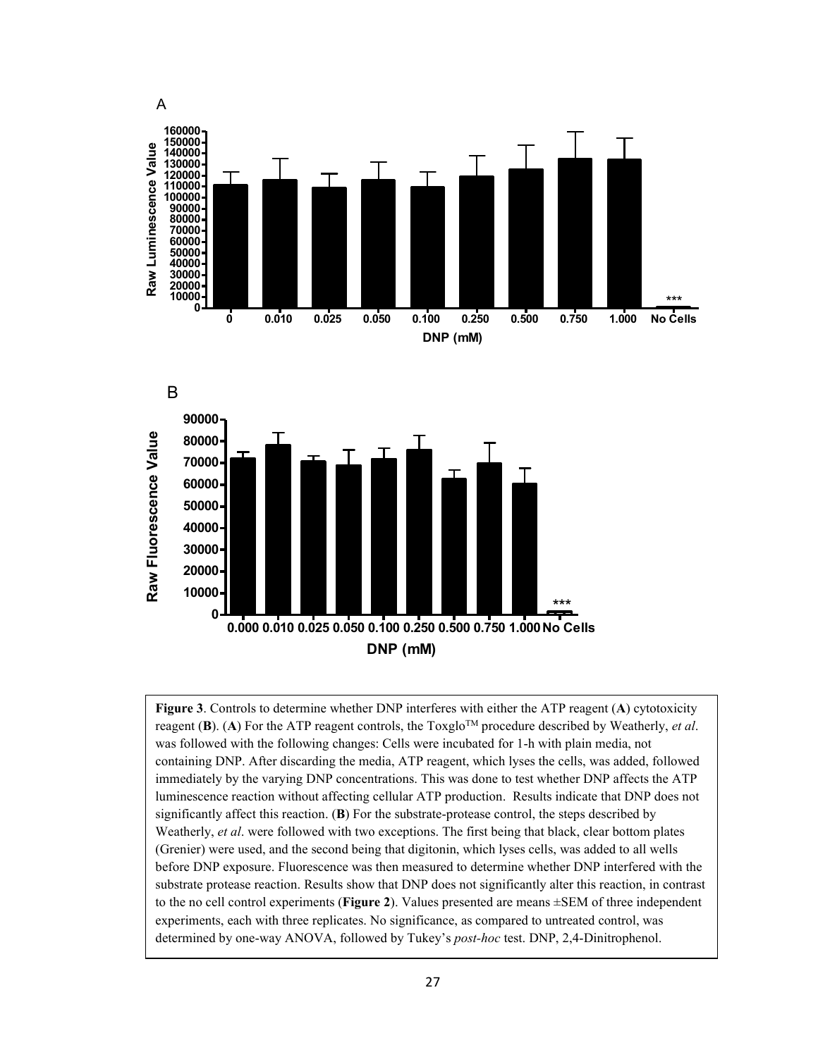**Figure 3**. Controls to determine whether DNP interferes with either the ATP reagent (**A**) cytotoxicity reagent (**B**). (**A**) For the ATP reagent controls, the Toxglo$^{TM}$ procedure described by Weatherly, *et al*. was followed with the following changes: Cells were incubated for 1-h with plain media, not containing DNP. After discarding the media, ATP reagent, which lyses the cells, was added, followed immediately by the varying DNP concentrations. This was done to test whether DNP affects the ATP luminescence reaction without affecting cellular ATP production. Results indicate that DNP does not significantly affect this reaction. (**B**) For the substrate-protease control, the steps described by Weatherly, *et al*. were followed with two exceptions. The first being that black, clear bottom plates (Grenier) were used, and the second being that digitonin, which lyses cells, was added to all wells before DNP exposure. Fluorescence was then measured to determine whether DNP interfered with the substrate protease reaction. Results show that DNP does not significantly alter this reaction, in contrast to the no cell control experiments (**Figure 2**). Values presented are means ±SEM of three independent experiments, each with three replicates. No significance, as compared to untreated control, was determined by one-way ANOVA, followed by Tukey's *post-hoc* test. DNP, 2,4-Dinitrophenol.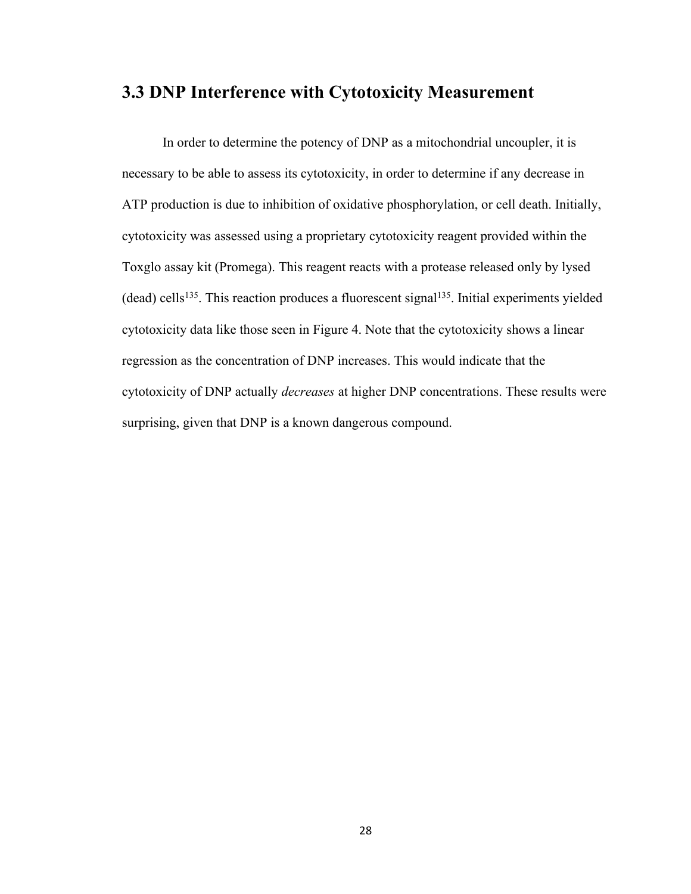## 3.3 DNP Interference with Cytotoxicity Measurement

In order to determine the potency of DNP as a mitochondrial uncoupler, it is necessary to be able to assess its cytotoxicity, in order to determine if any decrease in ATP production is due to inhibition of oxidative phosphorylation, or cell death. Initially, cytotoxicity was assessed using a proprietary cytotoxicity reagent provided within the Toxglo assay kit (Promega). This reagent reacts with a protease released only by lysed (dead) cells[135]. This reaction produces a fluorescent signal[135]. Initial experiments yielded cytotoxicity data like those seen in Figure 4. Note that the cytotoxicity shows a linear regression as the concentration of DNP increases. This would indicate that the cytotoxicity of DNP actually *decreases* at higher DNP concentrations. These results were surprising, given that DNP is a known dangerous compound.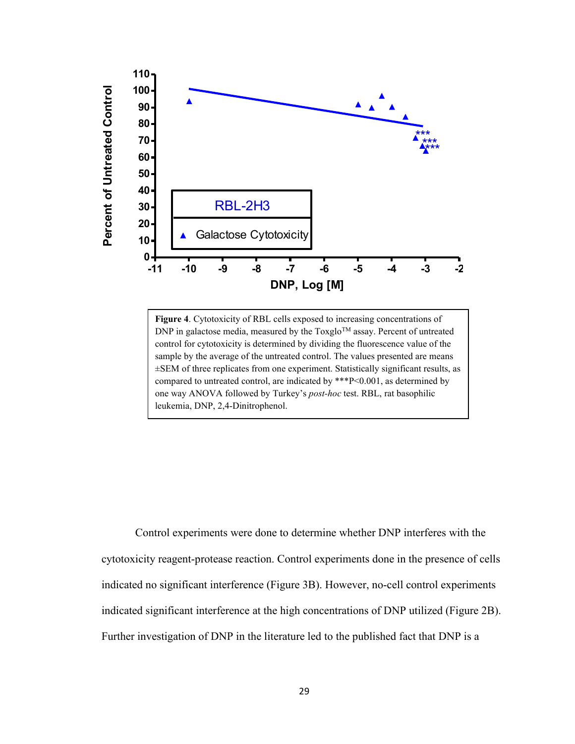**Figure 4**. Cytotoxicity of RBL cells exposed to increasing concentrations of DNP in galactose media, measured by the Toxglo™ assay. Percent of untreated control for cytotoxicity is determined by dividing the fluorescence value of the sample by the average of the untreated control. The values presented are means ±SEM of three replicates from one experiment. Statistically significant results, as compared to untreated control, are indicated by ***P<0.001, as determined by one way ANOVA followed by Turkey's *post-hoc* test. RBL, rat basophilic leukemia, DNP, 2,4-Dinitrophenol.

Control experiments were done to determine whether DNP interferes with the cytotoxicity reagent-protease reaction. Control experiments done in the presence of cells indicated no significant interference (Figure 3B). However, no-cell control experiments indicated significant interference at the high concentrations of DNP utilized (Figure 2B). Further investigation of DNP in the literature led to the published fact that DNP is a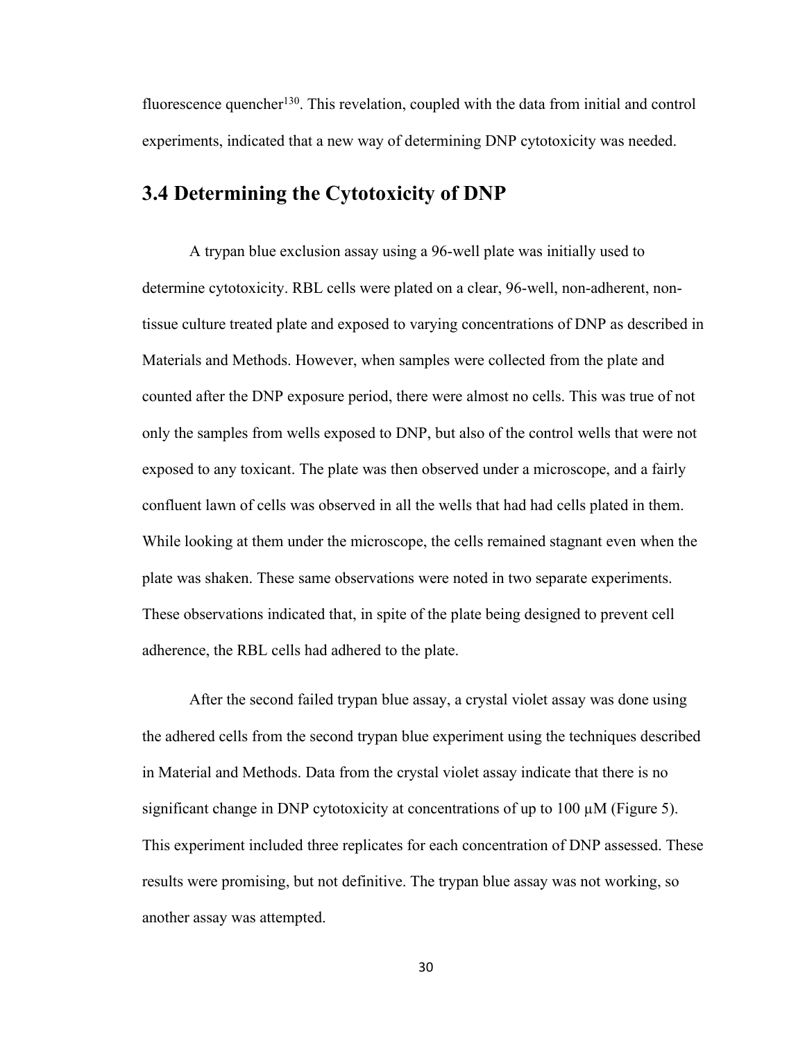fluorescence quencher[130]. This revelation, coupled with the data from initial and control experiments, indicated that a new way of determining DNP cytotoxicity was needed.

## 3.4 Determining the Cytotoxicity of DNP

A trypan blue exclusion assay using a 96-well plate was initially used to determine cytotoxicity. RBL cells were plated on a clear, 96-well, non-adherent, non-tissue culture treated plate and exposed to varying concentrations of DNP as described in Materials and Methods. However, when samples were collected from the plate and counted after the DNP exposure period, there were almost no cells. This was true of not only the samples from wells exposed to DNP, but also of the control wells that were not exposed to any toxicant. The plate was then observed under a microscope, and a fairly confluent lawn of cells was observed in all the wells that had had cells plated in them. While looking at them under the microscope, the cells remained stagnant even when the plate was shaken. These same observations were noted in two separate experiments. These observations indicated that, in spite of the plate being designed to prevent cell adherence, the RBL cells had adhered to the plate.

After the second failed trypan blue assay, a crystal violet assay was done using the adhered cells from the second trypan blue experiment using the techniques described in Material and Methods. Data from the crystal violet assay indicate that there is no significant change in DNP cytotoxicity at concentrations of up to 100 μM (Figure 5). This experiment included three replicates for each concentration of DNP assessed. These results were promising, but not definitive. The trypan blue assay was not working, so another assay was attempted.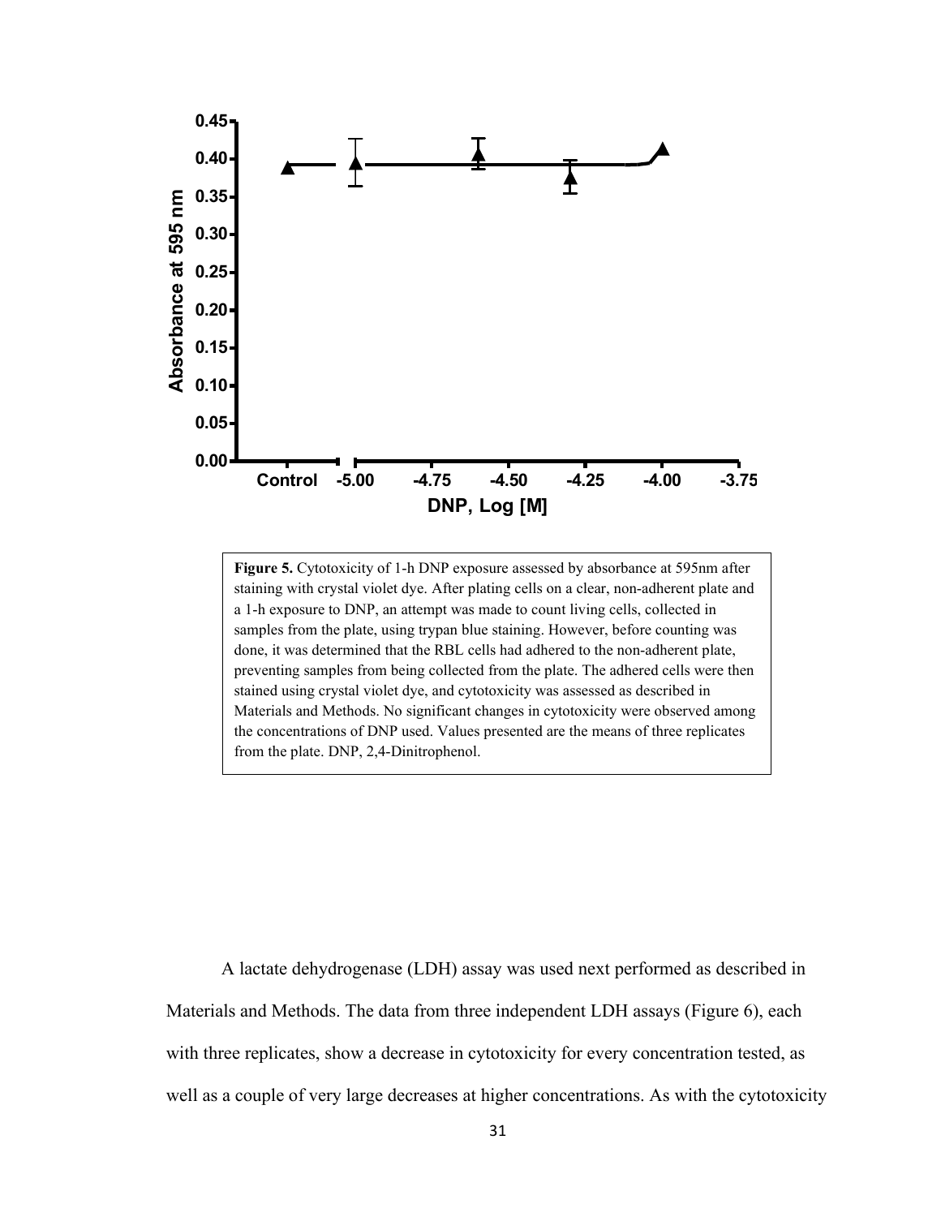**Figure 5.** Cytotoxicity of 1-h DNP exposure assessed by absorbance at 595nm after staining with crystal violet dye. After plating cells on a clear, non-adherent plate and a 1-h exposure to DNP, an attempt was made to count living cells, collected in samples from the plate, using trypan blue staining. However, before counting was done, it was determined that the RBL cells had adhered to the non-adherent plate, preventing samples from being collected from the plate. The adhered cells were then stained using crystal violet dye, and cytotoxicity was assessed as described in Materials and Methods. No significant changes in cytotoxicity were observed among the concentrations of DNP used. Values presented are the means of three replicates from the plate. DNP, 2,4-Dinitrophenol.

A lactate dehydrogenase (LDH) assay was used next performed as described in Materials and Methods. The data from three independent LDH assays (Figure 6), each with three replicates, show a decrease in cytotoxicity for every concentration tested, as well as a couple of very large decreases at higher concentrations. As with the cytotoxicity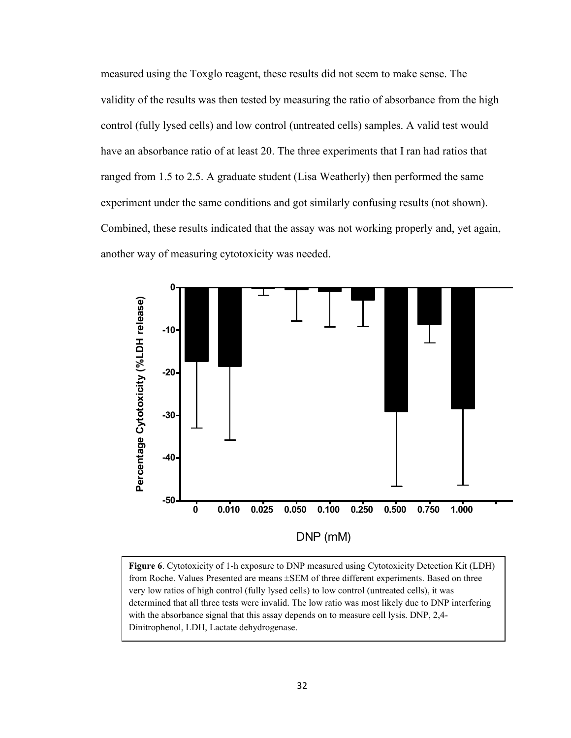measured using the Toxglo reagent, these results did not seem to make sense. The validity of the results was then tested by measuring the ratio of absorbance from the high control (fully lysed cells) and low control (untreated cells) samples. A valid test would have an absorbance ratio of at least 20. The three experiments that I ran had ratios that ranged from 1.5 to 2.5. A graduate student (Lisa Weatherly) then performed the same experiment under the same conditions and got similarly confusing results (not shown). Combined, these results indicated that the assay was not working properly and, yet again, another way of measuring cytotoxicity was needed.

**Figure 6**. Cytotoxicity of 1-h exposure to DNP measured using Cytotoxicity Detection Kit (LDH) from Roche. Values Presented are means ±SEM of three different experiments. Based on three very low ratios of high control (fully lysed cells) to low control (untreated cells), it was determined that all three tests were invalid. The low ratio was most likely due to DNP interfering with the absorbance signal that this assay depends on to measure cell lysis. DNP, 2,4-Dinitrophenol, LDH, Lactate dehydrogenase.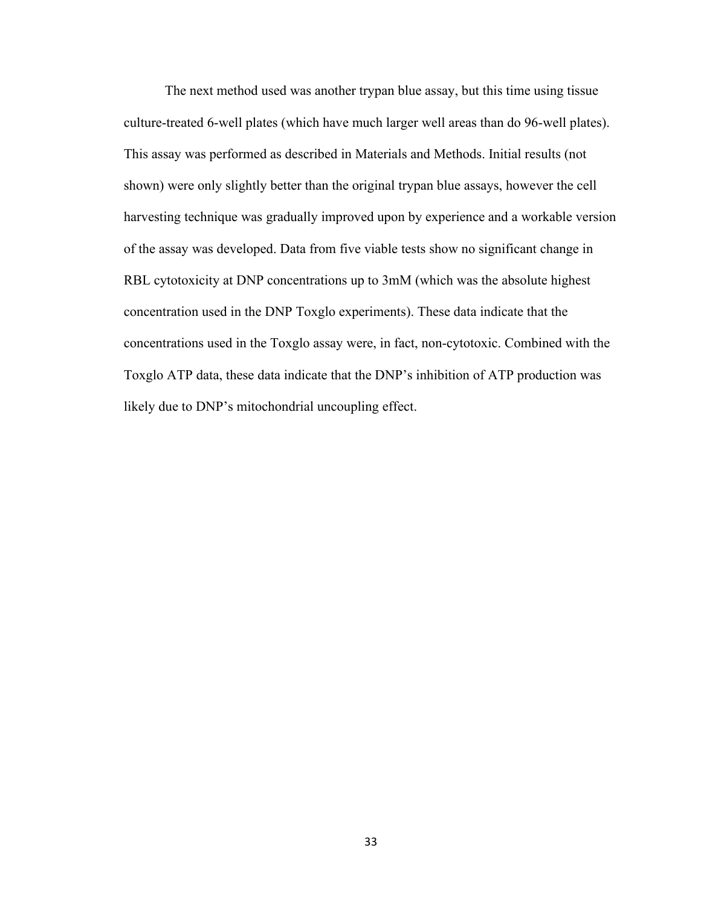The next method used was another trypan blue assay, but this time using tissue culture-treated 6-well plates (which have much larger well areas than do 96-well plates). This assay was performed as described in Materials and Methods. Initial results (not shown) were only slightly better than the original trypan blue assays, however the cell harvesting technique was gradually improved upon by experience and a workable version of the assay was developed. Data from five viable tests show no significant change in RBL cytotoxicity at DNP concentrations up to 3mM (which was the absolute highest concentration used in the DNP Toxglo experiments). These data indicate that the concentrations used in the Toxglo assay were, in fact, non-cytotoxic. Combined with the Toxglo ATP data, these data indicate that the DNP's inhibition of ATP production was likely due to DNP's mitochondrial uncoupling effect.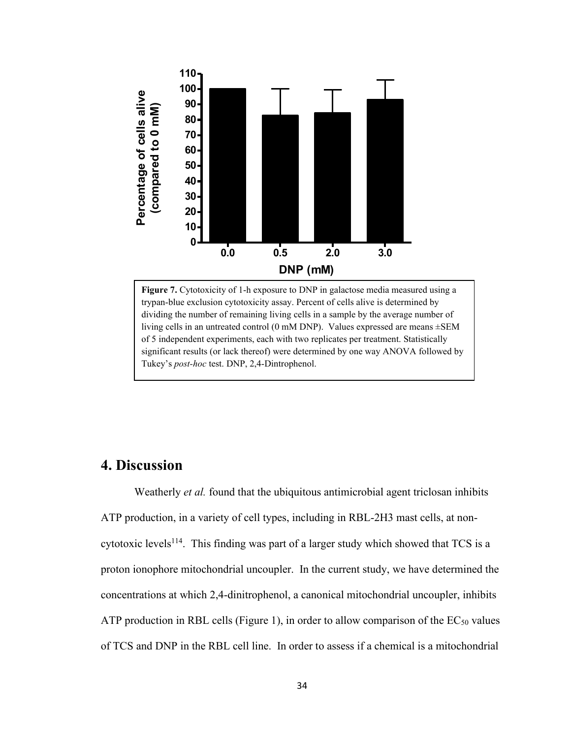**Figure 7.** Cytotoxicity of 1-h exposure to DNP in galactose media measured using a trypan-blue exclusion cytotoxicity assay. Percent of cells alive is determined by dividing the number of remaining living cells in a sample by the average number of living cells in an untreated control (0 mM DNP). Values expressed are means ±SEM of 5 independent experiments, each with two replicates per treatment. Statistically significant results (or lack thereof) were determined by one way ANOVA followed by Tukey's *post-hoc* test. DNP, 2,4-Dintrophenol.

# 4. Discussion

Weatherly *et al.* found that the ubiquitous antimicrobial agent triclosan inhibits ATP production, in a variety of cell types, including in RBL-2H3 mast cells, at non-cytotoxic levels[114]. This finding was part of a larger study which showed that TCS is a proton ionophore mitochondrial uncoupler. In the current study, we have determined the concentrations at which 2,4-dinitrophenol, a canonical mitochondrial uncoupler, inhibits ATP production in RBL cells (Figure 1), in order to allow comparison of the $EC_{50}$ values of TCS and DNP in the RBL cell line. In order to assess if a chemical is a mitochondrial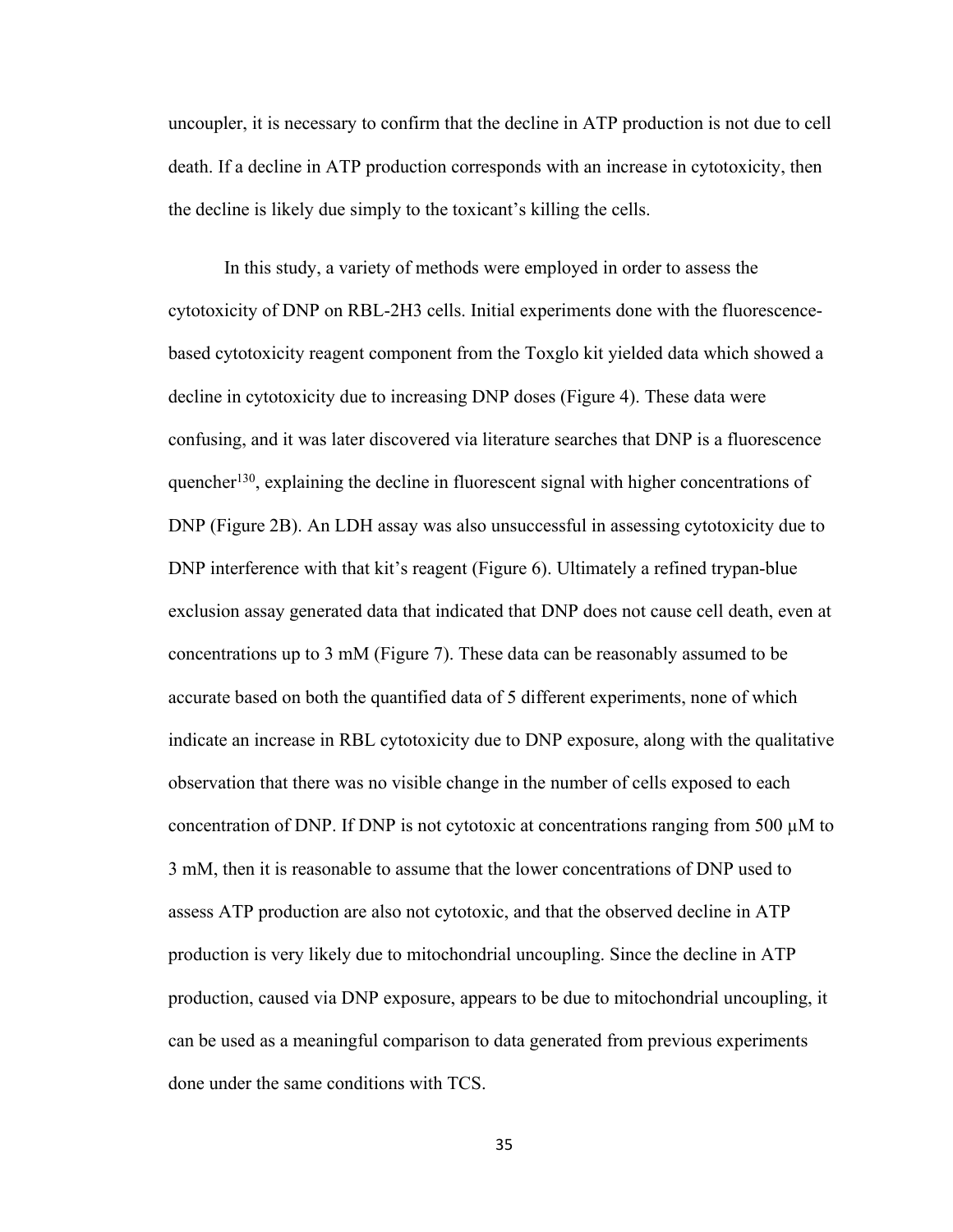uncoupler, it is necessary to confirm that the decline in ATP production is not due to cell death. If a decline in ATP production corresponds with an increase in cytotoxicity, then the decline is likely due simply to the toxicant's killing the cells.

In this study, a variety of methods were employed in order to assess the cytotoxicity of DNP on RBL-2H3 cells. Initial experiments done with the fluorescence-based cytotoxicity reagent component from the Toxglo kit yielded data which showed a decline in cytotoxicity due to increasing DNP doses (Figure 4). These data were confusing, and it was later discovered via literature searches that DNP is a fluorescence quencher[130], explaining the decline in fluorescent signal with higher concentrations of DNP (Figure 2B). An LDH assay was also unsuccessful in assessing cytotoxicity due to DNP interference with that kit's reagent (Figure 6). Ultimately a refined trypan-blue exclusion assay generated data that indicated that DNP does not cause cell death, even at concentrations up to 3 mM (Figure 7). These data can be reasonably assumed to be accurate based on both the quantified data of 5 different experiments, none of which indicate an increase in RBL cytotoxicity due to DNP exposure, along with the qualitative observation that there was no visible change in the number of cells exposed to each concentration of DNP. If DNP is not cytotoxic at concentrations ranging from 500 μM to 3 mM, then it is reasonable to assume that the lower concentrations of DNP used to assess ATP production are also not cytotoxic, and that the observed decline in ATP production is very likely due to mitochondrial uncoupling. Since the decline in ATP production, caused via DNP exposure, appears to be due to mitochondrial uncoupling, it can be used as a meaningful comparison to data generated from previous experiments done under the same conditions with TCS.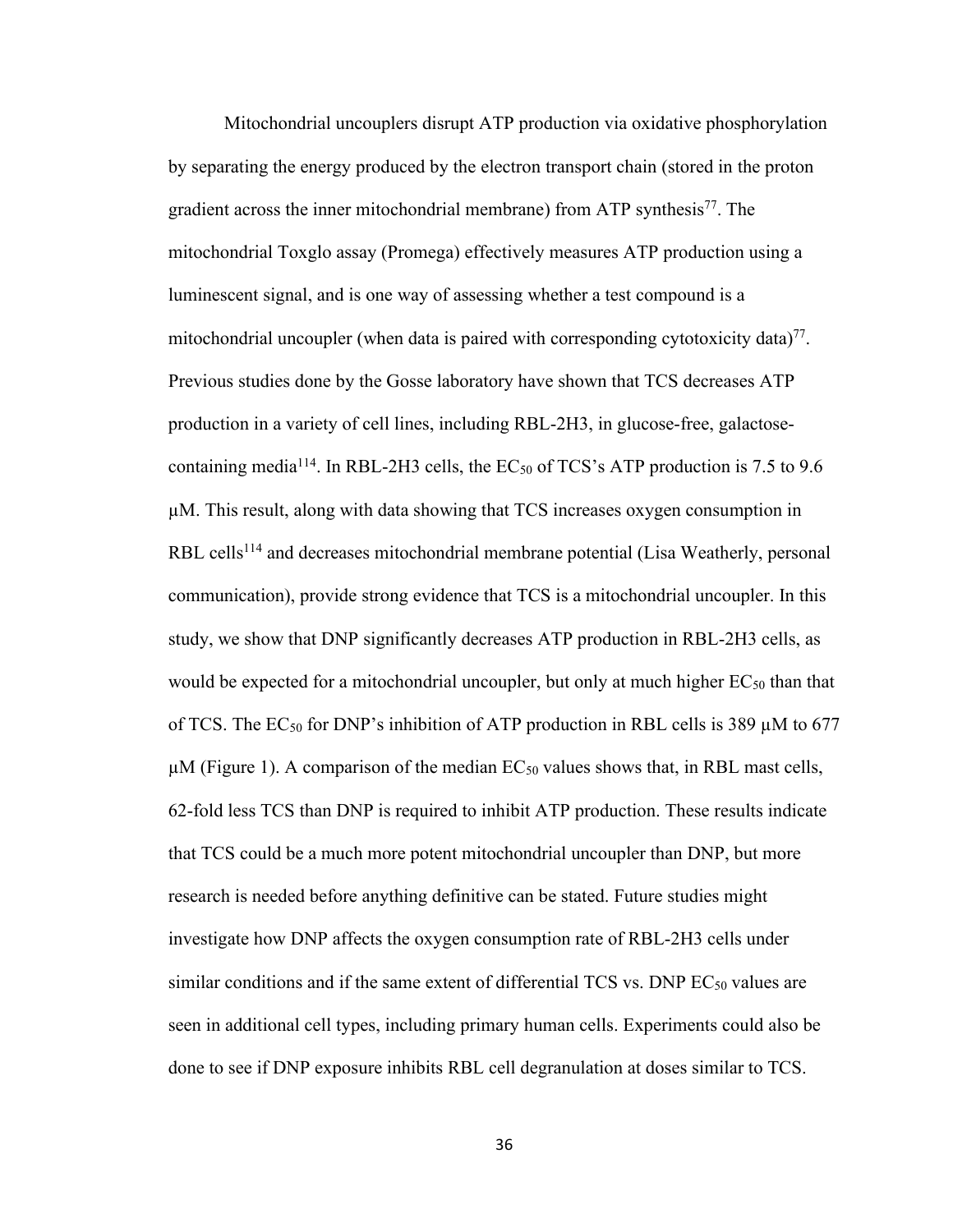Mitochondrial uncouplers disrupt ATP production via oxidative phosphorylation by separating the energy produced by the electron transport chain (stored in the proton gradient across the inner mitochondrial membrane) from ATP synthesis[77]. The mitochondrial Toxglo assay (Promega) effectively measures ATP production using a luminescent signal, and is one way of assessing whether a test compound is a mitochondrial uncoupler (when data is paired with corresponding cytotoxicity data)[77]. Previous studies done by the Gosse laboratory have shown that TCS decreases ATP production in a variety of cell lines, including RBL-2H3, in glucose-free, galactose-containing media[114]. In RBL-2H3 cells, the $EC_{50}$ of TCS's ATP production is 7.5 to 9.6 μM. This result, along with data showing that TCS increases oxygen consumption in RBL cells[114] and decreases mitochondrial membrane potential (Lisa Weatherly, personal communication), provide strong evidence that TCS is a mitochondrial uncoupler. In this study, we show that DNP significantly decreases ATP production in RBL-2H3 cells, as would be expected for a mitochondrial uncoupler, but only at much higher $EC_{50}$ than that of TCS. The $EC_{50}$ for DNP's inhibition of ATP production in RBL cells is 389 μM to 677 μM (Figure 1). A comparison of the median $EC_{50}$ values shows that, in RBL mast cells, 62-fold less TCS than DNP is required to inhibit ATP production. These results indicate that TCS could be a much more potent mitochondrial uncoupler than DNP, but more research is needed before anything definitive can be stated. Future studies might investigate how DNP affects the oxygen consumption rate of RBL-2H3 cells under similar conditions and if the same extent of differential TCS vs. DNP $EC_{50}$ values are seen in additional cell types, including primary human cells. Experiments could also be done to see if DNP exposure inhibits RBL cell degranulation at doses similar to TCS.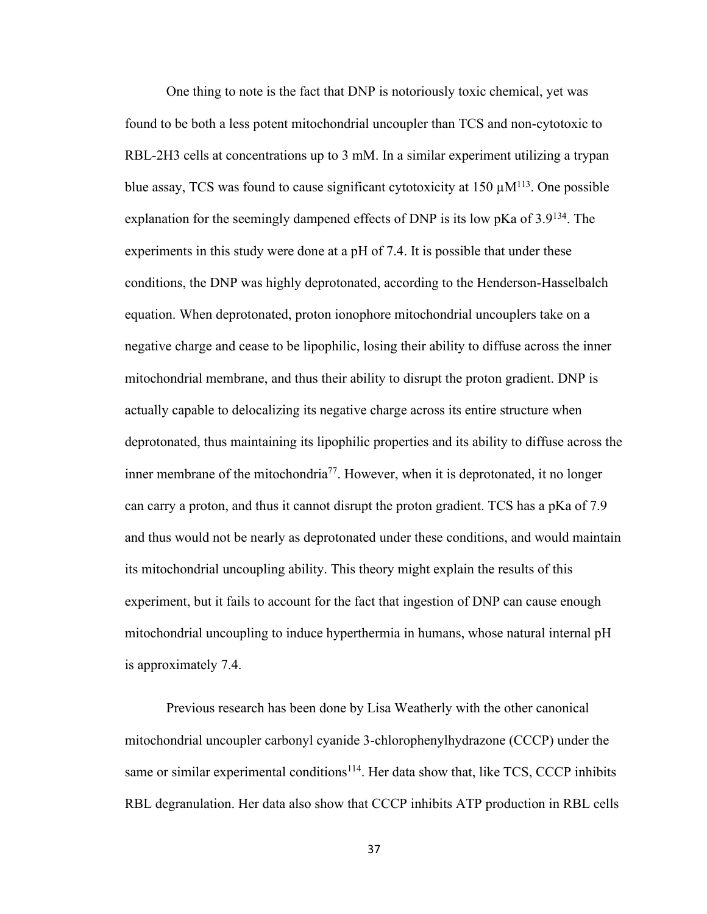One thing to note is the fact that DNP is notoriously toxic chemical, yet was found to be both a less potent mitochondrial uncoupler than TCS and non-cytotoxic to RBL-2H3 cells at concentrations up to 3 mM. In a similar experiment utilizing a trypan blue assay, TCS was found to cause significant cytotoxicity at 150 μM[113]. One possible explanation for the seemingly dampened effects of DNP is its low pKa of 3.9[134]. The experiments in this study were done at a pH of 7.4. It is possible that under these conditions, the DNP was highly deprotonated, according to the Henderson-Hasselbalch equation. When deprotonated, proton ionophore mitochondrial uncouplers take on a negative charge and cease to be lipophilic, losing their ability to diffuse across the inner mitochondrial membrane, and thus their ability to disrupt the proton gradient. DNP is actually capable to delocalizing its negative charge across its entire structure when deprotonated, thus maintaining its lipophilic properties and its ability to diffuse across the inner membrane of the mitochondria[77]. However, when it is deprotonated, it no longer can carry a proton, and thus it cannot disrupt the proton gradient. TCS has a pKa of 7.9 and thus would not be nearly as deprotonated under these conditions, and would maintain its mitochondrial uncoupling ability. This theory might explain the results of this experiment, but it fails to account for the fact that ingestion of DNP can cause enough mitochondrial uncoupling to induce hyperthermia in humans, whose natural internal pH is approximately 7.4.

Previous research has been done by Lisa Weatherly with the other canonical mitochondrial uncoupler carbonyl cyanide 3-chlorophenylhydrazone (CCCP) under the same or similar experimental conditions[114]. Her data show that, like TCS, CCCP inhibits RBL degranulation. Her data also show that CCCP inhibits ATP production in RBL cells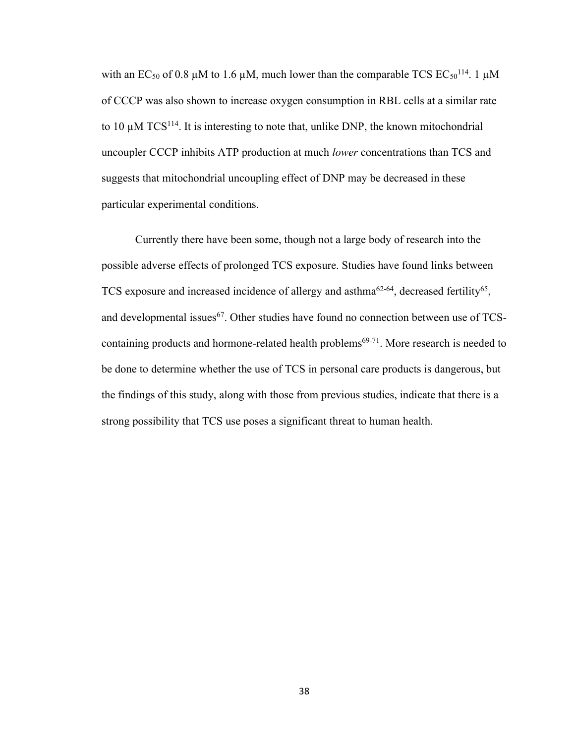with an $EC_{50}$ of 0.8 μM to 1.6 μM, much lower than the comparable TCS $EC_{50}$[114]. 1 μM of CCCP was also shown to increase oxygen consumption in RBL cells at a similar rate to 10 μM TCS[114]. It is interesting to note that, unlike DNP, the known mitochondrial uncoupler CCCP inhibits ATP production at much *lower* concentrations than TCS and suggests that mitochondrial uncoupling effect of DNP may be decreased in these particular experimental conditions.

Currently there have been some, though not a large body of research into the possible adverse effects of prolonged TCS exposure. Studies have found links between TCS exposure and increased incidence of allergy and asthma[62-64], decreased fertility[65], and developmental issues[67]. Other studies have found no connection between use of TCS-containing products and hormone-related health problems[69-71]. More research is needed to be done to determine whether the use of TCS in personal care products is dangerous, but the findings of this study, along with those from previous studies, indicate that there is a strong possibility that TCS use poses a significant threat to human health.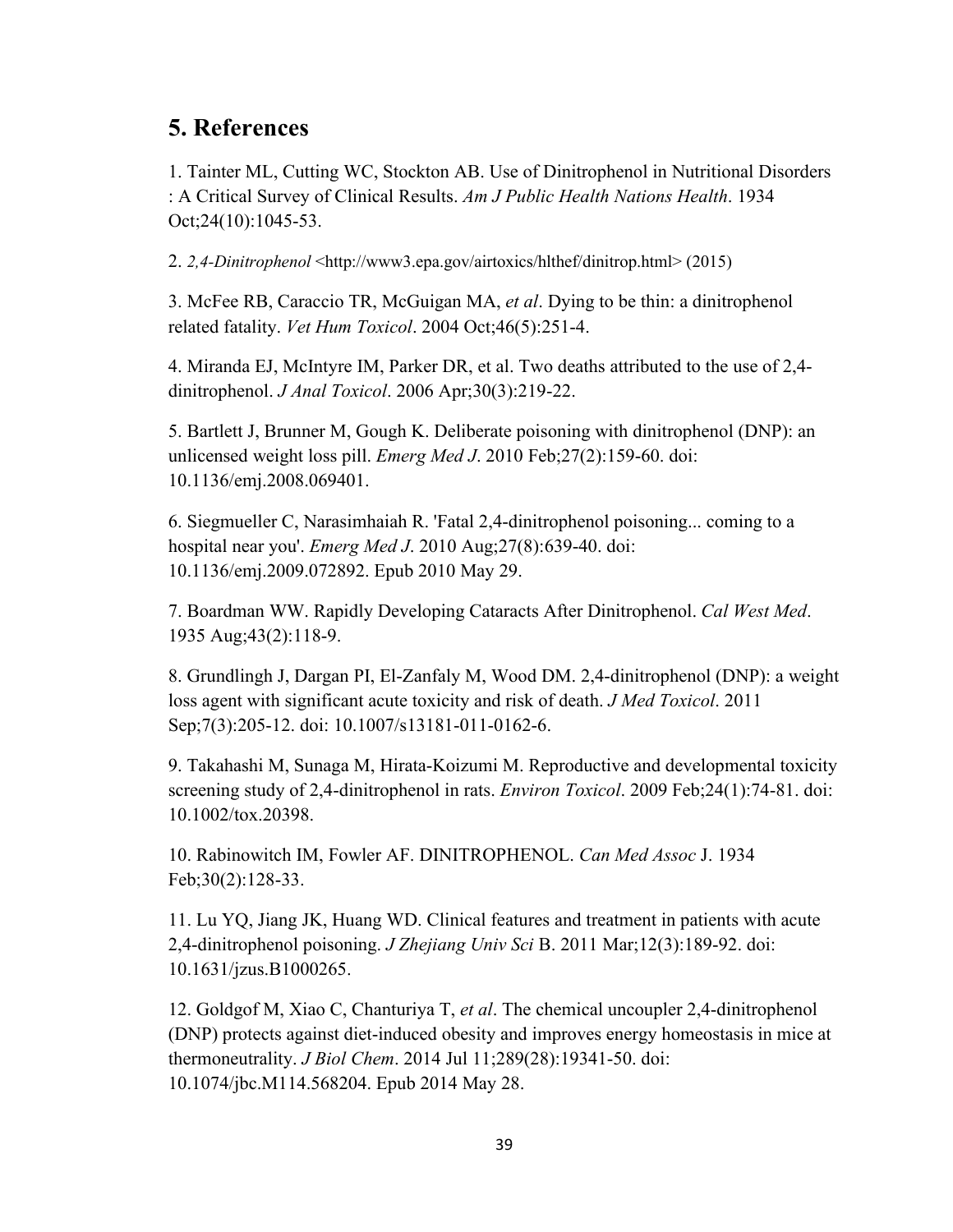## 5. References

1. Tainter ML, Cutting WC, Stockton AB. Use of Dinitrophenol in Nutritional Disorders : A Critical Survey of Clinical Results. *Am J Public Health Nations Health*. 1934 Oct;24(10):1045-53.

2. *2,4-Dinitrophenol* <http://www3.epa.gov/airtoxics/hlthef/dinitrop.html> (2015)

3. McFee RB, Caraccio TR, McGuigan MA, *et al*. Dying to be thin: a dinitrophenol related fatality. *Vet Hum Toxicol*. 2004 Oct;46(5):251-4.

4. Miranda EJ, McIntyre IM, Parker DR, et al. Two deaths attributed to the use of 2,4-dinitrophenol. *J Anal Toxicol*. 2006 Apr;30(3):219-22.

5. Bartlett J, Brunner M, Gough K. Deliberate poisoning with dinitrophenol (DNP): an unlicensed weight loss pill. *Emerg Med J*. 2010 Feb;27(2):159-60. doi: 10.1136/emj.2008.069401.

6. Siegmueller C, Narasimhaiah R. 'Fatal 2,4-dinitrophenol poisoning... coming to a hospital near you'. *Emerg Med J*. 2010 Aug;27(8):639-40. doi: 10.1136/emj.2009.072892. Epub 2010 May 29.

7. Boardman WW. Rapidly Developing Cataracts After Dinitrophenol. *Cal West Med*. 1935 Aug;43(2):118-9.

8. Grundlingh J, Dargan PI, El-Zanfaly M, Wood DM. 2,4-dinitrophenol (DNP): a weight loss agent with significant acute toxicity and risk of death. *J Med Toxicol*. 2011 Sep;7(3):205-12. doi: 10.1007/s13181-011-0162-6.

9. Takahashi M, Sunaga M, Hirata-Koizumi M. Reproductive and developmental toxicity screening study of 2,4-dinitrophenol in rats. *Environ Toxicol*. 2009 Feb;24(1):74-81. doi: 10.1002/tox.20398.

10. Rabinowitch IM, Fowler AF. DINITROPHENOL. *Can Med Assoc* J. 1934 Feb;30(2):128-33.

11. Lu YQ, Jiang JK, Huang WD. Clinical features and treatment in patients with acute 2,4-dinitrophenol poisoning. *J Zhejiang Univ Sci* B. 2011 Mar;12(3):189-92. doi: 10.1631/jzus.B1000265.

12. Goldgof M, Xiao C, Chanturiya T, *et al*. The chemical uncoupler 2,4-dinitrophenol (DNP) protects against diet-induced obesity and improves energy homeostasis in mice at thermoneutrality. *J Biol Chem*. 2014 Jul 11;289(28):19341-50. doi: 10.1074/jbc.M114.568204. Epub 2014 May 28.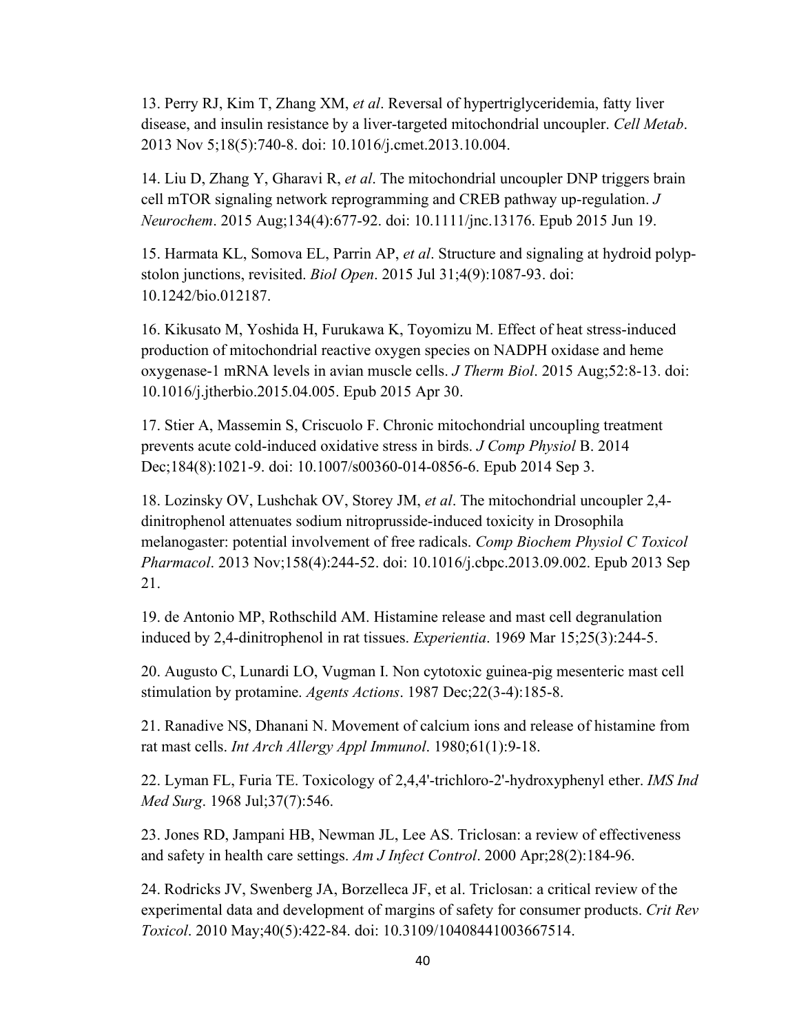13. Perry RJ, Kim T, Zhang XM, *et al*. Reversal of hypertriglyceridemia, fatty liver disease, and insulin resistance by a liver-targeted mitochondrial uncoupler. *Cell Metab*. 2013 Nov 5;18(5):740-8. doi: 10.1016/j.cmet.2013.10.004.

14. Liu D, Zhang Y, Gharavi R, *et al*. The mitochondrial uncoupler DNP triggers brain cell mTOR signaling network reprogramming and CREB pathway up-regulation. *J Neurochem*. 2015 Aug;134(4):677-92. doi: 10.1111/jnc.13176. Epub 2015 Jun 19.

15. Harmata KL, Somova EL, Parrin AP, *et al*. Structure and signaling at hydroid polyp-stolon junctions, revisited. *Biol Open*. 2015 Jul 31;4(9):1087-93. doi: 10.1242/bio.012187.

16. Kikusato M, Yoshida H, Furukawa K, Toyomizu M. Effect of heat stress-induced production of mitochondrial reactive oxygen species on NADPH oxidase and heme oxygenase-1 mRNA levels in avian muscle cells. *J Therm Biol*. 2015 Aug;52:8-13. doi: 10.1016/j.jtherbio.2015.04.005. Epub 2015 Apr 30.

17. Stier A, Massemin S, Criscuolo F. Chronic mitochondrial uncoupling treatment prevents acute cold-induced oxidative stress in birds. *J Comp Physiol* B. 2014 Dec;184(8):1021-9. doi: 10.1007/s00360-014-0856-6. Epub 2014 Sep 3.

18. Lozinsky OV, Lushchak OV, Storey JM, *et al*. The mitochondrial uncoupler 2,4-dinitrophenol attenuates sodium nitroprusside-induced toxicity in Drosophila melanogaster: potential involvement of free radicals. *Comp Biochem Physiol C Toxicol Pharmacol*. 2013 Nov;158(4):244-52. doi: 10.1016/j.cbpc.2013.09.002. Epub 2013 Sep 21.

19. de Antonio MP, Rothschild AM. Histamine release and mast cell degranulation induced by 2,4-dinitrophenol in rat tissues. *Experientia*. 1969 Mar 15;25(3):244-5.

20. Augusto C, Lunardi LO, Vugman I. Non cytotoxic guinea-pig mesenteric mast cell stimulation by protamine. *Agents Actions*. 1987 Dec;22(3-4):185-8.

21. Ranadive NS, Dhanani N. Movement of calcium ions and release of histamine from rat mast cells. *Int Arch Allergy Appl Immunol*. 1980;61(1):9-18.

22. Lyman FL, Furia TE. Toxicology of 2,4,4'-trichloro-2'-hydroxyphenyl ether. *IMS Ind Med Surg*. 1968 Jul;37(7):546.

23. Jones RD, Jampani HB, Newman JL, Lee AS. Triclosan: a review of effectiveness and safety in health care settings. *Am J Infect Control*. 2000 Apr;28(2):184-96.

24. Rodricks JV, Swenberg JA, Borzelleca JF, et al. Triclosan: a critical review of the experimental data and development of margins of safety for consumer products. *Crit Rev Toxicol*. 2010 May;40(5):422-84. doi: 10.3109/10408441003667514.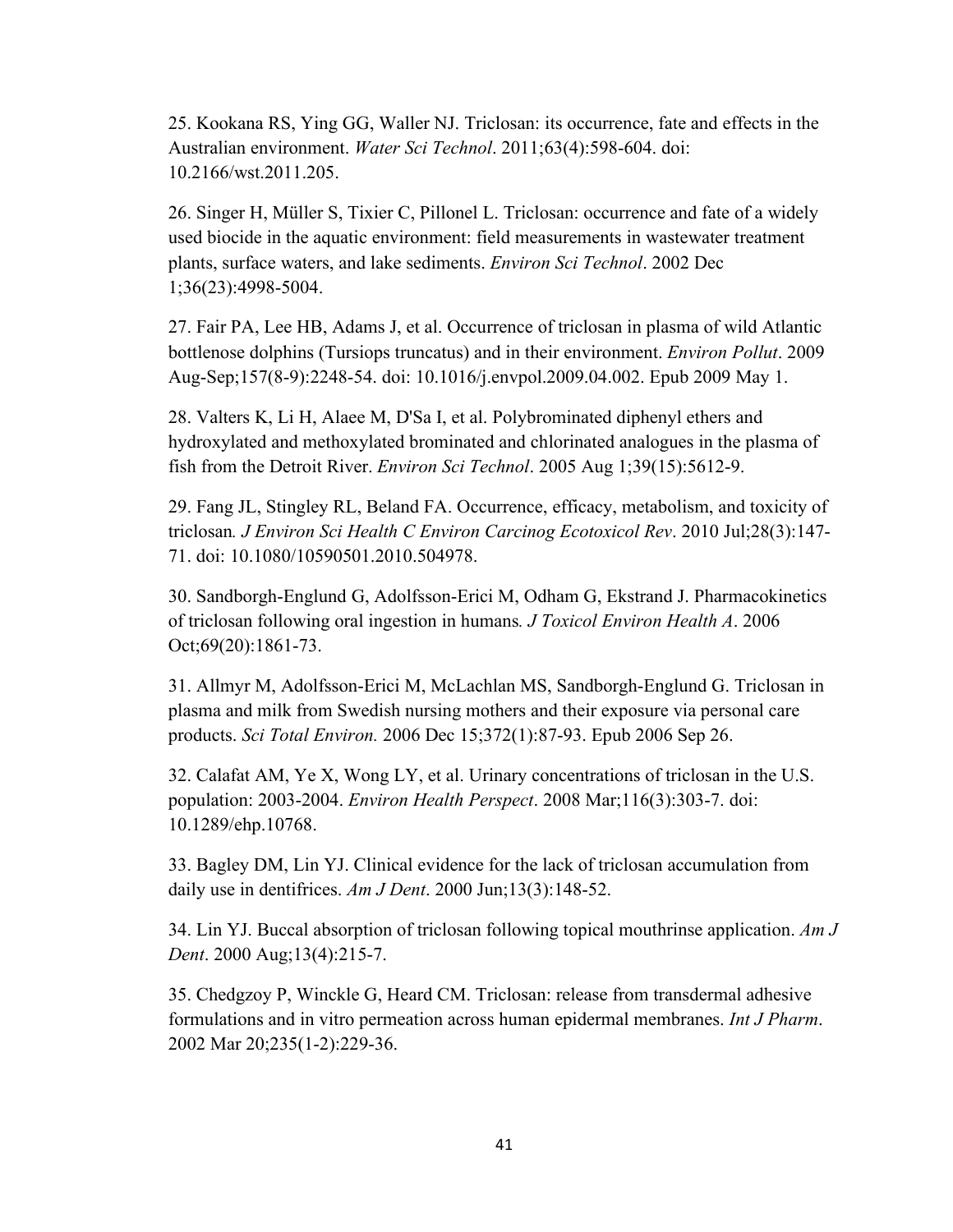25. Kookana RS, Ying GG, Waller NJ. Triclosan: its occurrence, fate and effects in the Australian environment. *Water Sci Technol*. 2011;63(4):598-604. doi: 10.2166/wst.2011.205.

26. Singer H, Müller S, Tixier C, Pillonel L. Triclosan: occurrence and fate of a widely used biocide in the aquatic environment: field measurements in wastewater treatment plants, surface waters, and lake sediments. *Environ Sci Technol*. 2002 Dec 1;36(23):4998-5004.

27. Fair PA, Lee HB, Adams J, et al. Occurrence of triclosan in plasma of wild Atlantic bottlenose dolphins (Tursiops truncatus) and in their environment. *Environ Pollut*. 2009 Aug-Sep;157(8-9):2248-54. doi: 10.1016/j.envpol.2009.04.002. Epub 2009 May 1.

28. Valters K, Li H, Alaee M, D'Sa I, et al. Polybrominated diphenyl ethers and hydroxylated and methoxylated brominated and chlorinated analogues in the plasma of fish from the Detroit River. *Environ Sci Technol*. 2005 Aug 1;39(15):5612-9.

29. Fang JL, Stingley RL, Beland FA. Occurrence, efficacy, metabolism, and toxicity of triclosan*. J Environ Sci Health C Environ Carcinog Ecotoxicol Rev*. 2010 Jul;28(3):147-71. doi: 10.1080/10590501.2010.504978.

30. Sandborgh-Englund G, Adolfsson-Erici M, Odham G, Ekstrand J. Pharmacokinetics of triclosan following oral ingestion in humans*. J Toxicol Environ Health A*. 2006 Oct;69(20):1861-73.

31. Allmyr M, Adolfsson-Erici M, McLachlan MS, Sandborgh-Englund G. Triclosan in plasma and milk from Swedish nursing mothers and their exposure via personal care products. *Sci Total Environ.* 2006 Dec 15;372(1):87-93. Epub 2006 Sep 26.

32. Calafat AM, Ye X, Wong LY, et al. Urinary concentrations of triclosan in the U.S. population: 2003-2004. *Environ Health Perspect*. 2008 Mar;116(3):303-7. doi: 10.1289/ehp.10768.

33. Bagley DM, Lin YJ. Clinical evidence for the lack of triclosan accumulation from daily use in dentifrices. *Am J Dent*. 2000 Jun;13(3):148-52.

34. Lin YJ. Buccal absorption of triclosan following topical mouthrinse application. *Am J Dent*. 2000 Aug;13(4):215-7.

35. Chedgzoy P, Winckle G, Heard CM. Triclosan: release from transdermal adhesive formulations and in vitro permeation across human epidermal membranes. *Int J Pharm*. 2002 Mar 20;235(1-2):229-36.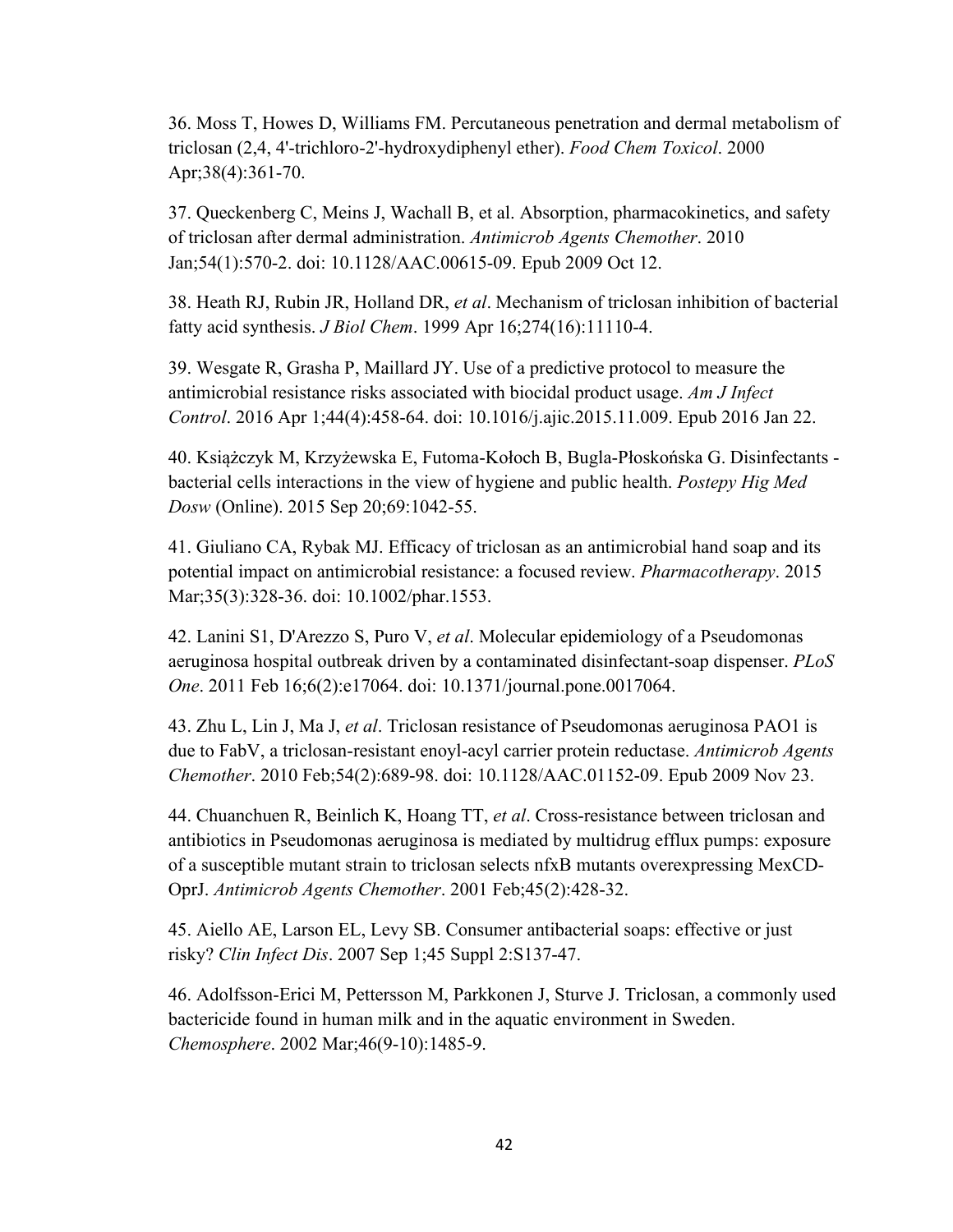36. Moss T, Howes D, Williams FM. Percutaneous penetration and dermal metabolism of triclosan (2,4, 4'-trichloro-2'-hydroxydiphenyl ether). *Food Chem Toxicol*. 2000 Apr;38(4):361-70.

37. Queckenberg C, Meins J, Wachall B, et al. Absorption, pharmacokinetics, and safety of triclosan after dermal administration. *Antimicrob Agents Chemother*. 2010 Jan;54(1):570-2. doi: 10.1128/AAC.00615-09. Epub 2009 Oct 12.

38. Heath RJ, Rubin JR, Holland DR, *et al*. Mechanism of triclosan inhibition of bacterial fatty acid synthesis. *J Biol Chem*. 1999 Apr 16;274(16):11110-4.

39. Wesgate R, Grasha P, Maillard JY. Use of a predictive protocol to measure the antimicrobial resistance risks associated with biocidal product usage. *Am J Infect Control*. 2016 Apr 1;44(4):458-64. doi: 10.1016/j.ajic.2015.11.009. Epub 2016 Jan 22.

40. Książczyk M, Krzyżewska E, Futoma-Kołoch B, Bugla-Płoskońska G. Disinfectants - bacterial cells interactions in the view of hygiene and public health. *Postepy Hig Med Dosw* (Online). 2015 Sep 20;69:1042-55.

41. Giuliano CA, Rybak MJ. Efficacy of triclosan as an antimicrobial hand soap and its potential impact on antimicrobial resistance: a focused review. *Pharmacotherapy*. 2015 Mar;35(3):328-36. doi: 10.1002/phar.1553.

42. Lanini S1, D'Arezzo S, Puro V, *et al*. Molecular epidemiology of a Pseudomonas aeruginosa hospital outbreak driven by a contaminated disinfectant-soap dispenser. *PLoS One*. 2011 Feb 16;6(2):e17064. doi: 10.1371/journal.pone.0017064.

43. Zhu L, Lin J, Ma J, *et al*. Triclosan resistance of Pseudomonas aeruginosa PAO1 is due to FabV, a triclosan-resistant enoyl-acyl carrier protein reductase. *Antimicrob Agents Chemother*. 2010 Feb;54(2):689-98. doi: 10.1128/AAC.01152-09. Epub 2009 Nov 23.

44. Chuanchuen R, Beinlich K, Hoang TT, *et al*. Cross-resistance between triclosan and antibiotics in Pseudomonas aeruginosa is mediated by multidrug efflux pumps: exposure of a susceptible mutant strain to triclosan selects nfxB mutants overexpressing MexCD-OprJ. *Antimicrob Agents Chemother*. 2001 Feb;45(2):428-32.

45. Aiello AE, Larson EL, Levy SB. Consumer antibacterial soaps: effective or just risky? *Clin Infect Dis*. 2007 Sep 1;45 Suppl 2:S137-47.

46. Adolfsson-Erici M, Pettersson M, Parkkonen J, Sturve J. Triclosan, a commonly used bactericide found in human milk and in the aquatic environment in Sweden. *Chemosphere*. 2002 Mar;46(9-10):1485-9.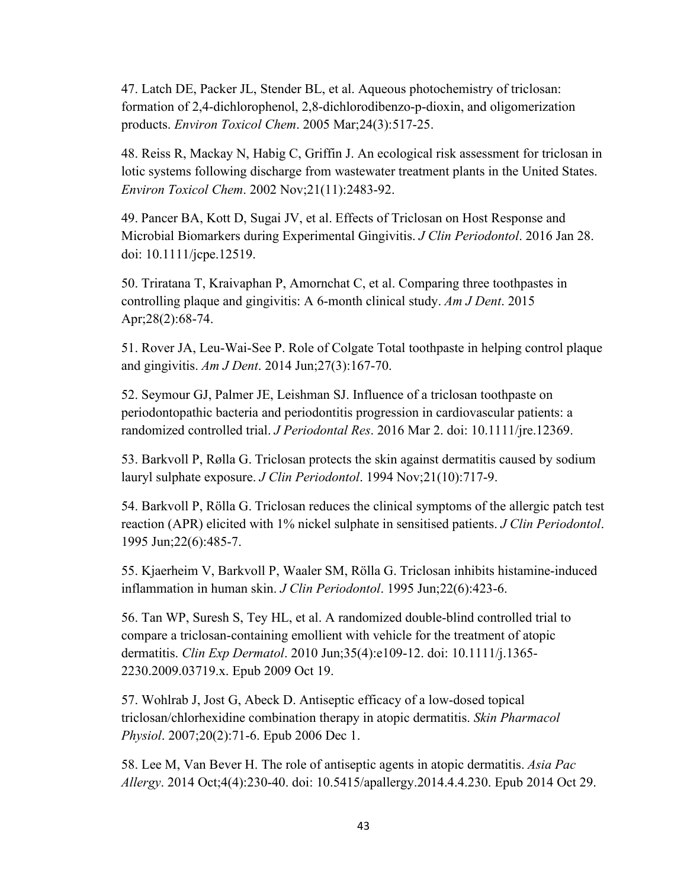47. Latch DE, Packer JL, Stender BL, et al. Aqueous photochemistry of triclosan: formation of 2,4-dichlorophenol, 2,8-dichlorodibenzo-p-dioxin, and oligomerization products. *Environ Toxicol Chem*. 2005 Mar;24(3):517-25.

48. Reiss R, Mackay N, Habig C, Griffin J. An ecological risk assessment for triclosan in lotic systems following discharge from wastewater treatment plants in the United States. *Environ Toxicol Chem*. 2002 Nov;21(11):2483-92.

49. Pancer BA, Kott D, Sugai JV, et al. Effects of Triclosan on Host Response and Microbial Biomarkers during Experimental Gingivitis. *J Clin Periodontol*. 2016 Jan 28. doi: 10.1111/jcpe.12519.

50. Triratana T, Kraivaphan P, Amornchat C, et al. Comparing three toothpastes in controlling plaque and gingivitis: A 6-month clinical study. *Am J Dent*. 2015 Apr;28(2):68-74.

51. Rover JA, Leu-Wai-See P. Role of Colgate Total toothpaste in helping control plaque and gingivitis. *Am J Dent*. 2014 Jun;27(3):167-70.

52. Seymour GJ, Palmer JE, Leishman SJ. Influence of a triclosan toothpaste on periodontopathic bacteria and periodontitis progression in cardiovascular patients: a randomized controlled trial. *J Periodontal Res*. 2016 Mar 2. doi: 10.1111/jre.12369.

53. Barkvoll P, Rølla G. Triclosan protects the skin against dermatitis caused by sodium lauryl sulphate exposure. *J Clin Periodontol*. 1994 Nov;21(10):717-9.

54. Barkvoll P, Rölla G. Triclosan reduces the clinical symptoms of the allergic patch test reaction (APR) elicited with 1% nickel sulphate in sensitised patients. *J Clin Periodontol*. 1995 Jun;22(6):485-7.

55. Kjaerheim V, Barkvoll P, Waaler SM, Rölla G. Triclosan inhibits histamine-induced inflammation in human skin. *J Clin Periodontol*. 1995 Jun;22(6):423-6.

56. Tan WP, Suresh S, Tey HL, et al. A randomized double-blind controlled trial to compare a triclosan-containing emollient with vehicle for the treatment of atopic dermatitis. *Clin Exp Dermatol*. 2010 Jun;35(4):e109-12. doi: 10.1111/j.1365-2230.2009.03719.x. Epub 2009 Oct 19.

57. Wohlrab J, Jost G, Abeck D. Antiseptic efficacy of a low-dosed topical triclosan/chlorhexidine combination therapy in atopic dermatitis. *Skin Pharmacol Physiol*. 2007;20(2):71-6. Epub 2006 Dec 1.

58. Lee M, Van Bever H. The role of antiseptic agents in atopic dermatitis. *Asia Pac Allergy*. 2014 Oct;4(4):230-40. doi: 10.5415/apallergy.2014.4.4.230. Epub 2014 Oct 29.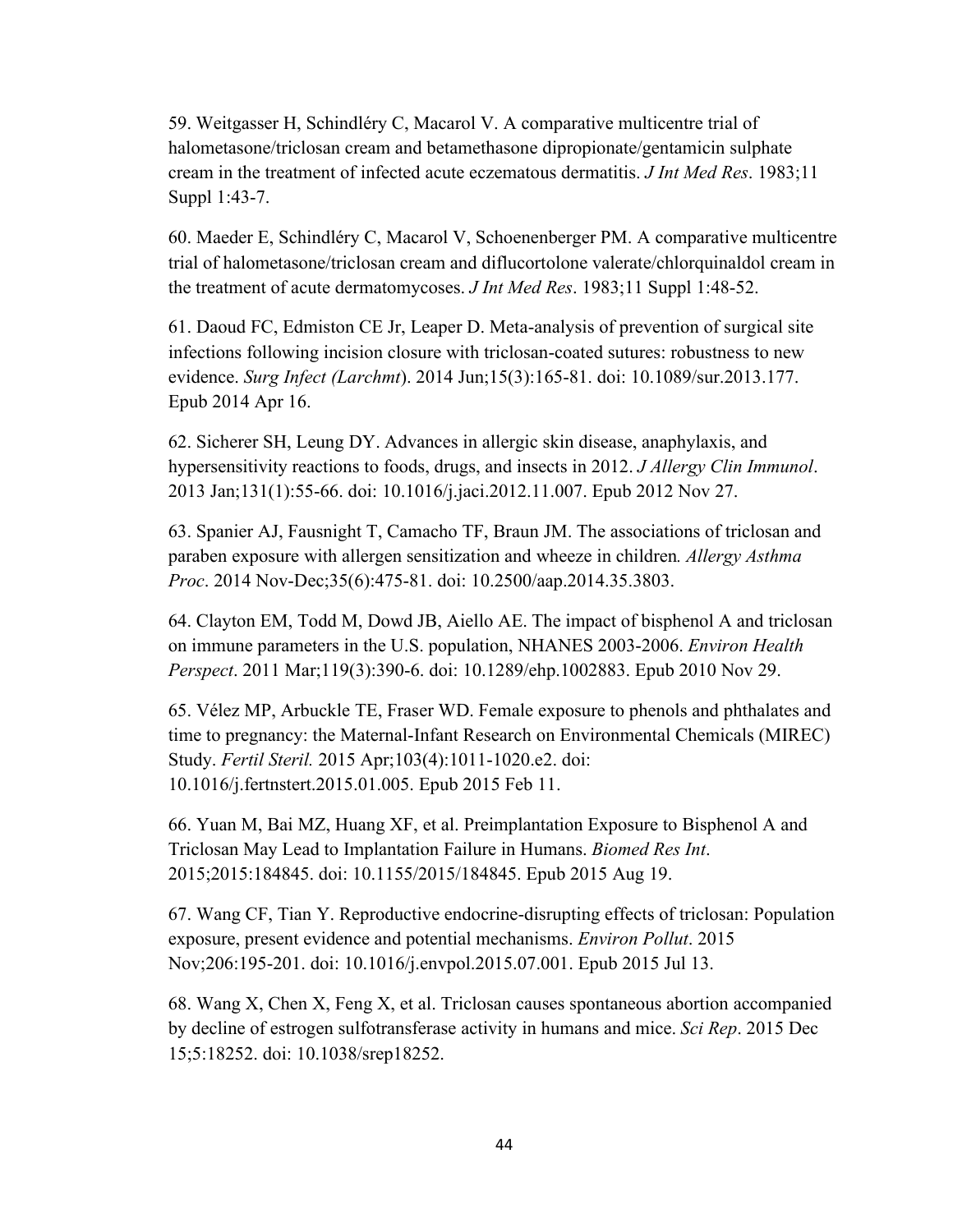59. Weitgasser H, Schindléry C, Macarol V. A comparative multicentre trial of halometasone/triclosan cream and betamethasone dipropionate/gentamicin sulphate cream in the treatment of infected acute eczematous dermatitis. *J Int Med Res*. 1983;11 Suppl 1:43-7.

60. Maeder E, Schindléry C, Macarol V, Schoenenberger PM. A comparative multicentre trial of halometasone/triclosan cream and diflucortolone valerate/chlorquinaldol cream in the treatment of acute dermatomycoses. *J Int Med Res*. 1983;11 Suppl 1:48-52.

61. Daoud FC, Edmiston CE Jr, Leaper D. Meta-analysis of prevention of surgical site infections following incision closure with triclosan-coated sutures: robustness to new evidence. *Surg Infect (Larchmt*). 2014 Jun;15(3):165-81. doi: 10.1089/sur.2013.177. Epub 2014 Apr 16.

62. Sicherer SH, Leung DY. Advances in allergic skin disease, anaphylaxis, and hypersensitivity reactions to foods, drugs, and insects in 2012. *J Allergy Clin Immunol*. 2013 Jan;131(1):55-66. doi: 10.1016/j.jaci.2012.11.007. Epub 2012 Nov 27.

63. Spanier AJ, Fausnight T, Camacho TF, Braun JM. The associations of triclosan and paraben exposure with allergen sensitization and wheeze in children*. Allergy Asthma Proc*. 2014 Nov-Dec;35(6):475-81. doi: 10.2500/aap.2014.35.3803.

64. Clayton EM, Todd M, Dowd JB, Aiello AE. The impact of bisphenol A and triclosan on immune parameters in the U.S. population, NHANES 2003-2006. *Environ Health Perspect*. 2011 Mar;119(3):390-6. doi: 10.1289/ehp.1002883. Epub 2010 Nov 29.

65. Vélez MP, Arbuckle TE, Fraser WD. Female exposure to phenols and phthalates and time to pregnancy: the Maternal-Infant Research on Environmental Chemicals (MIREC) Study. *Fertil Steril.* 2015 Apr;103(4):1011-1020.e2. doi: 10.1016/j.fertnstert.2015.01.005. Epub 2015 Feb 11.

66. Yuan M, Bai MZ, Huang XF, et al. Preimplantation Exposure to Bisphenol A and Triclosan May Lead to Implantation Failure in Humans. *Biomed Res Int*. 2015;2015:184845. doi: 10.1155/2015/184845. Epub 2015 Aug 19.

67. Wang CF, Tian Y. Reproductive endocrine-disrupting effects of triclosan: Population exposure, present evidence and potential mechanisms. *Environ Pollut*. 2015 Nov;206:195-201. doi: 10.1016/j.envpol.2015.07.001. Epub 2015 Jul 13.

68. Wang X, Chen X, Feng X, et al. Triclosan causes spontaneous abortion accompanied by decline of estrogen sulfotransferase activity in humans and mice. *Sci Rep*. 2015 Dec 15;5:18252. doi: 10.1038/srep18252.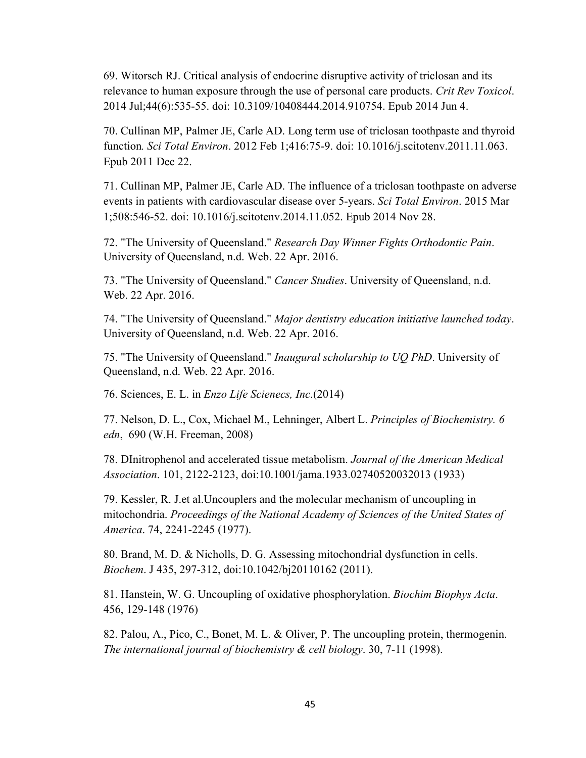69. Witorsch RJ. Critical analysis of endocrine disruptive activity of triclosan and its relevance to human exposure through the use of personal care products. *Crit Rev Toxicol*. 2014 Jul;44(6):535-55. doi: 10.3109/10408444.2014.910754. Epub 2014 Jun 4.

70. Cullinan MP, Palmer JE, Carle AD. Long term use of triclosan toothpaste and thyroid function*. Sci Total Environ*. 2012 Feb 1;416:75-9. doi: 10.1016/j.scitotenv.2011.11.063. Epub 2011 Dec 22.

71. Cullinan MP, Palmer JE, Carle AD. The influence of a triclosan toothpaste on adverse events in patients with cardiovascular disease over 5-years. *Sci Total Environ*. 2015 Mar 1;508:546-52. doi: 10.1016/j.scitotenv.2014.11.052. Epub 2014 Nov 28.

72. "The University of Queensland." *Research Day Winner Fights Orthodontic Pain*. University of Queensland, n.d. Web. 22 Apr. 2016.

73. "The University of Queensland." *Cancer Studies*. University of Queensland, n.d. Web. 22 Apr. 2016.

74. "The University of Queensland." *Major dentistry education initiative launched today*. University of Queensland, n.d. Web. 22 Apr. 2016.

75. "The University of Queensland." *Inaugural scholarship to UQ PhD*. University of Queensland, n.d. Web. 22 Apr. 2016.

76. Sciences, E. L. in *Enzo Life Scienecs, Inc*.(2014)

77. Nelson, D. L., Cox, Michael M., Lehninger, Albert L. *Principles of Biochemistry. 6 edn*, 690 (W.H. Freeman, 2008)

78. DInitrophenol and accelerated tissue metabolism. *Journal of the American Medical Association*. 101, 2122-2123, doi:10.1001/jama.1933.02740520032013 (1933)

79. Kessler, R. J.et al.Uncouplers and the molecular mechanism of uncoupling in mitochondria. *Proceedings of the National Academy of Sciences of the United States of America*. 74, 2241-2245 (1977).

80. Brand, M. D. & Nicholls, D. G. Assessing mitochondrial dysfunction in cells. *Biochem*. J 435, 297-312, doi:10.1042/bj20110162 (2011).

81. Hanstein, W. G. Uncoupling of oxidative phosphorylation. *Biochim Biophys Acta*. 456, 129-148 (1976)

82. Palou, A., Pico, C., Bonet, M. L. & Oliver, P. The uncoupling protein, thermogenin. *The international journal of biochemistry & cell biology*. 30, 7-11 (1998).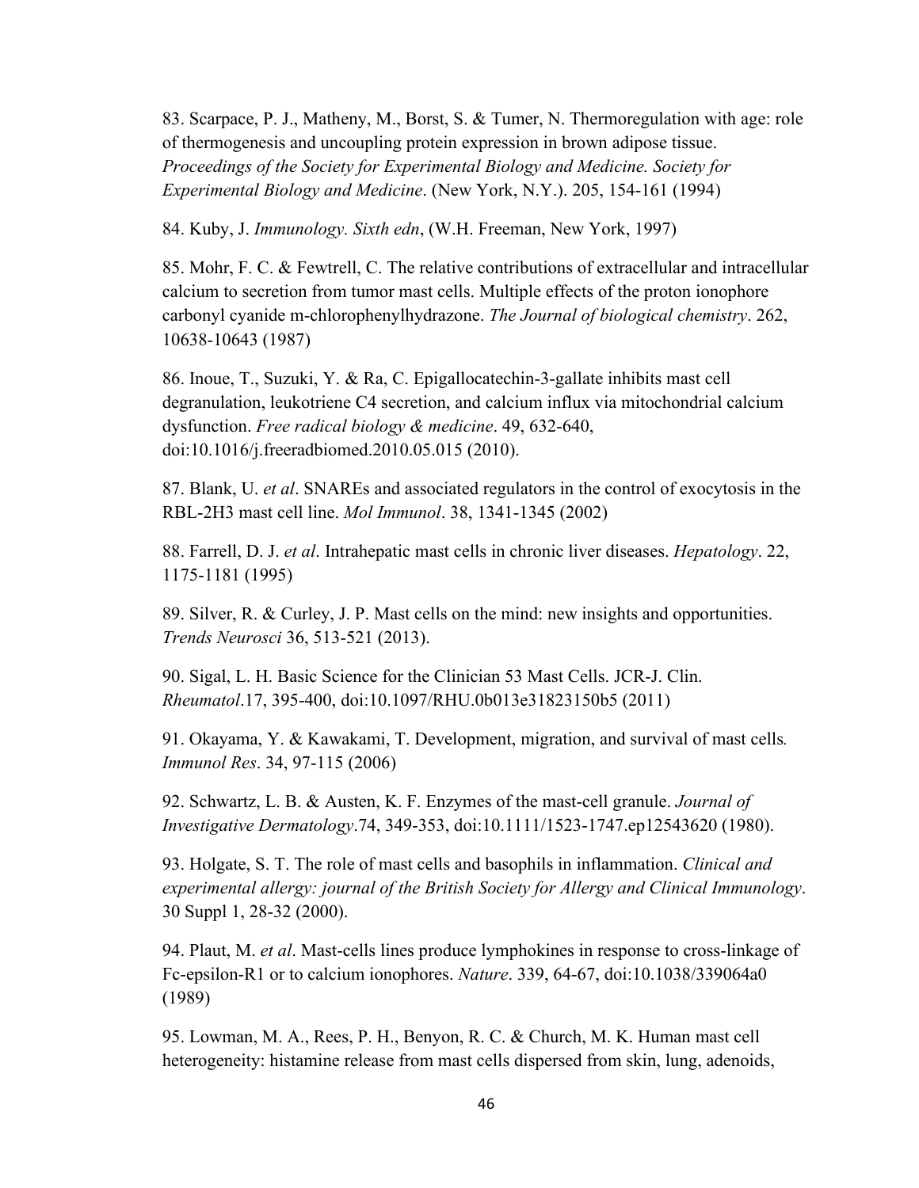83. Scarpace, P. J., Matheny, M., Borst, S. & Tumer, N. Thermoregulation with age: role of thermogenesis and uncoupling protein expression in brown adipose tissue. *Proceedings of the Society for Experimental Biology and Medicine. Society for Experimental Biology and Medicine*. (New York, N.Y.). 205, 154-161 (1994)

84. Kuby, J. *Immunology. Sixth edn*, (W.H. Freeman, New York, 1997)

85. Mohr, F. C. & Fewtrell, C. The relative contributions of extracellular and intracellular calcium to secretion from tumor mast cells. Multiple effects of the proton ionophore carbonyl cyanide m-chlorophenylhydrazone. *The Journal of biological chemistry*. 262, 10638-10643 (1987)

86. Inoue, T., Suzuki, Y. & Ra, C. Epigallocatechin-3-gallate inhibits mast cell degranulation, leukotriene C4 secretion, and calcium influx via mitochondrial calcium dysfunction. *Free radical biology & medicine*. 49, 632-640, doi:10.1016/j.freeradbiomed.2010.05.015 (2010).

87. Blank, U. *et al*. SNAREs and associated regulators in the control of exocytosis in the RBL-2H3 mast cell line. *Mol Immunol*. 38, 1341-1345 (2002)

88. Farrell, D. J. *et al*. Intrahepatic mast cells in chronic liver diseases. *Hepatology*. 22, 1175-1181 (1995)

89. Silver, R. & Curley, J. P. Mast cells on the mind: new insights and opportunities. *Trends Neurosci* 36, 513-521 (2013).

90. Sigal, L. H. Basic Science for the Clinician 53 Mast Cells. JCR-J. Clin. *Rheumatol*.17, 395-400, doi:10.1097/RHU.0b013e31823150b5 (2011)

91. Okayama, Y. & Kawakami, T. Development, migration, and survival of mast cells*. Immunol Res*. 34, 97-115 (2006)

92. Schwartz, L. B. & Austen, K. F. Enzymes of the mast-cell granule. *Journal of Investigative Dermatology*.74, 349-353, doi:10.1111/1523-1747.ep12543620 (1980).

93. Holgate, S. T. The role of mast cells and basophils in inflammation. *Clinical and experimental allergy: journal of the British Society for Allergy and Clinical Immunology*. 30 Suppl 1, 28-32 (2000).

94. Plaut, M. *et al*. Mast-cells lines produce lymphokines in response to cross-linkage of Fc-epsilon-R1 or to calcium ionophores. *Nature*. 339, 64-67, doi:10.1038/339064a0 (1989)

95. Lowman, M. A., Rees, P. H., Benyon, R. C. & Church, M. K. Human mast cell heterogeneity: histamine release from mast cells dispersed from skin, lung, adenoids,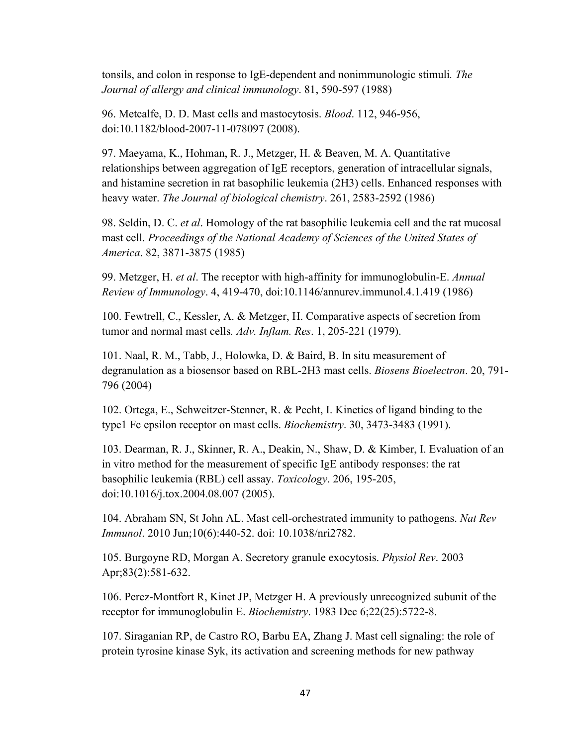tonsils, and colon in response to IgE-dependent and nonimmunologic stimuli. *The Journal of allergy and clinical immunology*. 81, 590-597 (1988)

96. Metcalfe, D. D. Mast cells and mastocytosis. *Blood*. 112, 946-956, doi:10.1182/blood-2007-11-078097 (2008).

97. Maeyama, K., Hohman, R. J., Metzger, H. & Beaven, M. A. Quantitative relationships between aggregation of IgE receptors, generation of intracellular signals, and histamine secretion in rat basophilic leukemia (2H3) cells. Enhanced responses with heavy water. *The Journal of biological chemistry*. 261, 2583-2592 (1986)

98. Seldin, D. C. *et al*. Homology of the rat basophilic leukemia cell and the rat mucosal mast cell. *Proceedings of the National Academy of Sciences of the United States of America*. 82, 3871-3875 (1985)

99. Metzger, H. *et al*. The receptor with high-affinity for immunoglobulin-E. *Annual Review of Immunology*. 4, 419-470, doi:10.1146/annurev.immunol.4.1.419 (1986)

100. Fewtrell, C., Kessler, A. & Metzger, H. Comparative aspects of secretion from tumor and normal mast cells. *Adv. Inflam. Res*. 1, 205-221 (1979).

101. Naal, R. M., Tabb, J., Holowka, D. & Baird, B. In situ measurement of degranulation as a biosensor based on RBL-2H3 mast cells. *Biosens Bioelectron*. 20, 791-796 (2004)

102. Ortega, E., Schweitzer-Stenner, R. & Pecht, I. Kinetics of ligand binding to the type1 Fc epsilon receptor on mast cells. *Biochemistry*. 30, 3473-3483 (1991).

103. Dearman, R. J., Skinner, R. A., Deakin, N., Shaw, D. & Kimber, I. Evaluation of an in vitro method for the measurement of specific IgE antibody responses: the rat basophilic leukemia (RBL) cell assay. *Toxicology*. 206, 195-205, doi:10.1016/j.tox.2004.08.007 (2005).

104. Abraham SN, St John AL. Mast cell-orchestrated immunity to pathogens. *Nat Rev Immunol*. 2010 Jun;10(6):440-52. doi: 10.1038/nri2782.

105. Burgoyne RD, Morgan A. Secretory granule exocytosis. *Physiol Rev*. 2003 Apr;83(2):581-632.

106. Perez-Montfort R, Kinet JP, Metzger H. A previously unrecognized subunit of the receptor for immunoglobulin E. *Biochemistry*. 1983 Dec 6;22(25):5722-8.

107. Siraganian RP, de Castro RO, Barbu EA, Zhang J. Mast cell signaling: the role of protein tyrosine kinase Syk, its activation and screening methods for new pathway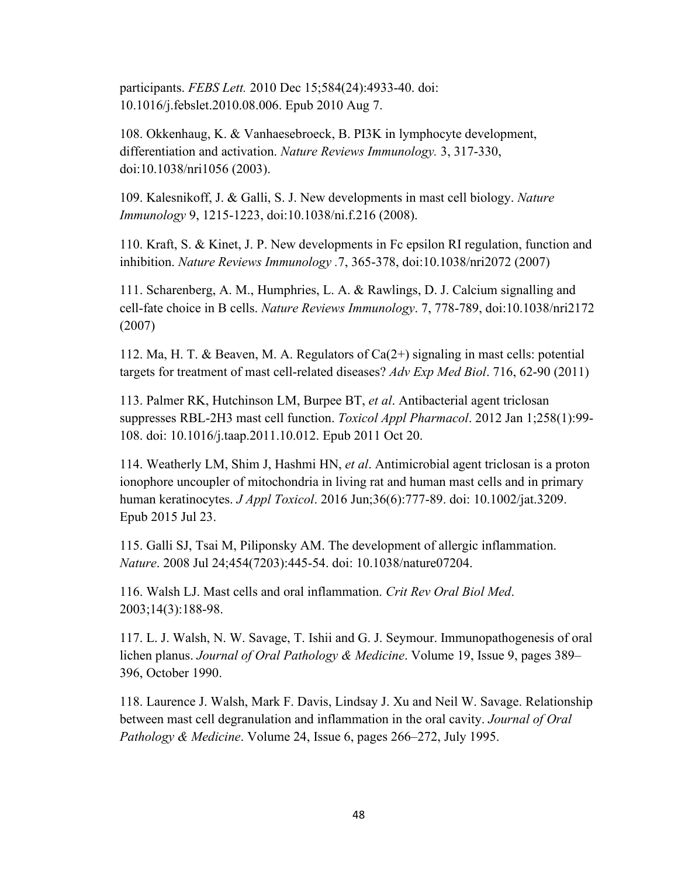participants. *FEBS Lett.* 2010 Dec 15;584(24):4933-40. doi: 10.1016/j.febslet.2010.08.006. Epub 2010 Aug 7.

108. Okkenhaug, K. & Vanhaesebroeck, B. PI3K in lymphocyte development, differentiation and activation. *Nature Reviews Immunology.* 3, 317-330, doi:10.1038/nri1056 (2003).

109. Kalesnikoff, J. & Galli, S. J. New developments in mast cell biology. *Nature Immunology* 9, 1215-1223, doi:10.1038/ni.f.216 (2008).

110. Kraft, S. & Kinet, J. P. New developments in Fc epsilon RI regulation, function and inhibition. *Nature Reviews Immunology* .7, 365-378, doi:10.1038/nri2072 (2007)

111. Scharenberg, A. M., Humphries, L. A. & Rawlings, D. J. Calcium signalling and cell-fate choice in B cells. *Nature Reviews Immunology*. 7, 778-789, doi:10.1038/nri2172 (2007)

112. Ma, H. T. & Beaven, M. A. Regulators of Ca(2+) signaling in mast cells: potential targets for treatment of mast cell-related diseases? *Adv Exp Med Biol*. 716, 62-90 (2011)

113. Palmer RK, Hutchinson LM, Burpee BT, *et al*. Antibacterial agent triclosan suppresses RBL-2H3 mast cell function. *Toxicol Appl Pharmacol*. 2012 Jan 1;258(1):99-108. doi: 10.1016/j.taap.2011.10.012. Epub 2011 Oct 20.

114. Weatherly LM, Shim J, Hashmi HN, *et al*. Antimicrobial agent triclosan is a proton ionophore uncoupler of mitochondria in living rat and human mast cells and in primary human keratinocytes. *J Appl Toxicol*. 2016 Jun;36(6):777-89. doi: 10.1002/jat.3209. Epub 2015 Jul 23.

115. Galli SJ, Tsai M, Piliponsky AM. The development of allergic inflammation. *Nature*. 2008 Jul 24;454(7203):445-54. doi: 10.1038/nature07204.

116. Walsh LJ. Mast cells and oral inflammation. *Crit Rev Oral Biol Med*. 2003;14(3):188-98.

117. L. J. Walsh, N. W. Savage, T. Ishii and G. J. Seymour. Immunopathogenesis of oral lichen planus. *Journal of Oral Pathology & Medicine*. Volume 19, Issue 9, pages 389–396, October 1990.

118. Laurence J. Walsh, Mark F. Davis, Lindsay J. Xu and Neil W. Savage. Relationship between mast cell degranulation and inflammation in the oral cavity. *Journal of Oral Pathology & Medicine*. Volume 24, Issue 6, pages 266–272, July 1995.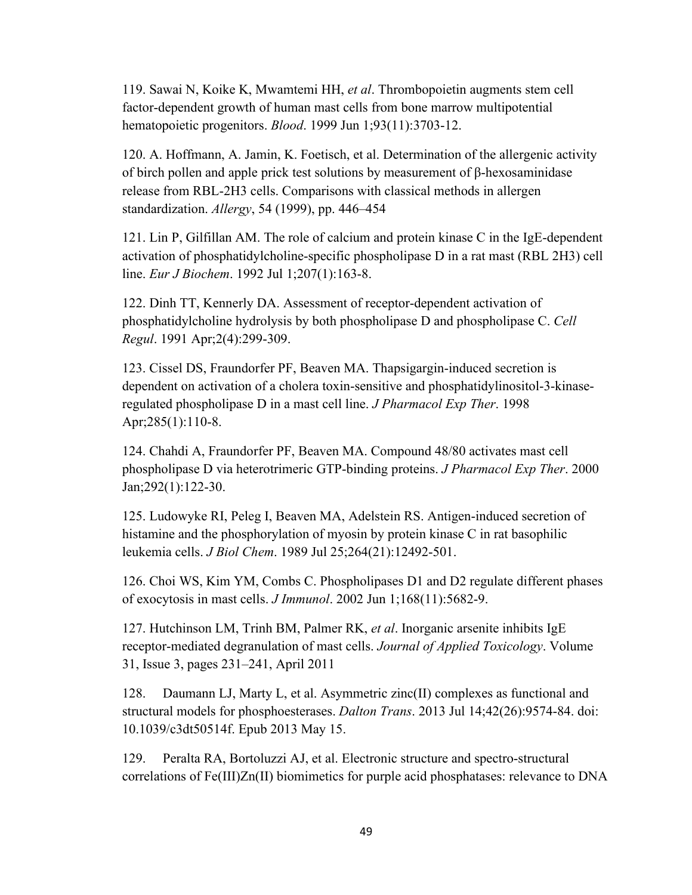119. Sawai N, Koike K, Mwamtemi HH, *et al*. Thrombopoietin augments stem cell factor-dependent growth of human mast cells from bone marrow multipotential hematopoietic progenitors. *Blood*. 1999 Jun 1;93(11):3703-12.

120. A. Hoffmann, A. Jamin, K. Foetisch, et al. Determination of the allergenic activity of birch pollen and apple prick test solutions by measurement of β-hexosaminidase release from RBL-2H3 cells. Comparisons with classical methods in allergen standardization. *Allergy*, 54 (1999), pp. 446–454

121. Lin P, Gilfillan AM. The role of calcium and protein kinase C in the IgE-dependent activation of phosphatidylcholine-specific phospholipase D in a rat mast (RBL 2H3) cell line. *Eur J Biochem*. 1992 Jul 1;207(1):163-8.

122. Dinh TT, Kennerly DA. Assessment of receptor-dependent activation of phosphatidylcholine hydrolysis by both phospholipase D and phospholipase C. *Cell Regul*. 1991 Apr;2(4):299-309.

123. Cissel DS, Fraundorfer PF, Beaven MA. Thapsigargin-induced secretion is dependent on activation of a cholera toxin-sensitive and phosphatidylinositol-3-kinase-regulated phospholipase D in a mast cell line. *J Pharmacol Exp Ther*. 1998 Apr;285(1):110-8.

124. Chahdi A, Fraundorfer PF, Beaven MA. Compound 48/80 activates mast cell phospholipase D via heterotrimeric GTP-binding proteins. *J Pharmacol Exp Ther*. 2000 Jan;292(1):122-30.

125. Ludowyke RI, Peleg I, Beaven MA, Adelstein RS. Antigen-induced secretion of histamine and the phosphorylation of myosin by protein kinase C in rat basophilic leukemia cells. *J Biol Chem*. 1989 Jul 25;264(21):12492-501.

126. Choi WS, Kim YM, Combs C. Phospholipases D1 and D2 regulate different phases of exocytosis in mast cells. *J Immunol*. 2002 Jun 1;168(11):5682-9.

127. Hutchinson LM, Trinh BM, Palmer RK, *et al*. Inorganic arsenite inhibits IgE receptor-mediated degranulation of mast cells. *Journal of Applied Toxicology*. Volume 31, Issue 3, pages 231–241, April 2011

128. Daumann LJ, Marty L, et al. Asymmetric zinc(II) complexes as functional and structural models for phosphoesterases. *Dalton Trans*. 2013 Jul 14;42(26):9574-84. doi: 10.1039/c3dt50514f. Epub 2013 May 15.

129. Peralta RA, Bortoluzzi AJ, et al. Electronic structure and spectro-structural correlations of Fe(III)Zn(II) biomimetics for purple acid phosphatases: relevance to DNA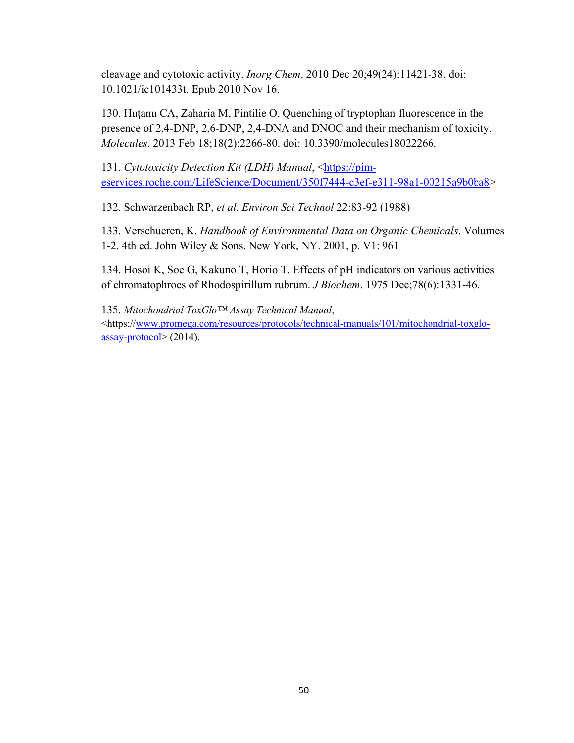cleavage and cytotoxic activity. *Inorg Chem*. 2010 Dec 20;49(24):11421-38. doi: 10.1021/ic101433t. Epub 2010 Nov 16.

130. Huţanu CA, Zaharia M, Pintilie O. Quenching of tryptophan fluorescence in the presence of 2,4-DNP, 2,6-DNP, 2,4-DNA and DNOC and their mechanism of toxicity. *Molecules*. 2013 Feb 18;18(2):2266-80. doi: 10.3390/molecules18022266.

131. *Cytotoxicity Detection Kit (LDH) Manual*, <https://pim-eservices.roche.com/LifeScience/Document/350f7444-c3ef-e311-98a1-00215a9b0ba8>

132. Schwarzenbach RP, *et al. Environ Sci Technol* 22:83-92 (1988)

133. Verschueren, K. *Handbook of Environmental Data on Organic Chemicals*. Volumes 1-2. 4th ed. John Wiley & Sons. New York, NY. 2001, p. V1: 961

134. Hosoi K, Soe G, Kakuno T, Horio T. Effects of pH indicators on various activities of chromatophroes of Rhodospirillum rubrum. *J Biochem*. 1975 Dec;78(6):1331-46.

135. *Mitochondrial ToxGlo™ Assay Technical Manual*, <https://www.promega.com/resources/protocols/technical-manuals/101/mitochondrial-toxglo-assay-protocol> (2014).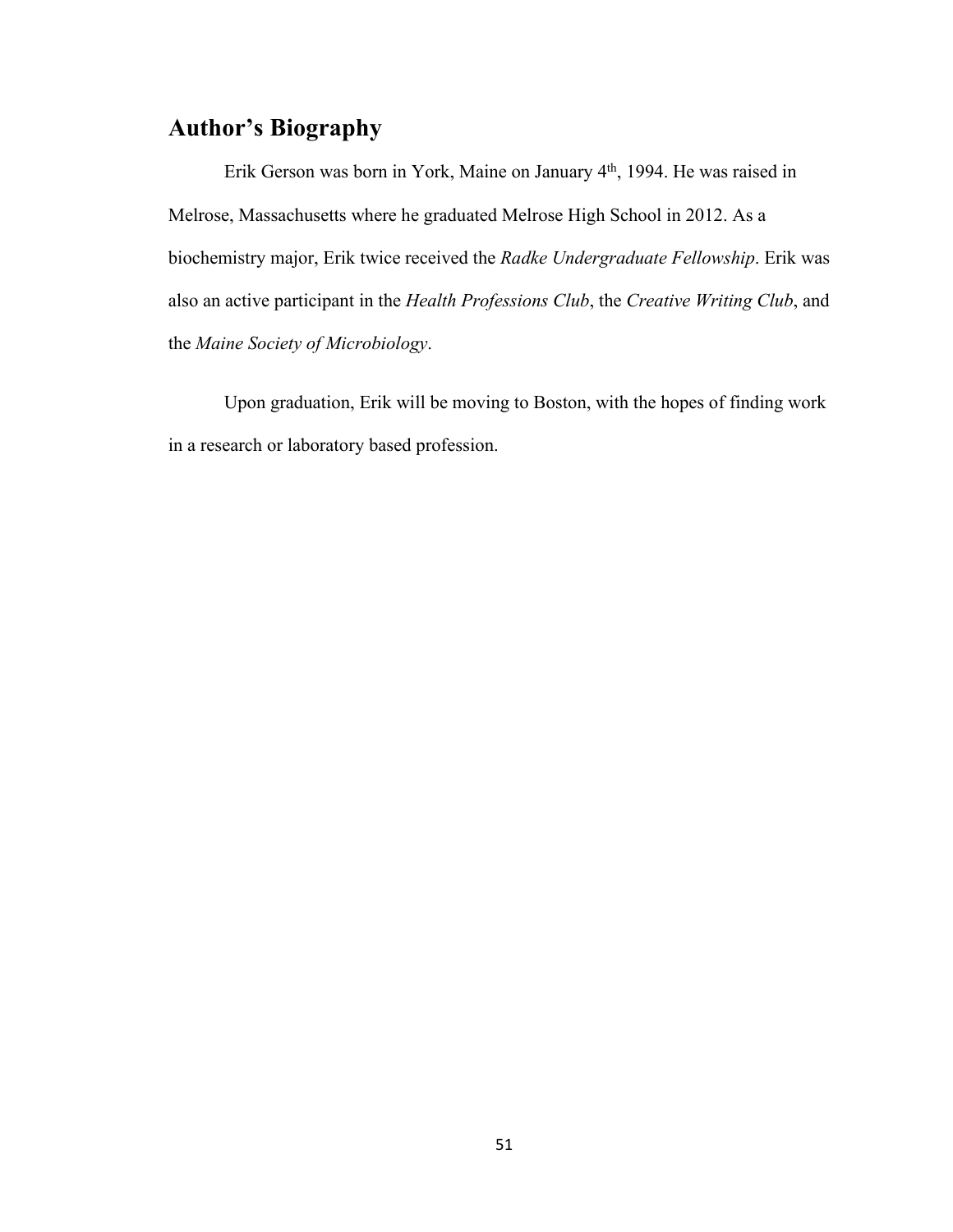## Author's Biography

Erik Gerson was born in York, Maine on January 4th, 1994. He was raised in Melrose, Massachusetts where he graduated Melrose High School in 2012. As a biochemistry major, Erik twice received the *Radke Undergraduate Fellowship*. Erik was also an active participant in the *Health Professions Club*, the *Creative Writing Club*, and the *Maine Society of Microbiology*.

Upon graduation, Erik will be moving to Boston, with the hopes of finding work in a research or laboratory based profession.